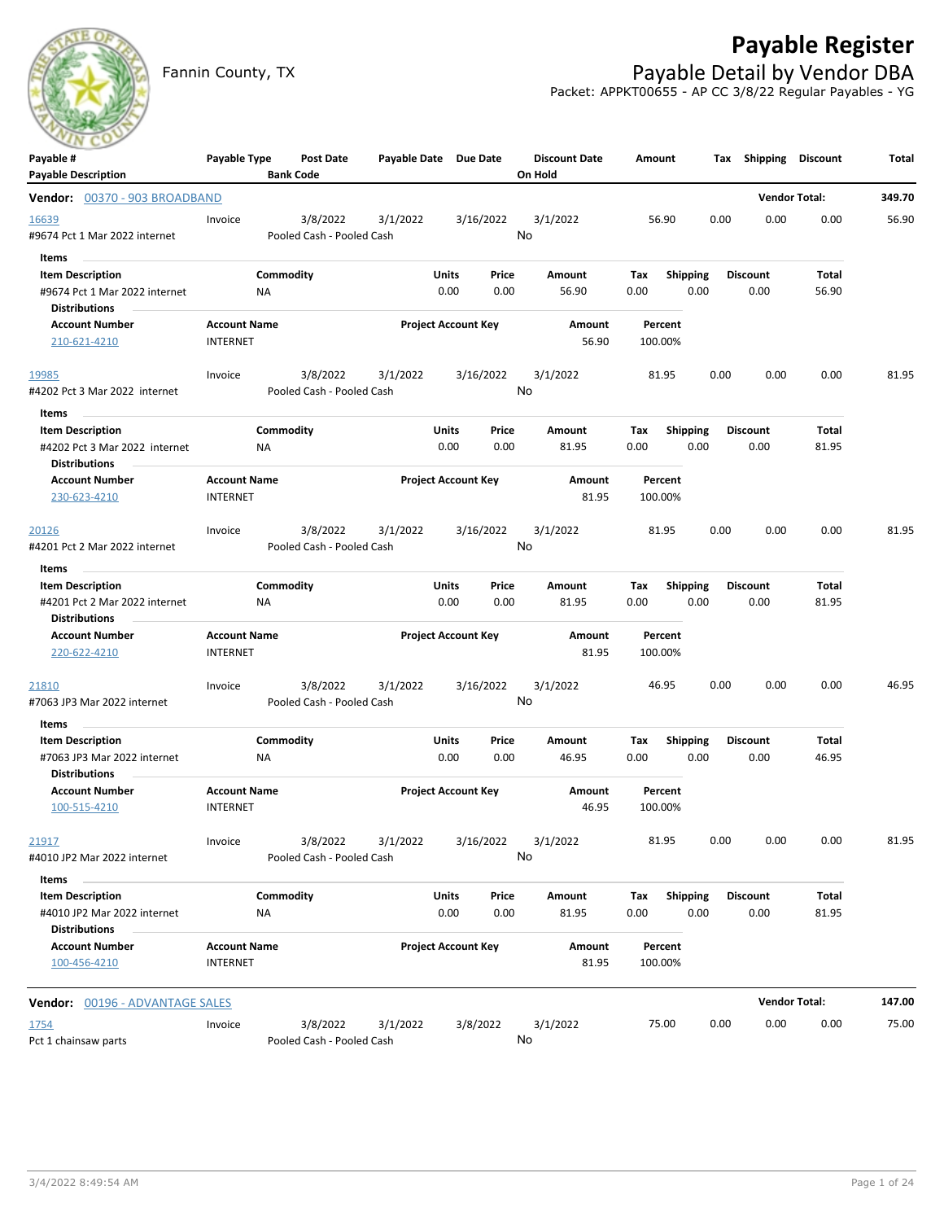# Payable Register

Fannin County, TX

## Payable Detail by Vendor DBA

Packet: APPKT00655 - AP CC 3/8/22 Regular Payables - YG

| Payable # / Payable Description | Payable Type | Post Date / Bank Code | Payable Date | Due Date | Discount Date / On Hold | Amount | Tax | Shipping | Discount | Total |
|---|---|---|---|---|---|---|---|---|---|---|

**Vendor: 00370 - 903 BROADBAND** — Vendor Total: **349.70**

| Payable # | Payable Type | Post Date | Payable Date | Due Date | Discount Date | Amount | Tax | Shipping | Discount | Total |
|---|---|---|---|---|---|---|---|---|---|---|
| 16639 | Invoice | 3/8/2022 | 3/1/2022 | 3/16/2022 | 3/1/2022 | 56.90 | 0.00 | 0.00 | 0.00 | 56.90 |
| #9674 Pct 1 Mar 2022 internet | | Pooled Cash - Pooled Cash | | | No | | | | | |

Items

| Item Description | Commodity | Units | Price | Amount | Tax | Shipping | Discount | Total |
|---|---|---|---|---|---|---|---|---|
| #9674 Pct 1 Mar 2022 internet | NA | 0.00 | 0.00 | 56.90 | 0.00 | 0.00 | 0.00 | 56.90 |

Distributions

| Account Number | Account Name | Project Account Key | Amount | Percent |
|---|---|---|---|---|
| 210-621-4210 | INTERNET | | 56.90 | 100.00% |

| Payable # | Payable Type | Post Date | Payable Date | Due Date | Discount Date | Amount | Tax | Shipping | Discount | Total |
|---|---|---|---|---|---|---|---|---|---|---|
| 19985 | Invoice | 3/8/2022 | 3/1/2022 | 3/16/2022 | 3/1/2022 | 81.95 | 0.00 | 0.00 | 0.00 | 81.95 |
| #4202 Pct 3 Mar 2022 internet | | Pooled Cash - Pooled Cash | | | No | | | | | |

Items

| Item Description | Commodity | Units | Price | Amount | Tax | Shipping | Discount | Total |
|---|---|---|---|---|---|---|---|---|
| #4202 Pct 3 Mar 2022 internet | NA | 0.00 | 0.00 | 81.95 | 0.00 | 0.00 | 0.00 | 81.95 |

Distributions

| Account Number | Account Name | Project Account Key | Amount | Percent |
|---|---|---|---|---|
| 230-623-4210 | INTERNET | | 81.95 | 100.00% |

| Payable # | Payable Type | Post Date | Payable Date | Due Date | Discount Date | Amount | Tax | Shipping | Discount | Total |
|---|---|---|---|---|---|---|---|---|---|---|
| 20126 | Invoice | 3/8/2022 | 3/1/2022 | 3/16/2022 | 3/1/2022 | 81.95 | 0.00 | 0.00 | 0.00 | 81.95 |
| #4201 Pct 2 Mar 2022 internet | | Pooled Cash - Pooled Cash | | | No | | | | | |

Items

| Item Description | Commodity | Units | Price | Amount | Tax | Shipping | Discount | Total |
|---|---|---|---|---|---|---|---|---|
| #4201 Pct 2 Mar 2022 internet | NA | 0.00 | 0.00 | 81.95 | 0.00 | 0.00 | 0.00 | 81.95 |

Distributions

| Account Number | Account Name | Project Account Key | Amount | Percent |
|---|---|---|---|---|
| 220-622-4210 | INTERNET | | 81.95 | 100.00% |

| Payable # | Payable Type | Post Date | Payable Date | Due Date | Discount Date | Amount | Tax | Shipping | Discount | Total |
|---|---|---|---|---|---|---|---|---|---|---|
| 21810 | Invoice | 3/8/2022 | 3/1/2022 | 3/16/2022 | 3/1/2022 | 46.95 | 0.00 | 0.00 | 0.00 | 46.95 |
| #7063 JP3 Mar 2022 internet | | Pooled Cash - Pooled Cash | | | No | | | | | |

Items

| Item Description | Commodity | Units | Price | Amount | Tax | Shipping | Discount | Total |
|---|---|---|---|---|---|---|---|---|
| #7063 JP3 Mar 2022 internet | NA | 0.00 | 0.00 | 46.95 | 0.00 | 0.00 | 0.00 | 46.95 |

Distributions

| Account Number | Account Name | Project Account Key | Amount | Percent |
|---|---|---|---|---|
| 100-515-4210 | INTERNET | | 46.95 | 100.00% |

| Payable # | Payable Type | Post Date | Payable Date | Due Date | Discount Date | Amount | Tax | Shipping | Discount | Total |
|---|---|---|---|---|---|---|---|---|---|---|
| 21917 | Invoice | 3/8/2022 | 3/1/2022 | 3/16/2022 | 3/1/2022 | 81.95 | 0.00 | 0.00 | 0.00 | 81.95 |
| #4010 JP2 Mar 2022 internet | | Pooled Cash - Pooled Cash | | | No | | | | | |

Items

| Item Description | Commodity | Units | Price | Amount | Tax | Shipping | Discount | Total |
|---|---|---|---|---|---|---|---|---|
| #4010 JP2 Mar 2022 internet | NA | 0.00 | 0.00 | 81.95 | 0.00 | 0.00 | 0.00 | 81.95 |

Distributions

| Account Number | Account Name | Project Account Key | Amount | Percent |
|---|---|---|---|---|
| 100-456-4210 | INTERNET | | 81.95 | 100.00% |

**Vendor: 00196 - ADVANTAGE SALES** — Vendor Total: **147.00**

| Payable # | Payable Type | Post Date | Payable Date | Due Date | Discount Date | Amount | Tax | Shipping | Discount | Total |
|---|---|---|---|---|---|---|---|---|---|---|
| 1754 | Invoice | 3/8/2022 | 3/1/2022 | 3/8/2022 | 3/1/2022 | 75.00 | 0.00 | 0.00 | 0.00 | 75.00 |
| Pct 1 chainsaw parts | | Pooled Cash - Pooled Cash | | | No | | | | | |

3/4/2022 8:49:54 AM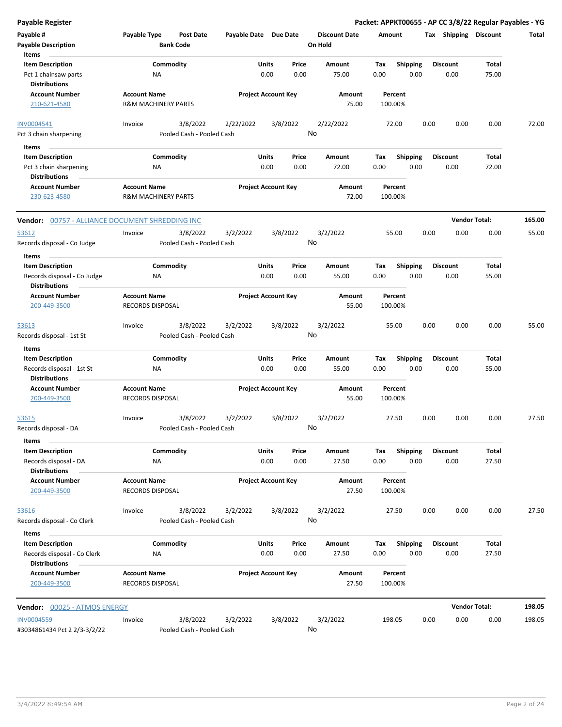**Payable Register** — Packet: APPKT00655 - AP CC 3/8/22 Regular Payables - YG

| Payable # / Payable Description | Payable Type | Post Date / Bank Code | Payable Date | Due Date | Discount Date / On Hold | Amount | Tax | Shipping | Discount | Total |
|---|---|---|---|---|---|---|---|---|---|---|

**Items**

| Item Description | Commodity | Units | Price | Amount | Tax | Shipping | Discount | Total |
|---|---|---|---|---|---|---|---|---|
| Pct 1 chainsaw parts | NA | 0.00 | 0.00 | 75.00 | 0.00 | 0.00 | 0.00 | 75.00 |

**Distributions**

| Account Number | Account Name | Project Account Key | Amount | Percent |
|---|---|---|---|---|
| 210-621-4580 | R&M MACHINERY PARTS | | 75.00 | 100.00% |

| Payable # | Payable Type | Post Date | Payable Date | Due Date | Discount Date | Amount | Tax | Shipping | Discount | Total |
|---|---|---|---|---|---|---|---|---|---|---|
| INV0004541 | Invoice | 3/8/2022 | 2/22/2022 | 3/8/2022 | 2/22/2022 | 72.00 | 0.00 | 0.00 | 0.00 | 72.00 |
| Pct 3 chain sharpening | | Pooled Cash - Pooled Cash | | | No | | | | | |

**Items**

| Item Description | Commodity | Units | Price | Amount | Tax | Shipping | Discount | Total |
|---|---|---|---|---|---|---|---|---|
| Pct 3 chain sharpening | NA | 0.00 | 0.00 | 72.00 | 0.00 | 0.00 | 0.00 | 72.00 |

**Distributions**

| Account Number | Account Name | Project Account Key | Amount | Percent |
|---|---|---|---|---|
| 230-623-4580 | R&M MACHINERY PARTS | | 72.00 | 100.00% |

**Vendor: 00757 - ALLIANCE DOCUMENT SHREDDING INC** — Vendor Total: **165.00**

| Payable # | Payable Type | Post Date | Payable Date | Due Date | Discount Date | Amount | Tax | Shipping | Discount | Total |
|---|---|---|---|---|---|---|---|---|---|---|
| 53612 | Invoice | 3/8/2022 | 3/2/2022 | 3/8/2022 | 3/2/2022 | 55.00 | 0.00 | 0.00 | 0.00 | 55.00 |
| Records disposal - Co Judge | | Pooled Cash - Pooled Cash | | | No | | | | | |

**Items**

| Item Description | Commodity | Units | Price | Amount | Tax | Shipping | Discount | Total |
|---|---|---|---|---|---|---|---|---|
| Records disposal - Co Judge | NA | 0.00 | 0.00 | 55.00 | 0.00 | 0.00 | 0.00 | 55.00 |

**Distributions**

| Account Number | Account Name | Project Account Key | Amount | Percent |
|---|---|---|---|---|
| 200-449-3500 | RECORDS DISPOSAL | | 55.00 | 100.00% |

| Payable # | Payable Type | Post Date | Payable Date | Due Date | Discount Date | Amount | Tax | Shipping | Discount | Total |
|---|---|---|---|---|---|---|---|---|---|---|
| 53613 | Invoice | 3/8/2022 | 3/2/2022 | 3/8/2022 | 3/2/2022 | 55.00 | 0.00 | 0.00 | 0.00 | 55.00 |
| Records disposal - 1st St | | Pooled Cash - Pooled Cash | | | No | | | | | |

**Items**

| Item Description | Commodity | Units | Price | Amount | Tax | Shipping | Discount | Total |
|---|---|---|---|---|---|---|---|---|
| Records disposal - 1st St | NA | 0.00 | 0.00 | 55.00 | 0.00 | 0.00 | 0.00 | 55.00 |

**Distributions**

| Account Number | Account Name | Project Account Key | Amount | Percent |
|---|---|---|---|---|
| 200-449-3500 | RECORDS DISPOSAL | | 55.00 | 100.00% |

| Payable # | Payable Type | Post Date | Payable Date | Due Date | Discount Date | Amount | Tax | Shipping | Discount | Total |
|---|---|---|---|---|---|---|---|---|---|---|
| 53615 | Invoice | 3/8/2022 | 3/2/2022 | 3/8/2022 | 3/2/2022 | 27.50 | 0.00 | 0.00 | 0.00 | 27.50 |
| Records disposal - DA | | Pooled Cash - Pooled Cash | | | No | | | | | |

**Items**

| Item Description | Commodity | Units | Price | Amount | Tax | Shipping | Discount | Total |
|---|---|---|---|---|---|---|---|---|
| Records disposal - DA | NA | 0.00 | 0.00 | 27.50 | 0.00 | 0.00 | 0.00 | 27.50 |

**Distributions**

| Account Number | Account Name | Project Account Key | Amount | Percent |
|---|---|---|---|---|
| 200-449-3500 | RECORDS DISPOSAL | | 27.50 | 100.00% |

| Payable # | Payable Type | Post Date | Payable Date | Due Date | Discount Date | Amount | Tax | Shipping | Discount | Total |
|---|---|---|---|---|---|---|---|---|---|---|
| 53616 | Invoice | 3/8/2022 | 3/2/2022 | 3/8/2022 | 3/2/2022 | 27.50 | 0.00 | 0.00 | 0.00 | 27.50 |
| Records disposal - Co Clerk | | Pooled Cash - Pooled Cash | | | No | | | | | |

**Items**

| Item Description | Commodity | Units | Price | Amount | Tax | Shipping | Discount | Total |
|---|---|---|---|---|---|---|---|---|
| Records disposal - Co Clerk | NA | 0.00 | 0.00 | 27.50 | 0.00 | 0.00 | 0.00 | 27.50 |

**Distributions**

| Account Number | Account Name | Project Account Key | Amount | Percent |
|---|---|---|---|---|
| 200-449-3500 | RECORDS DISPOSAL | | 27.50 | 100.00% |

**Vendor: 00025 - ATMOS ENERGY** — Vendor Total: **198.05**

| Payable # | Payable Type | Post Date | Payable Date | Due Date | Discount Date | Amount | Tax | Shipping | Discount | Total |
|---|---|---|---|---|---|---|---|---|---|---|
| INV0004559 | Invoice | 3/8/2022 | 3/2/2022 | 3/8/2022 | 3/2/2022 | 198.05 | 0.00 | 0.00 | 0.00 | 198.05 |
| #3034861434 Pct 2 2/3-3/2/22 | | Pooled Cash - Pooled Cash | | | No | | | | | |

3/4/2022 8:49:54 AM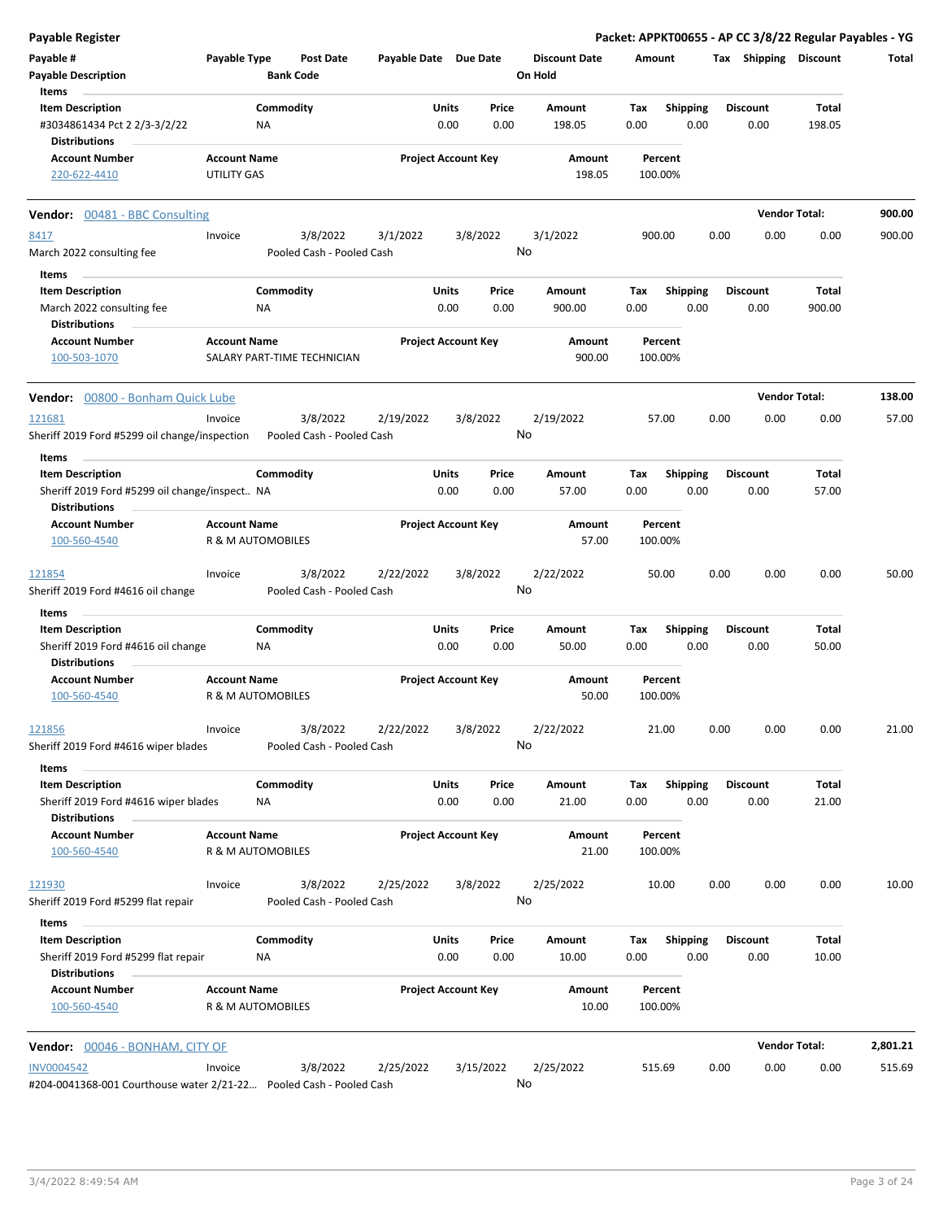**Payable Register** — **Packet: APPKT00655 - AP CC 3/8/22 Regular Payables - YG**

| Payable # | Payable Type | Post Date | Payable Date | Due Date | Discount Date | Amount | Tax | Shipping | Discount | Total |
|---|---|---|---|---|---|---|---|---|---|---|
| Payable Description | | Bank Code | | | On Hold | | | | | |

**Items**

| Item Description | Commodity | Units | Price | Amount | Tax | Shipping | Discount | Total |
|---|---|---|---|---|---|---|---|---|
| #3034861434 Pct 2 2/3-3/2/22 | NA | 0.00 | 0.00 | 198.05 | 0.00 | 0.00 | 0.00 | 198.05 |

**Distributions**

| Account Number | Account Name | Project Account Key | Amount | Percent |
|---|---|---|---|---|
| 220-622-4410 | UTILITY GAS | | 198.05 | 100.00% |

---

**Vendor: 00481 - BBC Consulting** — **Vendor Total: 900.00**

| Payable # | Payable Type | Post Date | Payable Date | Due Date | Discount Date | Amount | Tax | Shipping | Discount | Total |
|---|---|---|---|---|---|---|---|---|---|---|
| 8417 | Invoice | 3/8/2022 | 3/1/2022 | 3/8/2022 | 3/1/2022 | 900.00 | 0.00 | 0.00 | 0.00 | 900.00 |
| March 2022 consulting fee | | Pooled Cash - Pooled Cash | | | No | | | | | |

**Items**

| Item Description | Commodity | Units | Price | Amount | Tax | Shipping | Discount | Total |
|---|---|---|---|---|---|---|---|---|
| March 2022 consulting fee | NA | 0.00 | 0.00 | 900.00 | 0.00 | 0.00 | 0.00 | 900.00 |

**Distributions**

| Account Number | Account Name | Project Account Key | Amount | Percent |
|---|---|---|---|---|
| 100-503-1070 | SALARY PART-TIME TECHNICIAN | | 900.00 | 100.00% |

---

**Vendor: 00800 - Bonham Quick Lube** — **Vendor Total: 138.00**

| Payable # | Payable Type | Post Date | Payable Date | Due Date | Discount Date | Amount | Tax | Shipping | Discount | Total |
|---|---|---|---|---|---|---|---|---|---|---|
| 121681 | Invoice | 3/8/2022 | 2/19/2022 | 3/8/2022 | 2/19/2022 | 57.00 | 0.00 | 0.00 | 0.00 | 57.00 |
| Sheriff 2019 Ford #5299 oil change/inspection | | Pooled Cash - Pooled Cash | | | No | | | | | |

**Items**

| Item Description | Commodity | Units | Price | Amount | Tax | Shipping | Discount | Total |
|---|---|---|---|---|---|---|---|---|
| Sheriff 2019 Ford #5299 oil change/inspect.. | NA | 0.00 | 0.00 | 57.00 | 0.00 | 0.00 | 0.00 | 57.00 |

**Distributions**

| Account Number | Account Name | Project Account Key | Amount | Percent |
|---|---|---|---|---|
| 100-560-4540 | R & M AUTOMOBILES | | 57.00 | 100.00% |

| Payable # | Payable Type | Post Date | Payable Date | Due Date | Discount Date | Amount | Tax | Shipping | Discount | Total |
|---|---|---|---|---|---|---|---|---|---|---|
| 121854 | Invoice | 3/8/2022 | 2/22/2022 | 3/8/2022 | 2/22/2022 | 50.00 | 0.00 | 0.00 | 0.00 | 50.00 |
| Sheriff 2019 Ford #4616 oil change | | Pooled Cash - Pooled Cash | | | No | | | | | |

**Items**

| Item Description | Commodity | Units | Price | Amount | Tax | Shipping | Discount | Total |
|---|---|---|---|---|---|---|---|---|
| Sheriff 2019 Ford #4616 oil change | NA | 0.00 | 0.00 | 50.00 | 0.00 | 0.00 | 0.00 | 50.00 |

**Distributions**

| Account Number | Account Name | Project Account Key | Amount | Percent |
|---|---|---|---|---|
| 100-560-4540 | R & M AUTOMOBILES | | 50.00 | 100.00% |

| Payable # | Payable Type | Post Date | Payable Date | Due Date | Discount Date | Amount | Tax | Shipping | Discount | Total |
|---|---|---|---|---|---|---|---|---|---|---|
| 121856 | Invoice | 3/8/2022 | 2/22/2022 | 3/8/2022 | 2/22/2022 | 21.00 | 0.00 | 0.00 | 0.00 | 21.00 |
| Sheriff 2019 Ford #4616 wiper blades | | Pooled Cash - Pooled Cash | | | No | | | | | |

**Items**

| Item Description | Commodity | Units | Price | Amount | Tax | Shipping | Discount | Total |
|---|---|---|---|---|---|---|---|---|
| Sheriff 2019 Ford #4616 wiper blades | NA | 0.00 | 0.00 | 21.00 | 0.00 | 0.00 | 0.00 | 21.00 |

**Distributions**

| Account Number | Account Name | Project Account Key | Amount | Percent |
|---|---|---|---|---|
| 100-560-4540 | R & M AUTOMOBILES | | 21.00 | 100.00% |

| Payable # | Payable Type | Post Date | Payable Date | Due Date | Discount Date | Amount | Tax | Shipping | Discount | Total |
|---|---|---|---|---|---|---|---|---|---|---|
| 121930 | Invoice | 3/8/2022 | 2/25/2022 | 3/8/2022 | 2/25/2022 | 10.00 | 0.00 | 0.00 | 0.00 | 10.00 |
| Sheriff 2019 Ford #5299 flat repair | | Pooled Cash - Pooled Cash | | | No | | | | | |

**Items**

| Item Description | Commodity | Units | Price | Amount | Tax | Shipping | Discount | Total |
|---|---|---|---|---|---|---|---|---|
| Sheriff 2019 Ford #5299 flat repair | NA | 0.00 | 0.00 | 10.00 | 0.00 | 0.00 | 0.00 | 10.00 |

**Distributions**

| Account Number | Account Name | Project Account Key | Amount | Percent |
|---|---|---|---|---|
| 100-560-4540 | R & M AUTOMOBILES | | 10.00 | 100.00% |

---

**Vendor: 00046 - BONHAM, CITY OF** — **Vendor Total: 2,801.21**

| Payable # | Payable Type | Post Date | Payable Date | Due Date | Discount Date | Amount | Tax | Shipping | Discount | Total |
|---|---|---|---|---|---|---|---|---|---|---|
| INV0004542 | Invoice | 3/8/2022 | 2/25/2022 | 3/15/2022 | 2/25/2022 | 515.69 | 0.00 | 0.00 | 0.00 | 515.69 |
| #204-0041368-001 Courthouse water 2/21-22... | | Pooled Cash - Pooled Cash | | | No | | | | | |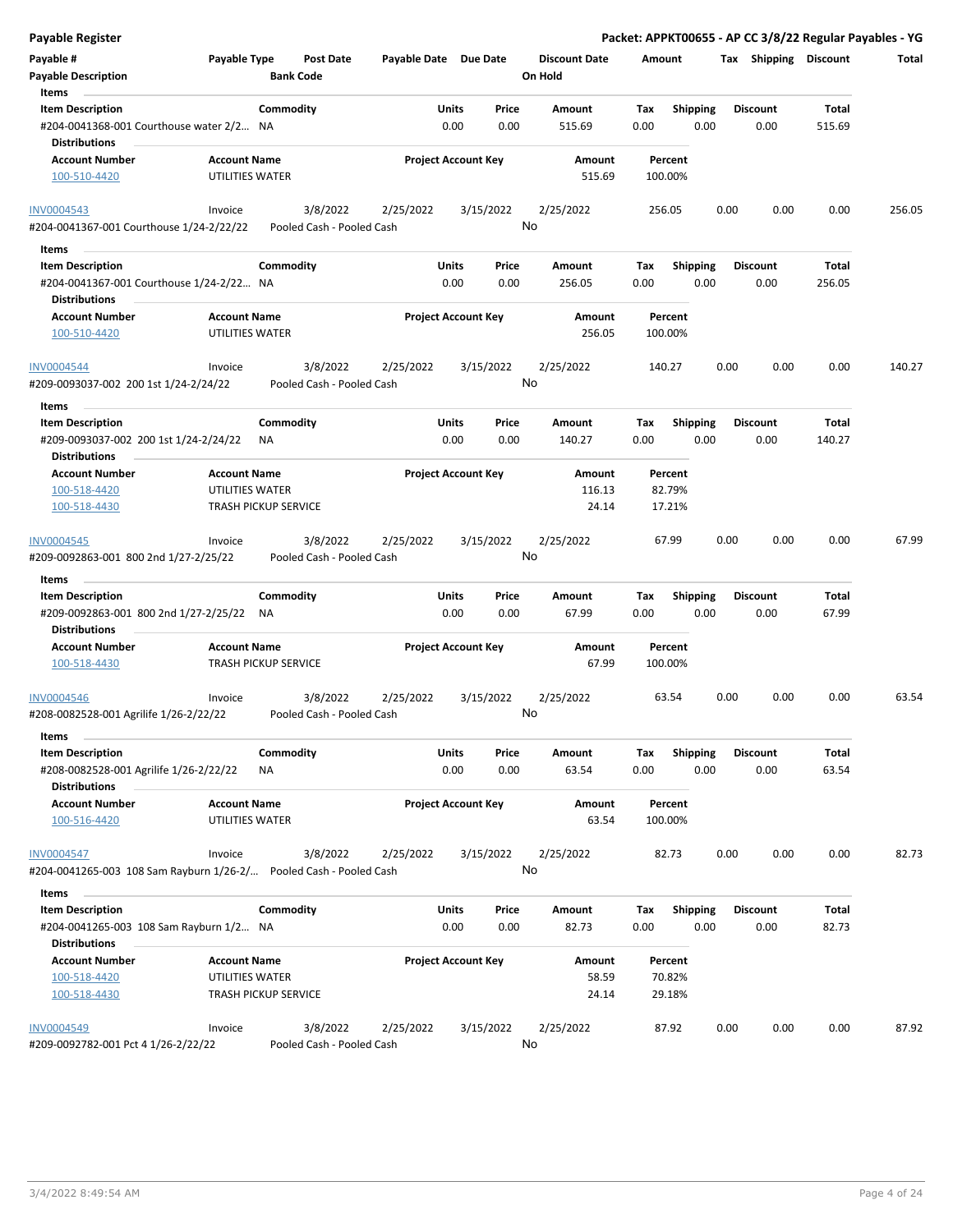## Payable Register

**Packet: APPKT00655 - AP CC 3/8/22 Regular Payables - YG**

| Payable # | Payable Type | Post Date | Payable Date | Due Date | Discount Date | Amount | Tax | Shipping | Discount | Total |
|---|---|---|---|---|---|---|---|---|---|---|
| **Payable Description** | | **Bank Code** | | | **On Hold** | | | | | |

**Items**

| Item Description | Commodity | Units | Price | Amount | Tax | Shipping | Discount | Total |
|---|---|---|---|---|---|---|---|---|
| #204-0041368-001 Courthouse water 2/2... | NA | 0.00 | 0.00 | 515.69 | 0.00 | 0.00 | 0.00 | 515.69 |

**Distributions**

| Account Number | Account Name | Project Account Key | Amount | Percent |
|---|---|---|---|---|
| 100-510-4420 | UTILITIES WATER | | 515.69 | 100.00% |

---

| Payable # | Payable Type | Post Date | Payable Date | Due Date | Discount Date | Amount | Tax | Shipping | Discount | Total |
|---|---|---|---|---|---|---|---|---|---|---|
| INV0004543 | Invoice | 3/8/2022 | 2/25/2022 | 3/15/2022 | 2/25/2022 | 256.05 | 0.00 | 0.00 | 0.00 | 256.05 |
| #204-0041367-001 Courthouse 1/24-2/22/22 | | Pooled Cash - Pooled Cash | | | No | | | | | |

**Items**

| Item Description | Commodity | Units | Price | Amount | Tax | Shipping | Discount | Total |
|---|---|---|---|---|---|---|---|---|
| #204-0041367-001 Courthouse 1/24-2/22... | NA | 0.00 | 0.00 | 256.05 | 0.00 | 0.00 | 0.00 | 256.05 |

**Distributions**

| Account Number | Account Name | Project Account Key | Amount | Percent |
|---|---|---|---|---|
| 100-510-4420 | UTILITIES WATER | | 256.05 | 100.00% |

---

| Payable # | Payable Type | Post Date | Payable Date | Due Date | Discount Date | Amount | Tax | Shipping | Discount | Total |
|---|---|---|---|---|---|---|---|---|---|---|
| INV0004544 | Invoice | 3/8/2022 | 2/25/2022 | 3/15/2022 | 2/25/2022 | 140.27 | 0.00 | 0.00 | 0.00 | 140.27 |
| #209-0093037-002 200 1st 1/24-2/24/22 | | Pooled Cash - Pooled Cash | | | No | | | | | |

**Items**

| Item Description | Commodity | Units | Price | Amount | Tax | Shipping | Discount | Total |
|---|---|---|---|---|---|---|---|---|
| #209-0093037-002 200 1st 1/24-2/24/22 | NA | 0.00 | 0.00 | 140.27 | 0.00 | 0.00 | 0.00 | 140.27 |

**Distributions**

| Account Number | Account Name | Project Account Key | Amount | Percent |
|---|---|---|---|---|
| 100-518-4420 | UTILITIES WATER | | 116.13 | 82.79% |
| 100-518-4430 | TRASH PICKUP SERVICE | | 24.14 | 17.21% |

---

| Payable # | Payable Type | Post Date | Payable Date | Due Date | Discount Date | Amount | Tax | Shipping | Discount | Total |
|---|---|---|---|---|---|---|---|---|---|---|
| INV0004545 | Invoice | 3/8/2022 | 2/25/2022 | 3/15/2022 | 2/25/2022 | 67.99 | 0.00 | 0.00 | 0.00 | 67.99 |
| #209-0092863-001 800 2nd 1/27-2/25/22 | | Pooled Cash - Pooled Cash | | | No | | | | | |

**Items**

| Item Description | Commodity | Units | Price | Amount | Tax | Shipping | Discount | Total |
|---|---|---|---|---|---|---|---|---|
| #209-0092863-001 800 2nd 1/27-2/25/22 | NA | 0.00 | 0.00 | 67.99 | 0.00 | 0.00 | 0.00 | 67.99 |

**Distributions**

| Account Number | Account Name | Project Account Key | Amount | Percent |
|---|---|---|---|---|
| 100-518-4430 | TRASH PICKUP SERVICE | | 67.99 | 100.00% |

---

| Payable # | Payable Type | Post Date | Payable Date | Due Date | Discount Date | Amount | Tax | Shipping | Discount | Total |
|---|---|---|---|---|---|---|---|---|---|---|
| INV0004546 | Invoice | 3/8/2022 | 2/25/2022 | 3/15/2022 | 2/25/2022 | 63.54 | 0.00 | 0.00 | 0.00 | 63.54 |
| #208-0082528-001 Agrilife 1/26-2/22/22 | | Pooled Cash - Pooled Cash | | | No | | | | | |

**Items**

| Item Description | Commodity | Units | Price | Amount | Tax | Shipping | Discount | Total |
|---|---|---|---|---|---|---|---|---|
| #208-0082528-001 Agrilife 1/26-2/22/22 | NA | 0.00 | 0.00 | 63.54 | 0.00 | 0.00 | 0.00 | 63.54 |

**Distributions**

| Account Number | Account Name | Project Account Key | Amount | Percent |
|---|---|---|---|---|
| 100-516-4420 | UTILITIES WATER | | 63.54 | 100.00% |

---

| Payable # | Payable Type | Post Date | Payable Date | Due Date | Discount Date | Amount | Tax | Shipping | Discount | Total |
|---|---|---|---|---|---|---|---|---|---|---|
| INV0004547 | Invoice | 3/8/2022 | 2/25/2022 | 3/15/2022 | 2/25/2022 | 82.73 | 0.00 | 0.00 | 0.00 | 82.73 |
| #204-0041265-003 108 Sam Rayburn 1/26-2/... | | Pooled Cash - Pooled Cash | | | No | | | | | |

**Items**

| Item Description | Commodity | Units | Price | Amount | Tax | Shipping | Discount | Total |
|---|---|---|---|---|---|---|---|---|
| #204-0041265-003 108 Sam Rayburn 1/2... | NA | 0.00 | 0.00 | 82.73 | 0.00 | 0.00 | 0.00 | 82.73 |

**Distributions**

| Account Number | Account Name | Project Account Key | Amount | Percent |
|---|---|---|---|---|
| 100-518-4420 | UTILITIES WATER | | 58.59 | 70.82% |
| 100-518-4430 | TRASH PICKUP SERVICE | | 24.14 | 29.18% |

---

| Payable # | Payable Type | Post Date | Payable Date | Due Date | Discount Date | Amount | Tax | Shipping | Discount | Total |
|---|---|---|---|---|---|---|---|---|---|---|
| INV0004549 | Invoice | 3/8/2022 | 2/25/2022 | 3/15/2022 | 2/25/2022 | 87.92 | 0.00 | 0.00 | 0.00 | 87.92 |
| #209-0092782-001 Pct 4 1/26-2/22/22 | | Pooled Cash - Pooled Cash | | | No | | | | | |

3/4/2022 8:49:54 AM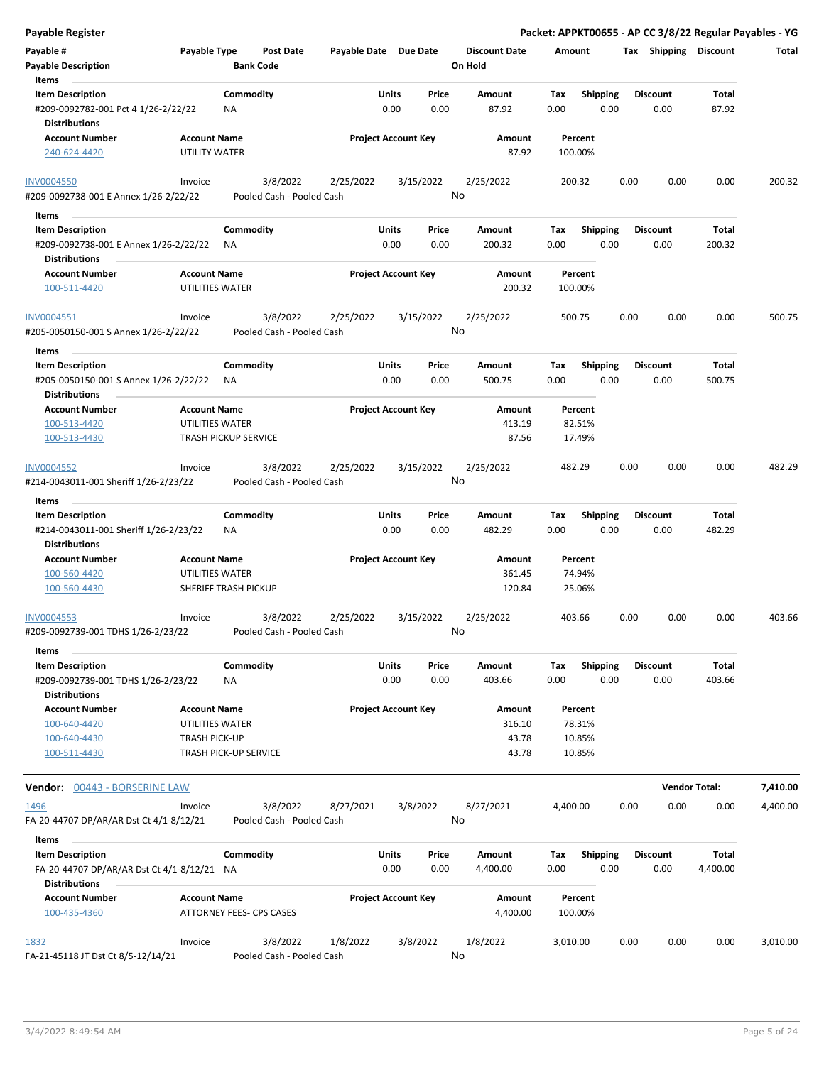**Payable Register** | **Packet: APPKT00655 - AP CC 3/8/22 Regular Payables - YG**

| Payable # | Payable Type | Post Date | Payable Date | Due Date | Discount Date | Amount | Tax | Shipping | Discount | Total |
|---|---|---|---|---|---|---|---|---|---|---|
| Payable Description | | Bank Code | | | On Hold | | | | | |

**Items**

| Item Description | Commodity | Units | Price | Amount | Tax | Shipping | Discount | Total |
|---|---|---|---|---|---|---|---|---|
| #209-0092782-001 Pct 4 1/26-2/22/22 | NA | 0.00 | 0.00 | 87.92 | 0.00 | 0.00 | 0.00 | 87.92 |

**Distributions**

| Account Number | Account Name | Project Account Key | Amount | Percent |
|---|---|---|---|---|
| 240-624-4420 | UTILITY WATER | | 87.92 | 100.00% |

| Payable # | Payable Type | Post Date | Payable Date | Due Date | Discount Date | Amount | Tax | Shipping | Discount | Total |
|---|---|---|---|---|---|---|---|---|---|---|
| INV0004550 | Invoice | 3/8/2022 | 2/25/2022 | 3/15/2022 | 2/25/2022 | 200.32 | 0.00 | 0.00 | 0.00 | 200.32 |
| #209-0092738-001 E Annex 1/26-2/22/22 | | Pooled Cash - Pooled Cash | | | No | | | | | |

**Items**

| Item Description | Commodity | Units | Price | Amount | Tax | Shipping | Discount | Total |
|---|---|---|---|---|---|---|---|---|
| #209-0092738-001 E Annex 1/26-2/22/22 | NA | 0.00 | 0.00 | 200.32 | 0.00 | 0.00 | 0.00 | 200.32 |

**Distributions**

| Account Number | Account Name | Project Account Key | Amount | Percent |
|---|---|---|---|---|
| 100-511-4420 | UTILITIES WATER | | 200.32 | 100.00% |

| Payable # | Payable Type | Post Date | Payable Date | Due Date | Discount Date | Amount | Tax | Shipping | Discount | Total |
|---|---|---|---|---|---|---|---|---|---|---|
| INV0004551 | Invoice | 3/8/2022 | 2/25/2022 | 3/15/2022 | 2/25/2022 | 500.75 | 0.00 | 0.00 | 0.00 | 500.75 |
| #205-0050150-001 S Annex 1/26-2/22/22 | | Pooled Cash - Pooled Cash | | | No | | | | | |

**Items**

| Item Description | Commodity | Units | Price | Amount | Tax | Shipping | Discount | Total |
|---|---|---|---|---|---|---|---|---|
| #205-0050150-001 S Annex 1/26-2/22/22 | NA | 0.00 | 0.00 | 500.75 | 0.00 | 0.00 | 0.00 | 500.75 |

**Distributions**

| Account Number | Account Name | Project Account Key | Amount | Percent |
|---|---|---|---|---|
| 100-513-4420 | UTILITIES WATER | | 413.19 | 82.51% |
| 100-513-4430 | TRASH PICKUP SERVICE | | 87.56 | 17.49% |

| Payable # | Payable Type | Post Date | Payable Date | Due Date | Discount Date | Amount | Tax | Shipping | Discount | Total |
|---|---|---|---|---|---|---|---|---|---|---|
| INV0004552 | Invoice | 3/8/2022 | 2/25/2022 | 3/15/2022 | 2/25/2022 | 482.29 | 0.00 | 0.00 | 0.00 | 482.29 |
| #214-0043011-001 Sheriff 1/26-2/23/22 | | Pooled Cash - Pooled Cash | | | No | | | | | |

**Items**

| Item Description | Commodity | Units | Price | Amount | Tax | Shipping | Discount | Total |
|---|---|---|---|---|---|---|---|---|
| #214-0043011-001 Sheriff 1/26-2/23/22 | NA | 0.00 | 0.00 | 482.29 | 0.00 | 0.00 | 0.00 | 482.29 |

**Distributions**

| Account Number | Account Name | Project Account Key | Amount | Percent |
|---|---|---|---|---|
| 100-560-4420 | UTILITIES WATER | | 361.45 | 74.94% |
| 100-560-4430 | SHERIFF TRASH PICKUP | | 120.84 | 25.06% |

| Payable # | Payable Type | Post Date | Payable Date | Due Date | Discount Date | Amount | Tax | Shipping | Discount | Total |
|---|---|---|---|---|---|---|---|---|---|---|
| INV0004553 | Invoice | 3/8/2022 | 2/25/2022 | 3/15/2022 | 2/25/2022 | 403.66 | 0.00 | 0.00 | 0.00 | 403.66 |
| #209-0092739-001 TDHS 1/26-2/23/22 | | Pooled Cash - Pooled Cash | | | No | | | | | |

**Items**

| Item Description | Commodity | Units | Price | Amount | Tax | Shipping | Discount | Total |
|---|---|---|---|---|---|---|---|---|
| #209-0092739-001 TDHS 1/26-2/23/22 | NA | 0.00 | 0.00 | 403.66 | 0.00 | 0.00 | 0.00 | 403.66 |

**Distributions**

| Account Number | Account Name | Project Account Key | Amount | Percent |
|---|---|---|---|---|
| 100-640-4420 | UTILITIES WATER | | 316.10 | 78.31% |
| 100-640-4430 | TRASH PICK-UP | | 43.78 | 10.85% |
| 100-511-4430 | TRASH PICK-UP SERVICE | | 43.78 | 10.85% |

**Vendor: 00443 - BORSERINE LAW** — **Vendor Total: 7,410.00**

| Payable # | Payable Type | Post Date | Payable Date | Due Date | Discount Date | Amount | Tax | Shipping | Discount | Total |
|---|---|---|---|---|---|---|---|---|---|---|
| 1496 | Invoice | 3/8/2022 | 8/27/2021 | 3/8/2022 | 8/27/2021 | 4,400.00 | 0.00 | 0.00 | 0.00 | 4,400.00 |
| FA-20-44707 DP/AR/AR Dst Ct 4/1-8/12/21 | | Pooled Cash - Pooled Cash | | | No | | | | | |

**Items**

| Item Description | Commodity | Units | Price | Amount | Tax | Shipping | Discount | Total |
|---|---|---|---|---|---|---|---|---|
| FA-20-44707 DP/AR/AR Dst Ct 4/1-8/12/21 | NA | 0.00 | 0.00 | 4,400.00 | 0.00 | 0.00 | 0.00 | 4,400.00 |

**Distributions**

| Account Number | Account Name | Project Account Key | Amount | Percent |
|---|---|---|---|---|
| 100-435-4360 | ATTORNEY FEES- CPS CASES | | 4,400.00 | 100.00% |

| Payable # | Payable Type | Post Date | Payable Date | Due Date | Discount Date | Amount | Tax | Shipping | Discount | Total |
|---|---|---|---|---|---|---|---|---|---|---|
| 1832 | Invoice | 3/8/2022 | 1/8/2022 | 3/8/2022 | 1/8/2022 | 3,010.00 | 0.00 | 0.00 | 0.00 | 3,010.00 |
| FA-21-45118 JT Dst Ct 8/5-12/14/21 | | Pooled Cash - Pooled Cash | | | No | | | | | |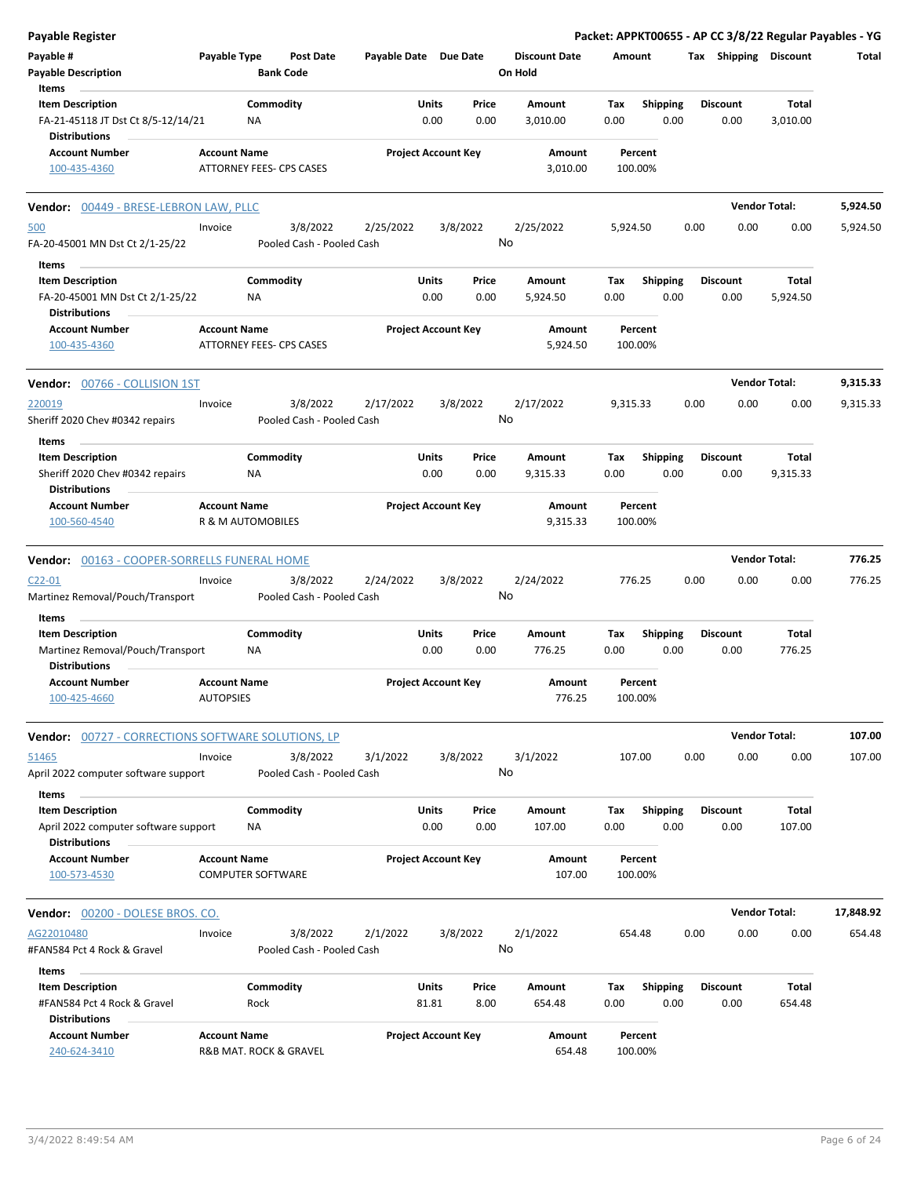**Payable Register** — **Packet: APPKT00655 - AP CC 3/8/22 Regular Payables - YG**

| Payable # | Payable Type | Post Date | Payable Date | Due Date | Discount Date | Amount | Tax | Shipping | Discount | Total |
|---|---|---|---|---|---|---|---|---|---|---|
| Payable Description | | Bank Code | | | On Hold | | | | | |

**Items**

| Item Description | Commodity | Units | Price | Amount | Tax | Shipping | Discount | Total |
|---|---|---|---|---|---|---|---|---|
| FA-21-45118 JT Dst Ct 8/5-12/14/21 | NA | 0.00 | 0.00 | 3,010.00 | 0.00 | 0.00 | 0.00 | 3,010.00 |

**Distributions**

| Account Number | Account Name | Project Account Key | Amount | Percent |
|---|---|---|---|---|
| 100-435-4360 | ATTORNEY FEES- CPS CASES | | 3,010.00 | 100.00% |

---

**Vendor: 00449 - BRESE-LEBRON LAW, PLLC** — **Vendor Total: 5,924.50**

| Payable # | Payable Type | Post Date | Payable Date | Due Date | Discount Date | Amount | Tax | Shipping | Discount | Total |
|---|---|---|---|---|---|---|---|---|---|---|
| 500 | Invoice | 3/8/2022 | 2/25/2022 | 3/8/2022 | 2/25/2022 | 5,924.50 | 0.00 | 0.00 | 0.00 | 5,924.50 |
| FA-20-45001 MN Dst Ct 2/1-25/22 | | Pooled Cash - Pooled Cash | | | No | | | | | |

**Items**

| Item Description | Commodity | Units | Price | Amount | Tax | Shipping | Discount | Total |
|---|---|---|---|---|---|---|---|---|
| FA-20-45001 MN Dst Ct 2/1-25/22 | NA | 0.00 | 0.00 | 5,924.50 | 0.00 | 0.00 | 0.00 | 5,924.50 |

**Distributions**

| Account Number | Account Name | Project Account Key | Amount | Percent |
|---|---|---|---|---|
| 100-435-4360 | ATTORNEY FEES- CPS CASES | | 5,924.50 | 100.00% |

---

**Vendor: 00766 - COLLISION 1ST** — **Vendor Total: 9,315.33**

| Payable # | Payable Type | Post Date | Payable Date | Due Date | Discount Date | Amount | Tax | Shipping | Discount | Total |
|---|---|---|---|---|---|---|---|---|---|---|
| 220019 | Invoice | 3/8/2022 | 2/17/2022 | 3/8/2022 | 2/17/2022 | 9,315.33 | 0.00 | 0.00 | 0.00 | 9,315.33 |
| Sheriff 2020 Chev #0342 repairs | | Pooled Cash - Pooled Cash | | | No | | | | | |

**Items**

| Item Description | Commodity | Units | Price | Amount | Tax | Shipping | Discount | Total |
|---|---|---|---|---|---|---|---|---|
| Sheriff 2020 Chev #0342 repairs | NA | 0.00 | 0.00 | 9,315.33 | 0.00 | 0.00 | 0.00 | 9,315.33 |

**Distributions**

| Account Number | Account Name | Project Account Key | Amount | Percent |
|---|---|---|---|---|
| 100-560-4540 | R & M AUTOMOBILES | | 9,315.33 | 100.00% |

---

**Vendor: 00163 - COOPER-SORRELLS FUNERAL HOME** — **Vendor Total: 776.25**

| Payable # | Payable Type | Post Date | Payable Date | Due Date | Discount Date | Amount | Tax | Shipping | Discount | Total |
|---|---|---|---|---|---|---|---|---|---|---|
| C22-01 | Invoice | 3/8/2022 | 2/24/2022 | 3/8/2022 | 2/24/2022 | 776.25 | 0.00 | 0.00 | 0.00 | 776.25 |
| Martinez Removal/Pouch/Transport | | Pooled Cash - Pooled Cash | | | No | | | | | |

**Items**

| Item Description | Commodity | Units | Price | Amount | Tax | Shipping | Discount | Total |
|---|---|---|---|---|---|---|---|---|
| Martinez Removal/Pouch/Transport | NA | 0.00 | 0.00 | 776.25 | 0.00 | 0.00 | 0.00 | 776.25 |

**Distributions**

| Account Number | Account Name | Project Account Key | Amount | Percent |
|---|---|---|---|---|
| 100-425-4660 | AUTOPSIES | | 776.25 | 100.00% |

---

**Vendor: 00727 - CORRECTIONS SOFTWARE SOLUTIONS, LP** — **Vendor Total: 107.00**

| Payable # | Payable Type | Post Date | Payable Date | Due Date | Discount Date | Amount | Tax | Shipping | Discount | Total |
|---|---|---|---|---|---|---|---|---|---|---|
| 51465 | Invoice | 3/8/2022 | 3/1/2022 | 3/8/2022 | 3/1/2022 | 107.00 | 0.00 | 0.00 | 0.00 | 107.00 |
| April 2022 computer software support | | Pooled Cash - Pooled Cash | | | No | | | | | |

**Items**

| Item Description | Commodity | Units | Price | Amount | Tax | Shipping | Discount | Total |
|---|---|---|---|---|---|---|---|---|
| April 2022 computer software support | NA | 0.00 | 0.00 | 107.00 | 0.00 | 0.00 | 0.00 | 107.00 |

**Distributions**

| Account Number | Account Name | Project Account Key | Amount | Percent |
|---|---|---|---|---|
| 100-573-4530 | COMPUTER SOFTWARE | | 107.00 | 100.00% |

---

**Vendor: 00200 - DOLESE BROS. CO.** — **Vendor Total: 17,848.92**

| Payable # | Payable Type | Post Date | Payable Date | Due Date | Discount Date | Amount | Tax | Shipping | Discount | Total |
|---|---|---|---|---|---|---|---|---|---|---|
| AG22010480 | Invoice | 3/8/2022 | 2/1/2022 | 3/8/2022 | 2/1/2022 | 654.48 | 0.00 | 0.00 | 0.00 | 654.48 |
| #FAN584 Pct 4 Rock & Gravel | | Pooled Cash - Pooled Cash | | | No | | | | | |

**Items**

| Item Description | Commodity | Units | Price | Amount | Tax | Shipping | Discount | Total |
|---|---|---|---|---|---|---|---|---|
| #FAN584 Pct 4 Rock & Gravel | Rock | 81.81 | 8.00 | 654.48 | 0.00 | 0.00 | 0.00 | 654.48 |

**Distributions**

| Account Number | Account Name | Project Account Key | Amount | Percent |
|---|---|---|---|---|
| 240-624-3410 | R&B MAT. ROCK & GRAVEL | | 654.48 | 100.00% |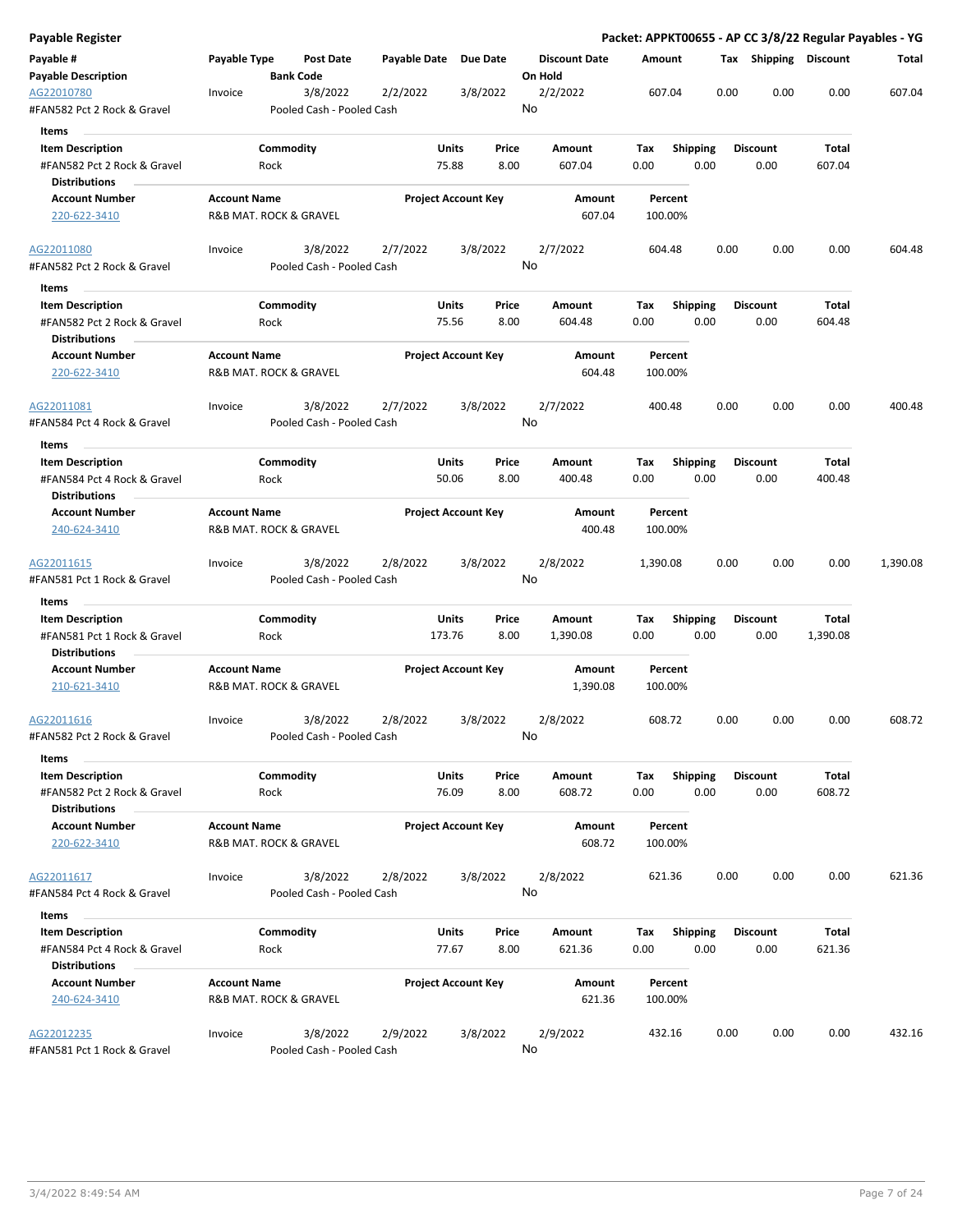**Payable Register** — **Packet: APPKT00655 - AP CC 3/8/22 Regular Payables - YG**

| Payable # / Payable Description | Payable Type | Post Date / Bank Code | Payable Date | Due Date | Discount Date / On Hold | Amount | Tax | Shipping | Discount | Total |
|---|---|---|---|---|---|---|---|---|---|---|
| AG22010780 / #FAN582 Pct 2 Rock & Gravel | Invoice | 3/8/2022 / Pooled Cash - Pooled Cash | 2/2/2022 | 3/8/2022 | 2/2/2022 / No | 607.04 | 0.00 | 0.00 | 0.00 | 607.04 |

**Items**

| Item Description | Commodity | Units | Price | Amount | Tax | Shipping | Discount | Total |
|---|---|---|---|---|---|---|---|---|
| #FAN582 Pct 2 Rock & Gravel | Rock | 75.88 | 8.00 | 607.04 | 0.00 | 0.00 | 0.00 | 607.04 |

**Distributions**

| Account Number | Account Name | Project Account Key | Amount | Percent |
|---|---|---|---|---|
| 220-622-3410 | R&B MAT. ROCK & GRAVEL | | 607.04 | 100.00% |

| Payable # / Payable Description | Payable Type | Post Date / Bank Code | Payable Date | Due Date | Discount Date / On Hold | Amount | Tax | Shipping | Discount | Total |
|---|---|---|---|---|---|---|---|---|---|---|
| AG22011080 / #FAN582 Pct 2 Rock & Gravel | Invoice | 3/8/2022 / Pooled Cash - Pooled Cash | 2/7/2022 | 3/8/2022 | 2/7/2022 / No | 604.48 | 0.00 | 0.00 | 0.00 | 604.48 |

**Items**

| Item Description | Commodity | Units | Price | Amount | Tax | Shipping | Discount | Total |
|---|---|---|---|---|---|---|---|---|
| #FAN582 Pct 2 Rock & Gravel | Rock | 75.56 | 8.00 | 604.48 | 0.00 | 0.00 | 0.00 | 604.48 |

**Distributions**

| Account Number | Account Name | Project Account Key | Amount | Percent |
|---|---|---|---|---|
| 220-622-3410 | R&B MAT. ROCK & GRAVEL | | 604.48 | 100.00% |

| Payable # / Payable Description | Payable Type | Post Date / Bank Code | Payable Date | Due Date | Discount Date / On Hold | Amount | Tax | Shipping | Discount | Total |
|---|---|---|---|---|---|---|---|---|---|---|
| AG22011081 / #FAN584 Pct 4 Rock & Gravel | Invoice | 3/8/2022 / Pooled Cash - Pooled Cash | 2/7/2022 | 3/8/2022 | 2/7/2022 / No | 400.48 | 0.00 | 0.00 | 0.00 | 400.48 |

**Items**

| Item Description | Commodity | Units | Price | Amount | Tax | Shipping | Discount | Total |
|---|---|---|---|---|---|---|---|---|
| #FAN584 Pct 4 Rock & Gravel | Rock | 50.06 | 8.00 | 400.48 | 0.00 | 0.00 | 0.00 | 400.48 |

**Distributions**

| Account Number | Account Name | Project Account Key | Amount | Percent |
|---|---|---|---|---|
| 240-624-3410 | R&B MAT. ROCK & GRAVEL | | 400.48 | 100.00% |

| Payable # / Payable Description | Payable Type | Post Date / Bank Code | Payable Date | Due Date | Discount Date / On Hold | Amount | Tax | Shipping | Discount | Total |
|---|---|---|---|---|---|---|---|---|---|---|
| AG22011615 / #FAN581 Pct 1 Rock & Gravel | Invoice | 3/8/2022 / Pooled Cash - Pooled Cash | 2/8/2022 | 3/8/2022 | 2/8/2022 / No | 1,390.08 | 0.00 | 0.00 | 0.00 | 1,390.08 |

**Items**

| Item Description | Commodity | Units | Price | Amount | Tax | Shipping | Discount | Total |
|---|---|---|---|---|---|---|---|---|
| #FAN581 Pct 1 Rock & Gravel | Rock | 173.76 | 8.00 | 1,390.08 | 0.00 | 0.00 | 0.00 | 1,390.08 |

**Distributions**

| Account Number | Account Name | Project Account Key | Amount | Percent |
|---|---|---|---|---|
| 210-621-3410 | R&B MAT. ROCK & GRAVEL | | 1,390.08 | 100.00% |

| Payable # / Payable Description | Payable Type | Post Date / Bank Code | Payable Date | Due Date | Discount Date / On Hold | Amount | Tax | Shipping | Discount | Total |
|---|---|---|---|---|---|---|---|---|---|---|
| AG22011616 / #FAN582 Pct 2 Rock & Gravel | Invoice | 3/8/2022 / Pooled Cash - Pooled Cash | 2/8/2022 | 3/8/2022 | 2/8/2022 / No | 608.72 | 0.00 | 0.00 | 0.00 | 608.72 |

**Items**

| Item Description | Commodity | Units | Price | Amount | Tax | Shipping | Discount | Total |
|---|---|---|---|---|---|---|---|---|
| #FAN582 Pct 2 Rock & Gravel | Rock | 76.09 | 8.00 | 608.72 | 0.00 | 0.00 | 0.00 | 608.72 |

**Distributions**

| Account Number | Account Name | Project Account Key | Amount | Percent |
|---|---|---|---|---|
| 220-622-3410 | R&B MAT. ROCK & GRAVEL | | 608.72 | 100.00% |

| Payable # / Payable Description | Payable Type | Post Date / Bank Code | Payable Date | Due Date | Discount Date / On Hold | Amount | Tax | Shipping | Discount | Total |
|---|---|---|---|---|---|---|---|---|---|---|
| AG22011617 / #FAN584 Pct 4 Rock & Gravel | Invoice | 3/8/2022 / Pooled Cash - Pooled Cash | 2/8/2022 | 3/8/2022 | 2/8/2022 / No | 621.36 | 0.00 | 0.00 | 0.00 | 621.36 |

**Items**

| Item Description | Commodity | Units | Price | Amount | Tax | Shipping | Discount | Total |
|---|---|---|---|---|---|---|---|---|
| #FAN584 Pct 4 Rock & Gravel | Rock | 77.67 | 8.00 | 621.36 | 0.00 | 0.00 | 0.00 | 621.36 |

**Distributions**

| Account Number | Account Name | Project Account Key | Amount | Percent |
|---|---|---|---|---|
| 240-624-3410 | R&B MAT. ROCK & GRAVEL | | 621.36 | 100.00% |

| Payable # / Payable Description | Payable Type | Post Date / Bank Code | Payable Date | Due Date | Discount Date / On Hold | Amount | Tax | Shipping | Discount | Total |
|---|---|---|---|---|---|---|---|---|---|---|
| AG22012235 / #FAN581 Pct 1 Rock & Gravel | Invoice | 3/8/2022 / Pooled Cash - Pooled Cash | 2/9/2022 | 3/8/2022 | 2/9/2022 / No | 432.16 | 0.00 | 0.00 | 0.00 | 432.16 |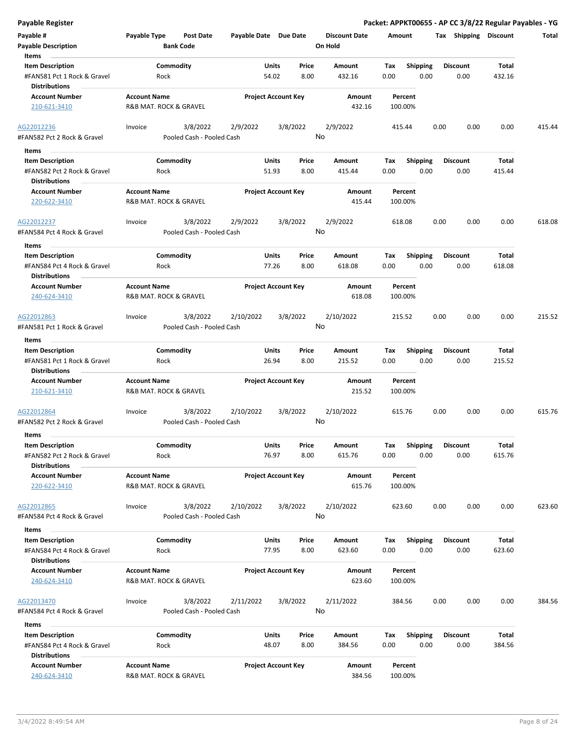| Payable # | Payable Type | Post Date | Payable Date | Due Date | Discount Date | Amount | Tax | Shipping | Discount | Total |
|---|---|---|---|---|---|---|---|---|---|---|
| Payable Description | | Bank Code | | | On Hold | | | | | |

**Items**

| Item Description | Commodity | Units | Price | Amount | Tax | Shipping | Discount | Total |
|---|---|---|---|---|---|---|---|---|
| #FAN581 Pct 1 Rock & Gravel | Rock | 54.02 | 8.00 | 432.16 | 0.00 | 0.00 | 0.00 | 432.16 |

**Distributions**

| Account Number | Account Name | Project Account Key | Amount | Percent |
|---|---|---|---|---|
| 210-621-3410 | R&B MAT. ROCK & GRAVEL | | 432.16 | 100.00% |

| Payable # | Payable Type | Post Date | Payable Date | Due Date | Discount Date | Amount | Tax | Shipping | Discount | Total |
|---|---|---|---|---|---|---|---|---|---|---|
| AG22012236 | Invoice | 3/8/2022 | 2/9/2022 | 3/8/2022 | 2/9/2022 | 415.44 | 0.00 | 0.00 | 0.00 | 415.44 |
| #FAN582 Pct 2 Rock & Gravel | | Pooled Cash - Pooled Cash | | | No | | | | | |

**Items**

| Item Description | Commodity | Units | Price | Amount | Tax | Shipping | Discount | Total |
|---|---|---|---|---|---|---|---|---|
| #FAN582 Pct 2 Rock & Gravel | Rock | 51.93 | 8.00 | 415.44 | 0.00 | 0.00 | 0.00 | 415.44 |

**Distributions**

| Account Number | Account Name | Project Account Key | Amount | Percent |
|---|---|---|---|---|
| 220-622-3410 | R&B MAT. ROCK & GRAVEL | | 415.44 | 100.00% |

| Payable # | Payable Type | Post Date | Payable Date | Due Date | Discount Date | Amount | Tax | Shipping | Discount | Total |
|---|---|---|---|---|---|---|---|---|---|---|
| AG22012237 | Invoice | 3/8/2022 | 2/9/2022 | 3/8/2022 | 2/9/2022 | 618.08 | 0.00 | 0.00 | 0.00 | 618.08 |
| #FAN584 Pct 4 Rock & Gravel | | Pooled Cash - Pooled Cash | | | No | | | | | |

**Items**

| Item Description | Commodity | Units | Price | Amount | Tax | Shipping | Discount | Total |
|---|---|---|---|---|---|---|---|---|
| #FAN584 Pct 4 Rock & Gravel | Rock | 77.26 | 8.00 | 618.08 | 0.00 | 0.00 | 0.00 | 618.08 |

**Distributions**

| Account Number | Account Name | Project Account Key | Amount | Percent |
|---|---|---|---|---|
| 240-624-3410 | R&B MAT. ROCK & GRAVEL | | 618.08 | 100.00% |

| Payable # | Payable Type | Post Date | Payable Date | Due Date | Discount Date | Amount | Tax | Shipping | Discount | Total |
|---|---|---|---|---|---|---|---|---|---|---|
| AG22012863 | Invoice | 3/8/2022 | 2/10/2022 | 3/8/2022 | 2/10/2022 | 215.52 | 0.00 | 0.00 | 0.00 | 215.52 |
| #FAN581 Pct 1 Rock & Gravel | | Pooled Cash - Pooled Cash | | | No | | | | | |

**Items**

| Item Description | Commodity | Units | Price | Amount | Tax | Shipping | Discount | Total |
|---|---|---|---|---|---|---|---|---|
| #FAN581 Pct 1 Rock & Gravel | Rock | 26.94 | 8.00 | 215.52 | 0.00 | 0.00 | 0.00 | 215.52 |

**Distributions**

| Account Number | Account Name | Project Account Key | Amount | Percent |
|---|---|---|---|---|
| 210-621-3410 | R&B MAT. ROCK & GRAVEL | | 215.52 | 100.00% |

| Payable # | Payable Type | Post Date | Payable Date | Due Date | Discount Date | Amount | Tax | Shipping | Discount | Total |
|---|---|---|---|---|---|---|---|---|---|---|
| AG22012864 | Invoice | 3/8/2022 | 2/10/2022 | 3/8/2022 | 2/10/2022 | 615.76 | 0.00 | 0.00 | 0.00 | 615.76 |
| #FAN582 Pct 2 Rock & Gravel | | Pooled Cash - Pooled Cash | | | No | | | | | |

**Items**

| Item Description | Commodity | Units | Price | Amount | Tax | Shipping | Discount | Total |
|---|---|---|---|---|---|---|---|---|
| #FAN582 Pct 2 Rock & Gravel | Rock | 76.97 | 8.00 | 615.76 | 0.00 | 0.00 | 0.00 | 615.76 |

**Distributions**

| Account Number | Account Name | Project Account Key | Amount | Percent |
|---|---|---|---|---|
| 220-622-3410 | R&B MAT. ROCK & GRAVEL | | 615.76 | 100.00% |

| Payable # | Payable Type | Post Date | Payable Date | Due Date | Discount Date | Amount | Tax | Shipping | Discount | Total |
|---|---|---|---|---|---|---|---|---|---|---|
| AG22012865 | Invoice | 3/8/2022 | 2/10/2022 | 3/8/2022 | 2/10/2022 | 623.60 | 0.00 | 0.00 | 0.00 | 623.60 |
| #FAN584 Pct 4 Rock & Gravel | | Pooled Cash - Pooled Cash | | | No | | | | | |

**Items**

| Item Description | Commodity | Units | Price | Amount | Tax | Shipping | Discount | Total |
|---|---|---|---|---|---|---|---|---|
| #FAN584 Pct 4 Rock & Gravel | Rock | 77.95 | 8.00 | 623.60 | 0.00 | 0.00 | 0.00 | 623.60 |

**Distributions**

| Account Number | Account Name | Project Account Key | Amount | Percent |
|---|---|---|---|---|
| 240-624-3410 | R&B MAT. ROCK & GRAVEL | | 623.60 | 100.00% |

| Payable # | Payable Type | Post Date | Payable Date | Due Date | Discount Date | Amount | Tax | Shipping | Discount | Total |
|---|---|---|---|---|---|---|---|---|---|---|
| AG22013470 | Invoice | 3/8/2022 | 2/11/2022 | 3/8/2022 | 2/11/2022 | 384.56 | 0.00 | 0.00 | 0.00 | 384.56 |
| #FAN584 Pct 4 Rock & Gravel | | Pooled Cash - Pooled Cash | | | No | | | | | |

**Items**

| Item Description | Commodity | Units | Price | Amount | Tax | Shipping | Discount | Total |
|---|---|---|---|---|---|---|---|---|
| #FAN584 Pct 4 Rock & Gravel | Rock | 48.07 | 8.00 | 384.56 | 0.00 | 0.00 | 0.00 | 384.56 |

**Distributions**

| Account Number | Account Name | Project Account Key | Amount | Percent |
|---|---|---|---|---|
| 240-624-3410 | R&B MAT. ROCK & GRAVEL | | 384.56 | 100.00% |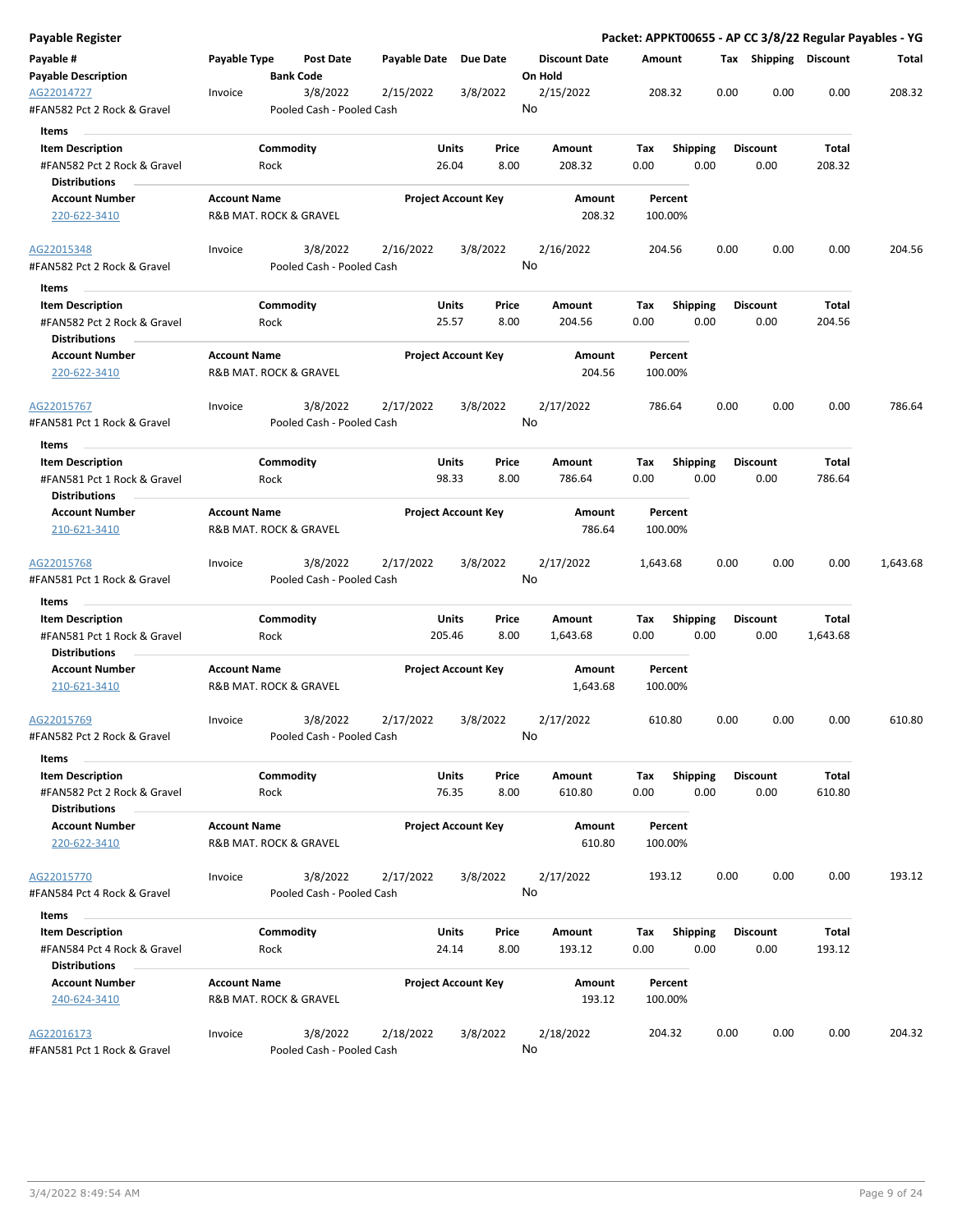## Payable Register

**Packet: APPKT00655 - AP CC 3/8/22 Regular Payables - YG**

| Payable # | Payable Type | Post Date | Payable Date | Due Date | Discount Date | Amount | Tax | Shipping | Discount | Total |
|---|---|---|---|---|---|---|---|---|---|---|
| **Payable Description** | | **Bank Code** | | | **On Hold** | | | | | |
| AG22014727 | Invoice | 3/8/2022 | 2/15/2022 | 3/8/2022 | 2/15/2022 | 208.32 | 0.00 | 0.00 | 0.00 | 208.32 |
| #FAN582 Pct 2 Rock & Gravel | | Pooled Cash - Pooled Cash | | | No | | | | | |

**Items**

| Item Description | Commodity | Units | Price | Amount | Tax | Shipping | Discount | Total |
|---|---|---|---|---|---|---|---|---|
| #FAN582 Pct 2 Rock & Gravel | Rock | 26.04 | 8.00 | 208.32 | 0.00 | 0.00 | 0.00 | 208.32 |

**Distributions**

| Account Number | Account Name | Project Account Key | Amount | Percent |
|---|---|---|---|---|
| 220-622-3410 | R&B MAT. ROCK & GRAVEL | | 208.32 | 100.00% |

| Payable # | Payable Type | Post Date | Payable Date | Due Date | Discount Date | Amount | Tax | Shipping | Discount | Total |
|---|---|---|---|---|---|---|---|---|---|---|
| AG22015348 | Invoice | 3/8/2022 | 2/16/2022 | 3/8/2022 | 2/16/2022 | 204.56 | 0.00 | 0.00 | 0.00 | 204.56 |
| #FAN582 Pct 2 Rock & Gravel | | Pooled Cash - Pooled Cash | | | No | | | | | |

**Items**

| Item Description | Commodity | Units | Price | Amount | Tax | Shipping | Discount | Total |
|---|---|---|---|---|---|---|---|---|
| #FAN582 Pct 2 Rock & Gravel | Rock | 25.57 | 8.00 | 204.56 | 0.00 | 0.00 | 0.00 | 204.56 |

**Distributions**

| Account Number | Account Name | Project Account Key | Amount | Percent |
|---|---|---|---|---|
| 220-622-3410 | R&B MAT. ROCK & GRAVEL | | 204.56 | 100.00% |

| Payable # | Payable Type | Post Date | Payable Date | Due Date | Discount Date | Amount | Tax | Shipping | Discount | Total |
|---|---|---|---|---|---|---|---|---|---|---|
| AG22015767 | Invoice | 3/8/2022 | 2/17/2022 | 3/8/2022 | 2/17/2022 | 786.64 | 0.00 | 0.00 | 0.00 | 786.64 |
| #FAN581 Pct 1 Rock & Gravel | | Pooled Cash - Pooled Cash | | | No | | | | | |

**Items**

| Item Description | Commodity | Units | Price | Amount | Tax | Shipping | Discount | Total |
|---|---|---|---|---|---|---|---|---|
| #FAN581 Pct 1 Rock & Gravel | Rock | 98.33 | 8.00 | 786.64 | 0.00 | 0.00 | 0.00 | 786.64 |

**Distributions**

| Account Number | Account Name | Project Account Key | Amount | Percent |
|---|---|---|---|---|
| 210-621-3410 | R&B MAT. ROCK & GRAVEL | | 786.64 | 100.00% |

| Payable # | Payable Type | Post Date | Payable Date | Due Date | Discount Date | Amount | Tax | Shipping | Discount | Total |
|---|---|---|---|---|---|---|---|---|---|---|
| AG22015768 | Invoice | 3/8/2022 | 2/17/2022 | 3/8/2022 | 2/17/2022 | 1,643.68 | 0.00 | 0.00 | 0.00 | 1,643.68 |
| #FAN581 Pct 1 Rock & Gravel | | Pooled Cash - Pooled Cash | | | No | | | | | |

**Items**

| Item Description | Commodity | Units | Price | Amount | Tax | Shipping | Discount | Total |
|---|---|---|---|---|---|---|---|---|
| #FAN581 Pct 1 Rock & Gravel | Rock | 205.46 | 8.00 | 1,643.68 | 0.00 | 0.00 | 0.00 | 1,643.68 |

**Distributions**

| Account Number | Account Name | Project Account Key | Amount | Percent |
|---|---|---|---|---|
| 210-621-3410 | R&B MAT. ROCK & GRAVEL | | 1,643.68 | 100.00% |

| Payable # | Payable Type | Post Date | Payable Date | Due Date | Discount Date | Amount | Tax | Shipping | Discount | Total |
|---|---|---|---|---|---|---|---|---|---|---|
| AG22015769 | Invoice | 3/8/2022 | 2/17/2022 | 3/8/2022 | 2/17/2022 | 610.80 | 0.00 | 0.00 | 0.00 | 610.80 |
| #FAN582 Pct 2 Rock & Gravel | | Pooled Cash - Pooled Cash | | | No | | | | | |

**Items**

| Item Description | Commodity | Units | Price | Amount | Tax | Shipping | Discount | Total |
|---|---|---|---|---|---|---|---|---|
| #FAN582 Pct 2 Rock & Gravel | Rock | 76.35 | 8.00 | 610.80 | 0.00 | 0.00 | 0.00 | 610.80 |

**Distributions**

| Account Number | Account Name | Project Account Key | Amount | Percent |
|---|---|---|---|---|
| 220-622-3410 | R&B MAT. ROCK & GRAVEL | | 610.80 | 100.00% |

| Payable # | Payable Type | Post Date | Payable Date | Due Date | Discount Date | Amount | Tax | Shipping | Discount | Total |
|---|---|---|---|---|---|---|---|---|---|---|
| AG22015770 | Invoice | 3/8/2022 | 2/17/2022 | 3/8/2022 | 2/17/2022 | 193.12 | 0.00 | 0.00 | 0.00 | 193.12 |
| #FAN584 Pct 4 Rock & Gravel | | Pooled Cash - Pooled Cash | | | No | | | | | |

**Items**

| Item Description | Commodity | Units | Price | Amount | Tax | Shipping | Discount | Total |
|---|---|---|---|---|---|---|---|---|
| #FAN584 Pct 4 Rock & Gravel | Rock | 24.14 | 8.00 | 193.12 | 0.00 | 0.00 | 0.00 | 193.12 |

**Distributions**

| Account Number | Account Name | Project Account Key | Amount | Percent |
|---|---|---|---|---|
| 240-624-3410 | R&B MAT. ROCK & GRAVEL | | 193.12 | 100.00% |

| Payable # | Payable Type | Post Date | Payable Date | Due Date | Discount Date | Amount | Tax | Shipping | Discount | Total |
|---|---|---|---|---|---|---|---|---|---|---|
| AG22016173 | Invoice | 3/8/2022 | 2/18/2022 | 3/8/2022 | 2/18/2022 | 204.32 | 0.00 | 0.00 | 0.00 | 204.32 |
| #FAN581 Pct 1 Rock & Gravel | | Pooled Cash - Pooled Cash | | | No | | | | | |

3/4/2022 8:49:54 AM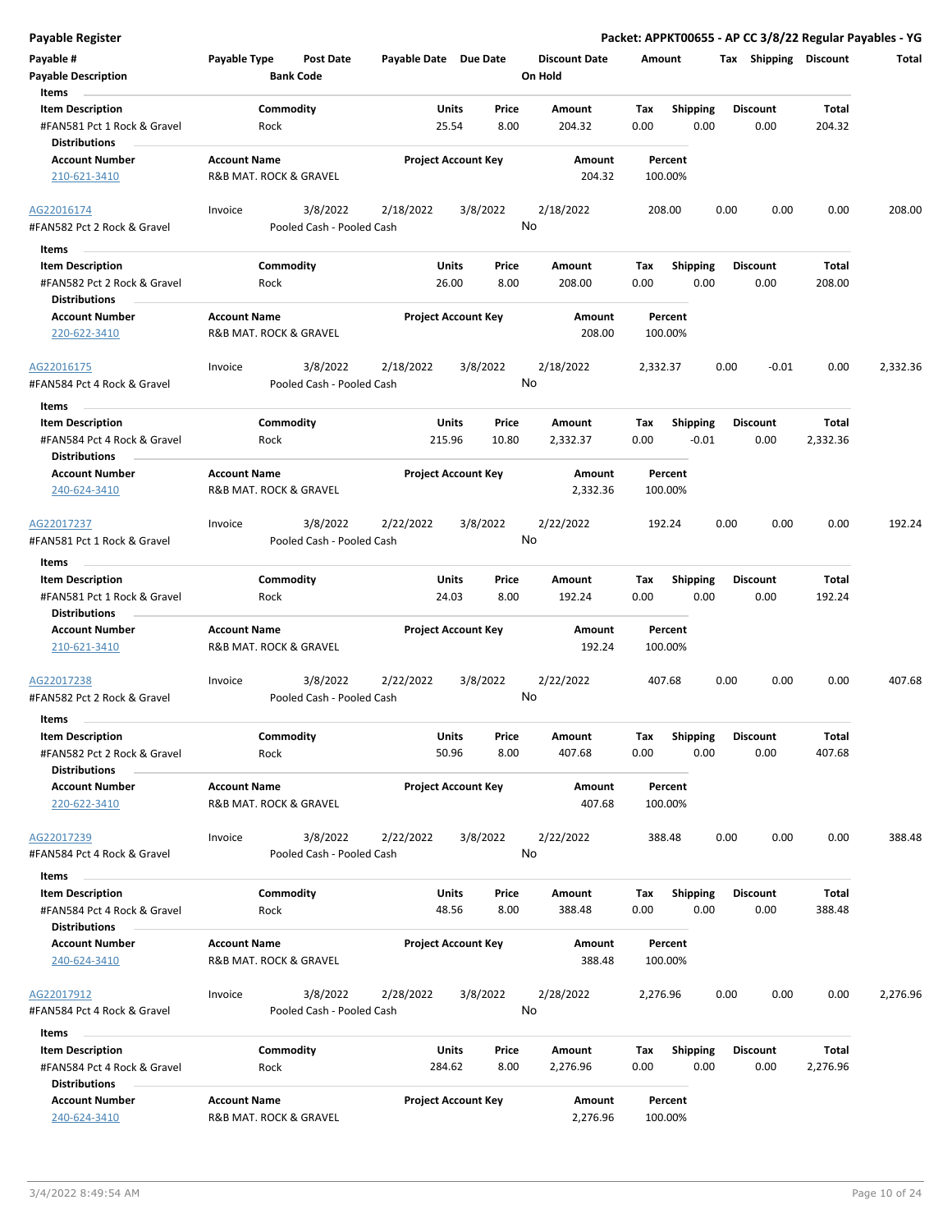**Payable Register** — **Packet: APPKT00655 - AP CC 3/8/22 Regular Payables - YG**

| Payable # | Payable Type | Post Date | Payable Date | Due Date | Discount Date | Amount | Tax | Shipping | Discount | Total |
|---|---|---|---|---|---|---|---|---|---|---|
| Payable Description | | Bank Code | | | On Hold | | | | | |

**Items**

| Item Description | Commodity | Units | Price | Amount | Tax | Shipping | Discount | Total |
|---|---|---|---|---|---|---|---|---|
| #FAN581 Pct 1 Rock & Gravel | Rock | 25.54 | 8.00 | 204.32 | 0.00 | 0.00 | 0.00 | 204.32 |

**Distributions**

| Account Number | Account Name | Project Account Key | Amount | Percent |
|---|---|---|---|---|
| 210-621-3410 | R&B MAT. ROCK & GRAVEL | | 204.32 | 100.00% |

---

| Payable # | Payable Type | Post Date | Payable Date | Due Date | Discount Date | Amount | Tax | Shipping | Discount | Total |
|---|---|---|---|---|---|---|---|---|---|---|
| AG22016174 | Invoice | 3/8/2022 | 2/18/2022 | 3/8/2022 | 2/18/2022 | 208.00 | 0.00 | 0.00 | 0.00 | 208.00 |
| #FAN582 Pct 2 Rock & Gravel | | Pooled Cash - Pooled Cash | | | No | | | | | |

**Items**

| Item Description | Commodity | Units | Price | Amount | Tax | Shipping | Discount | Total |
|---|---|---|---|---|---|---|---|---|
| #FAN582 Pct 2 Rock & Gravel | Rock | 26.00 | 8.00 | 208.00 | 0.00 | 0.00 | 0.00 | 208.00 |

**Distributions**

| Account Number | Account Name | Project Account Key | Amount | Percent |
|---|---|---|---|---|
| 220-622-3410 | R&B MAT. ROCK & GRAVEL | | 208.00 | 100.00% |

---

| Payable # | Payable Type | Post Date | Payable Date | Due Date | Discount Date | Amount | Tax | Shipping | Discount | Total |
|---|---|---|---|---|---|---|---|---|---|---|
| AG22016175 | Invoice | 3/8/2022 | 2/18/2022 | 3/8/2022 | 2/18/2022 | 2,332.37 | 0.00 | -0.01 | 0.00 | 2,332.36 |
| #FAN584 Pct 4 Rock & Gravel | | Pooled Cash - Pooled Cash | | | No | | | | | |

**Items**

| Item Description | Commodity | Units | Price | Amount | Tax | Shipping | Discount | Total |
|---|---|---|---|---|---|---|---|---|
| #FAN584 Pct 4 Rock & Gravel | Rock | 215.96 | 10.80 | 2,332.37 | 0.00 | -0.01 | 0.00 | 2,332.36 |

**Distributions**

| Account Number | Account Name | Project Account Key | Amount | Percent |
|---|---|---|---|---|
| 240-624-3410 | R&B MAT. ROCK & GRAVEL | | 2,332.36 | 100.00% |

---

| Payable # | Payable Type | Post Date | Payable Date | Due Date | Discount Date | Amount | Tax | Shipping | Discount | Total |
|---|---|---|---|---|---|---|---|---|---|---|
| AG22017237 | Invoice | 3/8/2022 | 2/22/2022 | 3/8/2022 | 2/22/2022 | 192.24 | 0.00 | 0.00 | 0.00 | 192.24 |
| #FAN581 Pct 1 Rock & Gravel | | Pooled Cash - Pooled Cash | | | No | | | | | |

**Items**

| Item Description | Commodity | Units | Price | Amount | Tax | Shipping | Discount | Total |
|---|---|---|---|---|---|---|---|---|
| #FAN581 Pct 1 Rock & Gravel | Rock | 24.03 | 8.00 | 192.24 | 0.00 | 0.00 | 0.00 | 192.24 |

**Distributions**

| Account Number | Account Name | Project Account Key | Amount | Percent |
|---|---|---|---|---|
| 210-621-3410 | R&B MAT. ROCK & GRAVEL | | 192.24 | 100.00% |

---

| Payable # | Payable Type | Post Date | Payable Date | Due Date | Discount Date | Amount | Tax | Shipping | Discount | Total |
|---|---|---|---|---|---|---|---|---|---|---|
| AG22017238 | Invoice | 3/8/2022 | 2/22/2022 | 3/8/2022 | 2/22/2022 | 407.68 | 0.00 | 0.00 | 0.00 | 407.68 |
| #FAN582 Pct 2 Rock & Gravel | | Pooled Cash - Pooled Cash | | | No | | | | | |

**Items**

| Item Description | Commodity | Units | Price | Amount | Tax | Shipping | Discount | Total |
|---|---|---|---|---|---|---|---|---|
| #FAN582 Pct 2 Rock & Gravel | Rock | 50.96 | 8.00 | 407.68 | 0.00 | 0.00 | 0.00 | 407.68 |

**Distributions**

| Account Number | Account Name | Project Account Key | Amount | Percent |
|---|---|---|---|---|
| 220-622-3410 | R&B MAT. ROCK & GRAVEL | | 407.68 | 100.00% |

---

| Payable # | Payable Type | Post Date | Payable Date | Due Date | Discount Date | Amount | Tax | Shipping | Discount | Total |
|---|---|---|---|---|---|---|---|---|---|---|
| AG22017239 | Invoice | 3/8/2022 | 2/22/2022 | 3/8/2022 | 2/22/2022 | 388.48 | 0.00 | 0.00 | 0.00 | 388.48 |
| #FAN584 Pct 4 Rock & Gravel | | Pooled Cash - Pooled Cash | | | No | | | | | |

**Items**

| Item Description | Commodity | Units | Price | Amount | Tax | Shipping | Discount | Total |
|---|---|---|---|---|---|---|---|---|
| #FAN584 Pct 4 Rock & Gravel | Rock | 48.56 | 8.00 | 388.48 | 0.00 | 0.00 | 0.00 | 388.48 |

**Distributions**

| Account Number | Account Name | Project Account Key | Amount | Percent |
|---|---|---|---|---|
| 240-624-3410 | R&B MAT. ROCK & GRAVEL | | 388.48 | 100.00% |

---

| Payable # | Payable Type | Post Date | Payable Date | Due Date | Discount Date | Amount | Tax | Shipping | Discount | Total |
|---|---|---|---|---|---|---|---|---|---|---|
| AG22017912 | Invoice | 3/8/2022 | 2/28/2022 | 3/8/2022 | 2/28/2022 | 2,276.96 | 0.00 | 0.00 | 0.00 | 2,276.96 |
| #FAN584 Pct 4 Rock & Gravel | | Pooled Cash - Pooled Cash | | | No | | | | | |

**Items**

| Item Description | Commodity | Units | Price | Amount | Tax | Shipping | Discount | Total |
|---|---|---|---|---|---|---|---|---|
| #FAN584 Pct 4 Rock & Gravel | Rock | 284.62 | 8.00 | 2,276.96 | 0.00 | 0.00 | 0.00 | 2,276.96 |

**Distributions**

| Account Number | Account Name | Project Account Key | Amount | Percent |
|---|---|---|---|---|
| 240-624-3410 | R&B MAT. ROCK & GRAVEL | | 2,276.96 | 100.00% |

3/4/2022 8:49:54 AM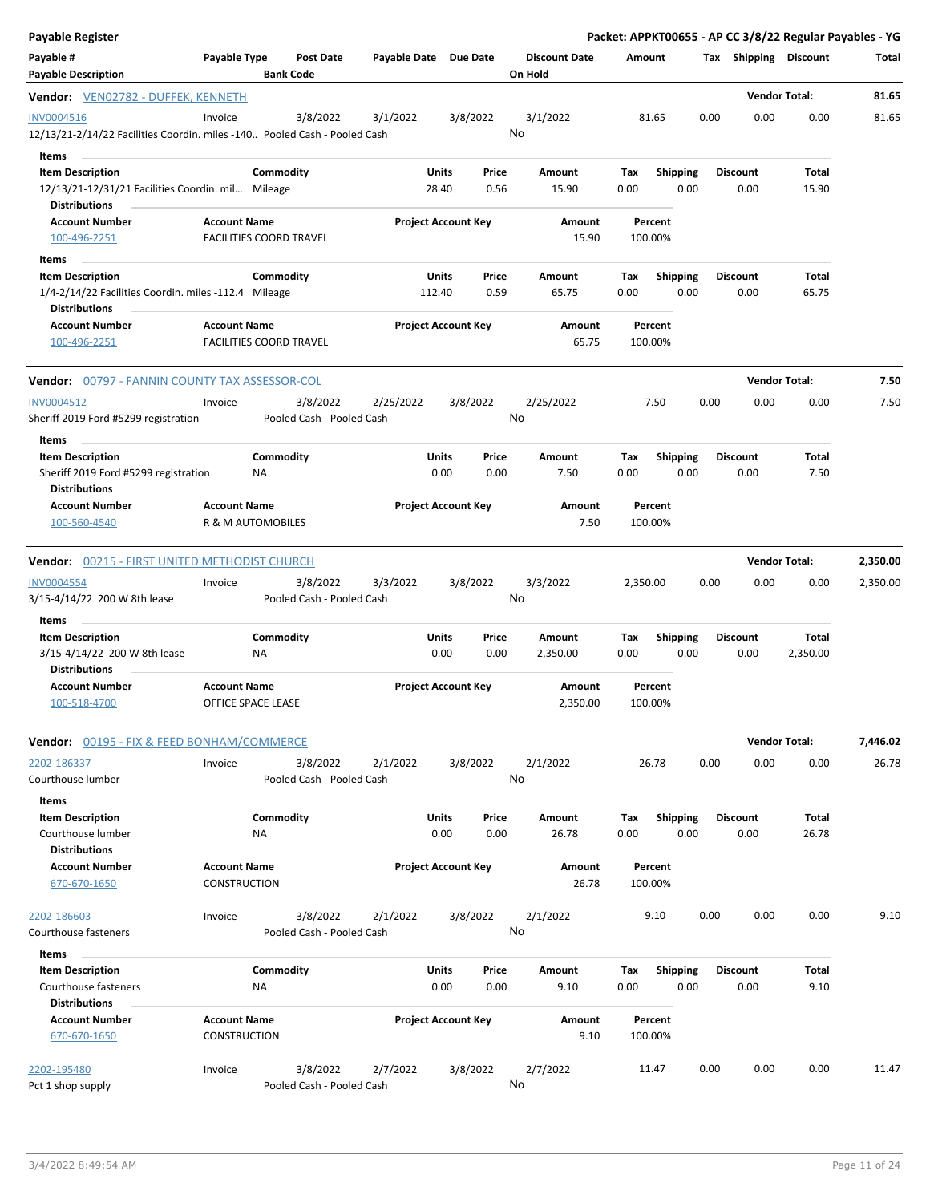# Payable Register

**Packet: APPKT00655 - AP CC 3/8/22 Regular Payables - YG**

| Payable # | Payable Type | Post Date | Payable Date | Due Date | Discount Date | Amount | Tax | Shipping | Discount | Total |
|---|---|---|---|---|---|---|---|---|---|---|
| Payable Description | | Bank Code | | | On Hold | | | | | |

## Vendor: VEN02782 - DUFFEK, KENNETH

**Vendor Total: 81.65**

| Payable # | Payable Type | Post Date | Payable Date | Due Date | Discount Date | Amount | Tax | Shipping | Discount | Total |
|---|---|---|---|---|---|---|---|---|---|---|
| INV0004516 | Invoice | 3/8/2022 | 3/1/2022 | 3/8/2022 | 3/1/2022 | 81.65 | 0.00 | 0.00 | 0.00 | 81.65 |
| 12/13/21-2/14/22 Facilities Coordin. miles -140.. | | Pooled Cash - Pooled Cash | | | No | | | | | |

**Items**

| Item Description | Commodity | Units | Price | Amount | Tax | Shipping | Discount | Total |
|---|---|---|---|---|---|---|---|---|
| 12/13/21-12/31/21 Facilities Coordin. mil... | Mileage | 28.40 | 0.56 | 15.90 | 0.00 | 0.00 | 0.00 | 15.90 |

**Distributions**

| Account Number | Account Name | Project Account Key | Amount | Percent |
|---|---|---|---|---|
| 100-496-2251 | FACILITIES COORD TRAVEL | | 15.90 | 100.00% |

**Items**

| Item Description | Commodity | Units | Price | Amount | Tax | Shipping | Discount | Total |
|---|---|---|---|---|---|---|---|---|
| 1/4-2/14/22 Facilities Coordin. miles -112.4 | Mileage | 112.40 | 0.59 | 65.75 | 0.00 | 0.00 | 0.00 | 65.75 |

**Distributions**

| Account Number | Account Name | Project Account Key | Amount | Percent |
|---|---|---|---|---|
| 100-496-2251 | FACILITIES COORD TRAVEL | | 65.75 | 100.00% |

## Vendor: 00797 - FANNIN COUNTY TAX ASSESSOR-COL

**Vendor Total: 7.50**

| Payable # | Payable Type | Post Date | Payable Date | Due Date | Discount Date | Amount | Tax | Shipping | Discount | Total |
|---|---|---|---|---|---|---|---|---|---|---|
| INV0004512 | Invoice | 3/8/2022 | 2/25/2022 | 3/8/2022 | 2/25/2022 | 7.50 | 0.00 | 0.00 | 0.00 | 7.50 |
| Sheriff 2019 Ford #5299 registration | | Pooled Cash - Pooled Cash | | | No | | | | | |

**Items**

| Item Description | Commodity | Units | Price | Amount | Tax | Shipping | Discount | Total |
|---|---|---|---|---|---|---|---|---|
| Sheriff 2019 Ford #5299 registration | NA | 0.00 | 0.00 | 7.50 | 0.00 | 0.00 | 0.00 | 7.50 |

**Distributions**

| Account Number | Account Name | Project Account Key | Amount | Percent |
|---|---|---|---|---|
| 100-560-4540 | R & M AUTOMOBILES | | 7.50 | 100.00% |

## Vendor: 00215 - FIRST UNITED METHODIST CHURCH

**Vendor Total: 2,350.00**

| Payable # | Payable Type | Post Date | Payable Date | Due Date | Discount Date | Amount | Tax | Shipping | Discount | Total |
|---|---|---|---|---|---|---|---|---|---|---|
| INV0004554 | Invoice | 3/8/2022 | 3/3/2022 | 3/8/2022 | 3/3/2022 | 2,350.00 | 0.00 | 0.00 | 0.00 | 2,350.00 |
| 3/15-4/14/22 200 W 8th lease | | Pooled Cash - Pooled Cash | | | No | | | | | |

**Items**

| Item Description | Commodity | Units | Price | Amount | Tax | Shipping | Discount | Total |
|---|---|---|---|---|---|---|---|---|
| 3/15-4/14/22 200 W 8th lease | NA | 0.00 | 0.00 | 2,350.00 | 0.00 | 0.00 | 0.00 | 2,350.00 |

**Distributions**

| Account Number | Account Name | Project Account Key | Amount | Percent |
|---|---|---|---|---|
| 100-518-4700 | OFFICE SPACE LEASE | | 2,350.00 | 100.00% |

## Vendor: 00195 - FIX & FEED BONHAM/COMMERCE

**Vendor Total: 7,446.02**

| Payable # | Payable Type | Post Date | Payable Date | Due Date | Discount Date | Amount | Tax | Shipping | Discount | Total |
|---|---|---|---|---|---|---|---|---|---|---|
| 2202-186337 | Invoice | 3/8/2022 | 2/1/2022 | 3/8/2022 | 2/1/2022 | 26.78 | 0.00 | 0.00 | 0.00 | 26.78 |
| Courthouse lumber | | Pooled Cash - Pooled Cash | | | No | | | | | |

**Items**

| Item Description | Commodity | Units | Price | Amount | Tax | Shipping | Discount | Total |
|---|---|---|---|---|---|---|---|---|
| Courthouse lumber | NA | 0.00 | 0.00 | 26.78 | 0.00 | 0.00 | 0.00 | 26.78 |

**Distributions**

| Account Number | Account Name | Project Account Key | Amount | Percent |
|---|---|---|---|---|
| 670-670-1650 | CONSTRUCTION | | 26.78 | 100.00% |

| Payable # | Payable Type | Post Date | Payable Date | Due Date | Discount Date | Amount | Tax | Shipping | Discount | Total |
|---|---|---|---|---|---|---|---|---|---|---|
| 2202-186603 | Invoice | 3/8/2022 | 2/1/2022 | 3/8/2022 | 2/1/2022 | 9.10 | 0.00 | 0.00 | 0.00 | 9.10 |
| Courthouse fasteners | | Pooled Cash - Pooled Cash | | | No | | | | | |

**Items**

| Item Description | Commodity | Units | Price | Amount | Tax | Shipping | Discount | Total |
|---|---|---|---|---|---|---|---|---|
| Courthouse fasteners | NA | 0.00 | 0.00 | 9.10 | 0.00 | 0.00 | 0.00 | 9.10 |

**Distributions**

| Account Number | Account Name | Project Account Key | Amount | Percent |
|---|---|---|---|---|
| 670-670-1650 | CONSTRUCTION | | 9.10 | 100.00% |

| Payable # | Payable Type | Post Date | Payable Date | Due Date | Discount Date | Amount | Tax | Shipping | Discount | Total |
|---|---|---|---|---|---|---|---|---|---|---|
| 2202-195480 | Invoice | 3/8/2022 | 2/7/2022 | 3/8/2022 | 2/7/2022 | 11.47 | 0.00 | 0.00 | 0.00 | 11.47 |
| Pct 1 shop supply | | Pooled Cash - Pooled Cash | | | No | | | | | |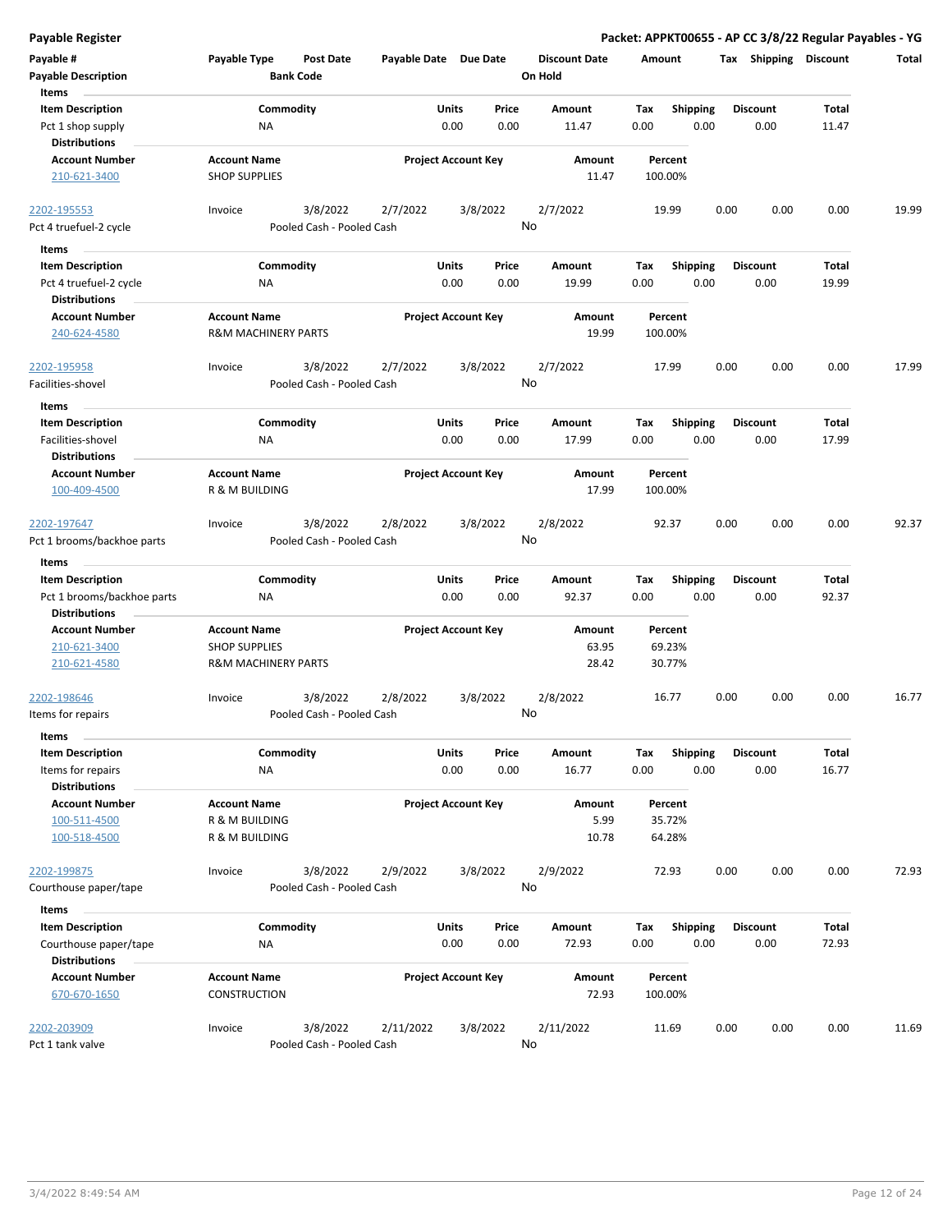**Payable Register** — **Packet: APPKT00655 - AP CC 3/8/22 Regular Payables - YG**

| Payable # | Payable Type | Post Date | Payable Date | Due Date | Discount Date | Amount | Tax | Shipping | Discount | Total |
|---|---|---|---|---|---|---|---|---|---|---|
| Payable Description | | Bank Code | | | On Hold | | | | | |

**Items**

| Item Description | Commodity | Units | Price | Amount | Tax | Shipping | Discount | Total |
|---|---|---|---|---|---|---|---|---|
| Pct 1 shop supply | NA | 0.00 | 0.00 | 11.47 | 0.00 | 0.00 | 0.00 | 11.47 |

**Distributions**

| Account Number | Account Name | Project Account Key | Amount | Percent |
|---|---|---|---|---|
| 210-621-3400 | SHOP SUPPLIES | | 11.47 | 100.00% |

| Payable # | Payable Type | Post Date | Payable Date | Due Date | Discount Date | Amount | Tax | Shipping | Discount | Total |
|---|---|---|---|---|---|---|---|---|---|---|
| 2202-195553 | Invoice | 3/8/2022 | 2/7/2022 | 3/8/2022 | 2/7/2022 | 19.99 | 0.00 | 0.00 | 0.00 | 19.99 |
| Pct 4 truefuel-2 cycle | | Pooled Cash - Pooled Cash | | | No | | | | | |

**Items**

| Item Description | Commodity | Units | Price | Amount | Tax | Shipping | Discount | Total |
|---|---|---|---|---|---|---|---|---|
| Pct 4 truefuel-2 cycle | NA | 0.00 | 0.00 | 19.99 | 0.00 | 0.00 | 0.00 | 19.99 |

**Distributions**

| Account Number | Account Name | Project Account Key | Amount | Percent |
|---|---|---|---|---|
| 240-624-4580 | R&M MACHINERY PARTS | | 19.99 | 100.00% |

| Payable # | Payable Type | Post Date | Payable Date | Due Date | Discount Date | Amount | Tax | Shipping | Discount | Total |
|---|---|---|---|---|---|---|---|---|---|---|
| 2202-195958 | Invoice | 3/8/2022 | 2/7/2022 | 3/8/2022 | 2/7/2022 | 17.99 | 0.00 | 0.00 | 0.00 | 17.99 |
| Facilities-shovel | | Pooled Cash - Pooled Cash | | | No | | | | | |

**Items**

| Item Description | Commodity | Units | Price | Amount | Tax | Shipping | Discount | Total |
|---|---|---|---|---|---|---|---|---|
| Facilities-shovel | NA | 0.00 | 0.00 | 17.99 | 0.00 | 0.00 | 0.00 | 17.99 |

**Distributions**

| Account Number | Account Name | Project Account Key | Amount | Percent |
|---|---|---|---|---|
| 100-409-4500 | R & M BUILDING | | 17.99 | 100.00% |

| Payable # | Payable Type | Post Date | Payable Date | Due Date | Discount Date | Amount | Tax | Shipping | Discount | Total |
|---|---|---|---|---|---|---|---|---|---|---|
| 2202-197647 | Invoice | 3/8/2022 | 2/8/2022 | 3/8/2022 | 2/8/2022 | 92.37 | 0.00 | 0.00 | 0.00 | 92.37 |
| Pct 1 brooms/backhoe parts | | Pooled Cash - Pooled Cash | | | No | | | | | |

**Items**

| Item Description | Commodity | Units | Price | Amount | Tax | Shipping | Discount | Total |
|---|---|---|---|---|---|---|---|---|
| Pct 1 brooms/backhoe parts | NA | 0.00 | 0.00 | 92.37 | 0.00 | 0.00 | 0.00 | 92.37 |

**Distributions**

| Account Number | Account Name | Project Account Key | Amount | Percent |
|---|---|---|---|---|
| 210-621-3400 | SHOP SUPPLIES | | 63.95 | 69.23% |
| 210-621-4580 | R&M MACHINERY PARTS | | 28.42 | 30.77% |

| Payable # | Payable Type | Post Date | Payable Date | Due Date | Discount Date | Amount | Tax | Shipping | Discount | Total |
|---|---|---|---|---|---|---|---|---|---|---|
| 2202-198646 | Invoice | 3/8/2022 | 2/8/2022 | 3/8/2022 | 2/8/2022 | 16.77 | 0.00 | 0.00 | 0.00 | 16.77 |
| Items for repairs | | Pooled Cash - Pooled Cash | | | No | | | | | |

**Items**

| Item Description | Commodity | Units | Price | Amount | Tax | Shipping | Discount | Total |
|---|---|---|---|---|---|---|---|---|
| Items for repairs | NA | 0.00 | 0.00 | 16.77 | 0.00 | 0.00 | 0.00 | 16.77 |

**Distributions**

| Account Number | Account Name | Project Account Key | Amount | Percent |
|---|---|---|---|---|
| 100-511-4500 | R & M BUILDING | | 5.99 | 35.72% |
| 100-518-4500 | R & M BUILDING | | 10.78 | 64.28% |

| Payable # | Payable Type | Post Date | Payable Date | Due Date | Discount Date | Amount | Tax | Shipping | Discount | Total |
|---|---|---|---|---|---|---|---|---|---|---|
| 2202-199875 | Invoice | 3/8/2022 | 2/9/2022 | 3/8/2022 | 2/9/2022 | 72.93 | 0.00 | 0.00 | 0.00 | 72.93 |
| Courthouse paper/tape | | Pooled Cash - Pooled Cash | | | No | | | | | |

**Items**

| Item Description | Commodity | Units | Price | Amount | Tax | Shipping | Discount | Total |
|---|---|---|---|---|---|---|---|---|
| Courthouse paper/tape | NA | 0.00 | 0.00 | 72.93 | 0.00 | 0.00 | 0.00 | 72.93 |

**Distributions**

| Account Number | Account Name | Project Account Key | Amount | Percent |
|---|---|---|---|---|
| 670-670-1650 | CONSTRUCTION | | 72.93 | 100.00% |

| Payable # | Payable Type | Post Date | Payable Date | Due Date | Discount Date | Amount | Tax | Shipping | Discount | Total |
|---|---|---|---|---|---|---|---|---|---|---|
| 2202-203909 | Invoice | 3/8/2022 | 2/11/2022 | 3/8/2022 | 2/11/2022 | 11.69 | 0.00 | 0.00 | 0.00 | 11.69 |
| Pct 1 tank valve | | Pooled Cash - Pooled Cash | | | No | | | | | |

3/4/2022 8:49:54 AM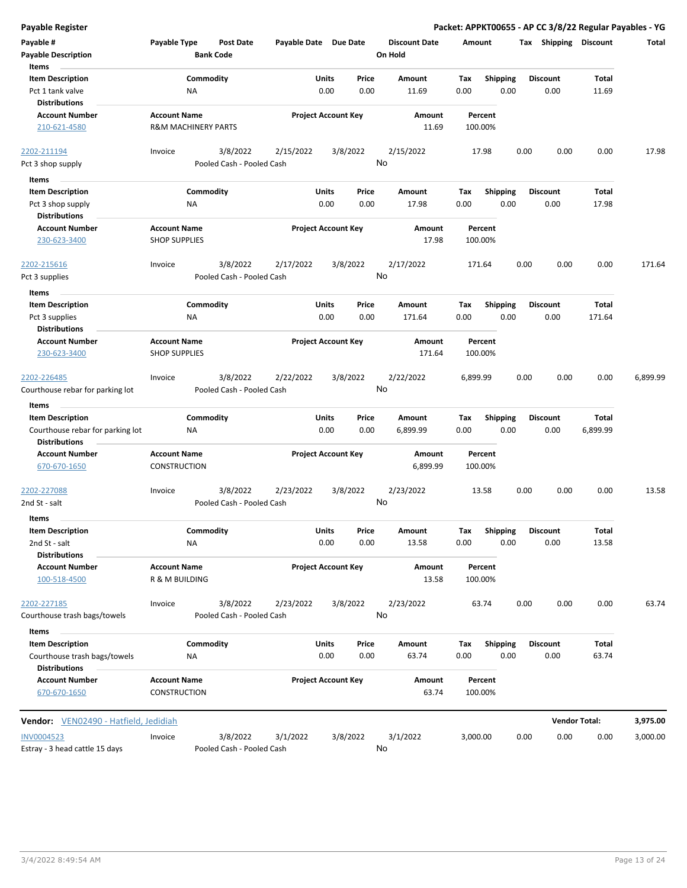| Payable # | Payable Type | Post Date | Payable Date | Due Date | Discount Date | Amount | Tax | Shipping | Discount | Total |
|---|---|---|---|---|---|---|---|---|---|---|
| Payable Description | | Bank Code | | | On Hold | | | | | |

**Items**

| Item Description | Commodity | Units | Price | Amount | Tax | Shipping | Discount | Total |
|---|---|---|---|---|---|---|---|---|
| Pct 1 tank valve | NA | 0.00 | 0.00 | 11.69 | 0.00 | 0.00 | 0.00 | 11.69 |

**Distributions**

| Account Number | Account Name | Project Account Key | Amount | Percent |
|---|---|---|---|---|
| 210-621-4580 | R&M MACHINERY PARTS | | 11.69 | 100.00% |

| Payable # | Payable Type | Post Date | Payable Date | Due Date | Discount Date | Amount | Tax | Shipping | Discount | Total |
|---|---|---|---|---|---|---|---|---|---|---|
| 2202-211194 | Invoice | 3/8/2022 | 2/15/2022 | 3/8/2022 | 2/15/2022 | 17.98 | 0.00 | 0.00 | 0.00 | 17.98 |
| Pct 3 shop supply | | Pooled Cash - Pooled Cash | | | No | | | | | |

**Items**

| Item Description | Commodity | Units | Price | Amount | Tax | Shipping | Discount | Total |
|---|---|---|---|---|---|---|---|---|
| Pct 3 shop supply | NA | 0.00 | 0.00 | 17.98 | 0.00 | 0.00 | 0.00 | 17.98 |

**Distributions**

| Account Number | Account Name | Project Account Key | Amount | Percent |
|---|---|---|---|---|
| 230-623-3400 | SHOP SUPPLIES | | 17.98 | 100.00% |

| Payable # | Payable Type | Post Date | Payable Date | Due Date | Discount Date | Amount | Tax | Shipping | Discount | Total |
|---|---|---|---|---|---|---|---|---|---|---|
| 2202-215616 | Invoice | 3/8/2022 | 2/17/2022 | 3/8/2022 | 2/17/2022 | 171.64 | 0.00 | 0.00 | 0.00 | 171.64 |
| Pct 3 supplies | | Pooled Cash - Pooled Cash | | | No | | | | | |

**Items**

| Item Description | Commodity | Units | Price | Amount | Tax | Shipping | Discount | Total |
|---|---|---|---|---|---|---|---|---|
| Pct 3 supplies | NA | 0.00 | 0.00 | 171.64 | 0.00 | 0.00 | 0.00 | 171.64 |

**Distributions**

| Account Number | Account Name | Project Account Key | Amount | Percent |
|---|---|---|---|---|
| 230-623-3400 | SHOP SUPPLIES | | 171.64 | 100.00% |

| Payable # | Payable Type | Post Date | Payable Date | Due Date | Discount Date | Amount | Tax | Shipping | Discount | Total |
|---|---|---|---|---|---|---|---|---|---|---|
| 2202-226485 | Invoice | 3/8/2022 | 2/22/2022 | 3/8/2022 | 2/22/2022 | 6,899.99 | 0.00 | 0.00 | 0.00 | 6,899.99 |
| Courthouse rebar for parking lot | | Pooled Cash - Pooled Cash | | | No | | | | | |

**Items**

| Item Description | Commodity | Units | Price | Amount | Tax | Shipping | Discount | Total |
|---|---|---|---|---|---|---|---|---|
| Courthouse rebar for parking lot | NA | 0.00 | 0.00 | 6,899.99 | 0.00 | 0.00 | 0.00 | 6,899.99 |

**Distributions**

| Account Number | Account Name | Project Account Key | Amount | Percent |
|---|---|---|---|---|
| 670-670-1650 | CONSTRUCTION | | 6,899.99 | 100.00% |

| Payable # | Payable Type | Post Date | Payable Date | Due Date | Discount Date | Amount | Tax | Shipping | Discount | Total |
|---|---|---|---|---|---|---|---|---|---|---|
| 2202-227088 | Invoice | 3/8/2022 | 2/23/2022 | 3/8/2022 | 2/23/2022 | 13.58 | 0.00 | 0.00 | 0.00 | 13.58 |
| 2nd St - salt | | Pooled Cash - Pooled Cash | | | No | | | | | |

**Items**

| Item Description | Commodity | Units | Price | Amount | Tax | Shipping | Discount | Total |
|---|---|---|---|---|---|---|---|---|
| 2nd St - salt | NA | 0.00 | 0.00 | 13.58 | 0.00 | 0.00 | 0.00 | 13.58 |

**Distributions**

| Account Number | Account Name | Project Account Key | Amount | Percent |
|---|---|---|---|---|
| 100-518-4500 | R & M BUILDING | | 13.58 | 100.00% |

| Payable # | Payable Type | Post Date | Payable Date | Due Date | Discount Date | Amount | Tax | Shipping | Discount | Total |
|---|---|---|---|---|---|---|---|---|---|---|
| 2202-227185 | Invoice | 3/8/2022 | 2/23/2022 | 3/8/2022 | 2/23/2022 | 63.74 | 0.00 | 0.00 | 0.00 | 63.74 |
| Courthouse trash bags/towels | | Pooled Cash - Pooled Cash | | | No | | | | | |

**Items**

| Item Description | Commodity | Units | Price | Amount | Tax | Shipping | Discount | Total |
|---|---|---|---|---|---|---|---|---|
| Courthouse trash bags/towels | NA | 0.00 | 0.00 | 63.74 | 0.00 | 0.00 | 0.00 | 63.74 |

**Distributions**

| Account Number | Account Name | Project Account Key | Amount | Percent |
|---|---|---|---|---|
| 670-670-1650 | CONSTRUCTION | | 63.74 | 100.00% |

**Vendor Total: 3,975.00**

**Vendor:** VEN02490 - Hatfield, Jedidiah

| Payable # | Payable Type | Post Date | Payable Date | Due Date | Discount Date | Amount | Tax | Shipping | Discount | Total |
|---|---|---|---|---|---|---|---|---|---|---|
| INV0004523 | Invoice | 3/8/2022 | 3/1/2022 | 3/8/2022 | 3/1/2022 | 3,000.00 | 0.00 | 0.00 | 0.00 | 3,000.00 |
| Estray - 3 head cattle 15 days | | Pooled Cash - Pooled Cash | | | No | | | | | |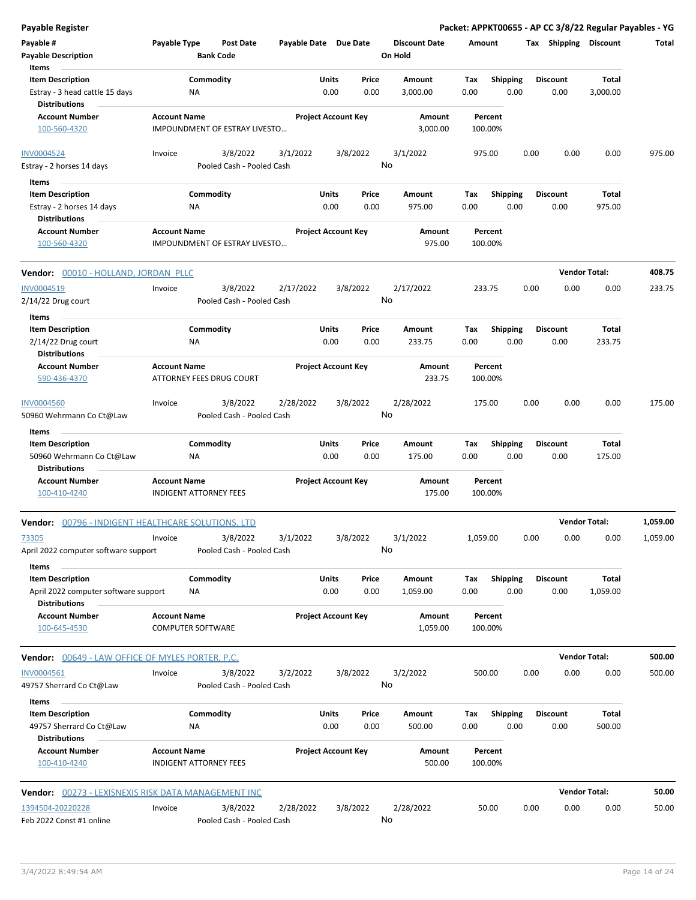**Payable Register** — **Packet: APPKT00655 - AP CC 3/8/22 Regular Payables - YG**

| Payable # | Payable Type | Post Date | Payable Date | Due Date | Discount Date | Amount | Tax | Shipping | Discount | Total |
|---|---|---|---|---|---|---|---|---|---|---|
| Payable Description | | Bank Code | | | On Hold | | | | | |

**Items**

| Item Description | Commodity | Units | Price | Amount | Tax | Shipping | Discount | Total |
|---|---|---|---|---|---|---|---|---|
| Estray - 3 head cattle 15 days | NA | 0.00 | 0.00 | 3,000.00 | 0.00 | 0.00 | 0.00 | 3,000.00 |

**Distributions**

| Account Number | Account Name | Project Account Key | Amount | Percent |
|---|---|---|---|---|
| 100-560-4320 | IMPOUNDMENT OF ESTRAY LIVESTO… | | 3,000.00 | 100.00% |

| Payable # | Payable Type | Post Date | Payable Date | Due Date | Discount Date | Amount | Tax | Shipping | Discount | Total |
|---|---|---|---|---|---|---|---|---|---|---|
| INV0004524 | Invoice | 3/8/2022 | 3/1/2022 | 3/8/2022 | 3/1/2022 | 975.00 | 0.00 | 0.00 | 0.00 | 975.00 |
| Estray - 2 horses 14 days | | Pooled Cash - Pooled Cash | | | No | | | | | |

**Items**

| Item Description | Commodity | Units | Price | Amount | Tax | Shipping | Discount | Total |
|---|---|---|---|---|---|---|---|---|
| Estray - 2 horses 14 days | NA | 0.00 | 0.00 | 975.00 | 0.00 | 0.00 | 0.00 | 975.00 |

**Distributions**

| Account Number | Account Name | Project Account Key | Amount | Percent |
|---|---|---|---|---|
| 100-560-4320 | IMPOUNDMENT OF ESTRAY LIVESTO… | | 975.00 | 100.00% |

**Vendor: 00010 - HOLLAND, JORDAN PLLC** — **Vendor Total: 408.75**

| Payable # | Payable Type | Post Date | Payable Date | Due Date | Discount Date | Amount | Tax | Shipping | Discount | Total |
|---|---|---|---|---|---|---|---|---|---|---|
| INV0004519 | Invoice | 3/8/2022 | 2/17/2022 | 3/8/2022 | 2/17/2022 | 233.75 | 0.00 | 0.00 | 0.00 | 233.75 |
| 2/14/22 Drug court | | Pooled Cash - Pooled Cash | | | No | | | | | |

**Items**

| Item Description | Commodity | Units | Price | Amount | Tax | Shipping | Discount | Total |
|---|---|---|---|---|---|---|---|---|
| 2/14/22 Drug court | NA | 0.00 | 0.00 | 233.75 | 0.00 | 0.00 | 0.00 | 233.75 |

**Distributions**

| Account Number | Account Name | Project Account Key | Amount | Percent |
|---|---|---|---|---|
| 590-436-4370 | ATTORNEY FEES DRUG COURT | | 233.75 | 100.00% |

| Payable # | Payable Type | Post Date | Payable Date | Due Date | Discount Date | Amount | Tax | Shipping | Discount | Total |
|---|---|---|---|---|---|---|---|---|---|---|
| INV0004560 | Invoice | 3/8/2022 | 2/28/2022 | 3/8/2022 | 2/28/2022 | 175.00 | 0.00 | 0.00 | 0.00 | 175.00 |
| 50960 Wehrmann Co Ct@Law | | Pooled Cash - Pooled Cash | | | No | | | | | |

**Items**

| Item Description | Commodity | Units | Price | Amount | Tax | Shipping | Discount | Total |
|---|---|---|---|---|---|---|---|---|
| 50960 Wehrmann Co Ct@Law | NA | 0.00 | 0.00 | 175.00 | 0.00 | 0.00 | 0.00 | 175.00 |

**Distributions**

| Account Number | Account Name | Project Account Key | Amount | Percent |
|---|---|---|---|---|
| 100-410-4240 | INDIGENT ATTORNEY FEES | | 175.00 | 100.00% |

**Vendor: 00796 - INDIGENT HEALTHCARE SOLUTIONS, LTD** — **Vendor Total: 1,059.00**

| Payable # | Payable Type | Post Date | Payable Date | Due Date | Discount Date | Amount | Tax | Shipping | Discount | Total |
|---|---|---|---|---|---|---|---|---|---|---|
| 73305 | Invoice | 3/8/2022 | 3/1/2022 | 3/8/2022 | 3/1/2022 | 1,059.00 | 0.00 | 0.00 | 0.00 | 1,059.00 |
| April 2022 computer software support | | Pooled Cash - Pooled Cash | | | No | | | | | |

**Items**

| Item Description | Commodity | Units | Price | Amount | Tax | Shipping | Discount | Total |
|---|---|---|---|---|---|---|---|---|
| April 2022 computer software support | NA | 0.00 | 0.00 | 1,059.00 | 0.00 | 0.00 | 0.00 | 1,059.00 |

**Distributions**

| Account Number | Account Name | Project Account Key | Amount | Percent |
|---|---|---|---|---|
| 100-645-4530 | COMPUTER SOFTWARE | | 1,059.00 | 100.00% |

**Vendor: 00649 - LAW OFFICE OF MYLES PORTER, P.C.** — **Vendor Total: 500.00**

| Payable # | Payable Type | Post Date | Payable Date | Due Date | Discount Date | Amount | Tax | Shipping | Discount | Total |
|---|---|---|---|---|---|---|---|---|---|---|
| INV0004561 | Invoice | 3/8/2022 | 3/2/2022 | 3/8/2022 | 3/2/2022 | 500.00 | 0.00 | 0.00 | 0.00 | 500.00 |
| 49757 Sherrard Co Ct@Law | | Pooled Cash - Pooled Cash | | | No | | | | | |

**Items**

| Item Description | Commodity | Units | Price | Amount | Tax | Shipping | Discount | Total |
|---|---|---|---|---|---|---|---|---|
| 49757 Sherrard Co Ct@Law | NA | 0.00 | 0.00 | 500.00 | 0.00 | 0.00 | 0.00 | 500.00 |

**Distributions**

| Account Number | Account Name | Project Account Key | Amount | Percent |
|---|---|---|---|---|
| 100-410-4240 | INDIGENT ATTORNEY FEES | | 500.00 | 100.00% |

**Vendor: 00273 - LEXISNEXIS RISK DATA MANAGEMENT INC** — **Vendor Total: 50.00**

| Payable # | Payable Type | Post Date | Payable Date | Due Date | Discount Date | Amount | Tax | Shipping | Discount | Total |
|---|---|---|---|---|---|---|---|---|---|---|
| 1394504-20220228 | Invoice | 3/8/2022 | 2/28/2022 | 3/8/2022 | 2/28/2022 | 50.00 | 0.00 | 0.00 | 0.00 | 50.00 |
| Feb 2022 Const #1 online | | Pooled Cash - Pooled Cash | | | No | | | | | |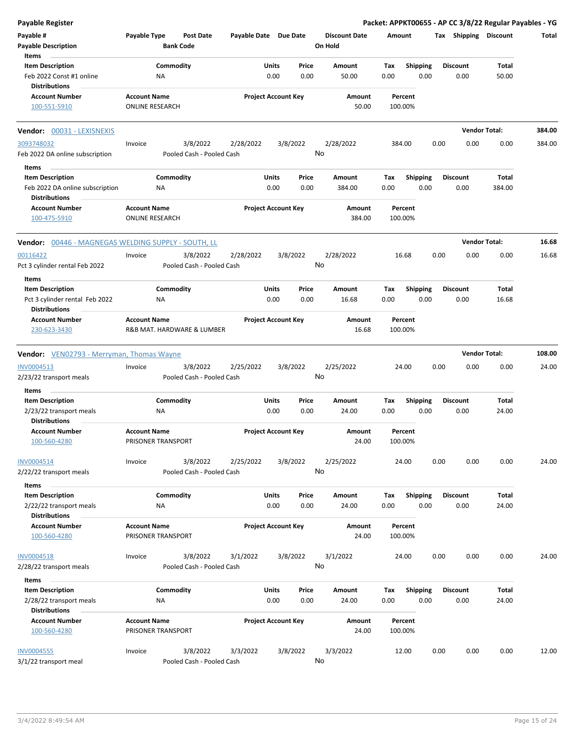**Payable Register**

**Packet: APPKT00655 - AP CC 3/8/22 Regular Payables - YG**

| Payable # | Payable Type | Post Date | Payable Date | Due Date | Discount Date | Amount | Tax | Shipping | Discount | Total |
|---|---|---|---|---|---|---|---|---|---|---|
| **Payable Description** | | **Bank Code** | | | **On Hold** | | | | | |

**Items**

| Item Description | Commodity | Units | Price | Amount | Tax | Shipping | Discount | Total |
|---|---|---|---|---|---|---|---|---|
| Feb 2022 Const #1 online | NA | 0.00 | 0.00 | 50.00 | 0.00 | 0.00 | 0.00 | 50.00 |

**Distributions**

| Account Number | Account Name | Project Account Key | Amount | Percent |
|---|---|---|---|---|
| 100-551-5910 | ONLINE RESEARCH | | 50.00 | 100.00% |

---

**Vendor:** 00031 - LEXISNEXIS — **Vendor Total: 384.00**

| Payable # | Payable Type | Post Date | Payable Date | Due Date | Discount Date | Amount | Tax | Shipping | Discount | Total |
|---|---|---|---|---|---|---|---|---|---|---|
| 3093748032 | Invoice | 3/8/2022 | 2/28/2022 | 3/8/2022 | 2/28/2022 | 384.00 | 0.00 | 0.00 | 0.00 | 384.00 |
| Feb 2022 DA online subscription | | Pooled Cash - Pooled Cash | | | No | | | | | |

**Items**

| Item Description | Commodity | Units | Price | Amount | Tax | Shipping | Discount | Total |
|---|---|---|---|---|---|---|---|---|
| Feb 2022 DA online subscription | NA | 0.00 | 0.00 | 384.00 | 0.00 | 0.00 | 0.00 | 384.00 |

**Distributions**

| Account Number | Account Name | Project Account Key | Amount | Percent |
|---|---|---|---|---|
| 100-475-5910 | ONLINE RESEARCH | | 384.00 | 100.00% |

---

**Vendor:** 00446 - MAGNEGAS WELDING SUPPLY - SOUTH, LL — **Vendor Total: 16.68**

| Payable # | Payable Type | Post Date | Payable Date | Due Date | Discount Date | Amount | Tax | Shipping | Discount | Total |
|---|---|---|---|---|---|---|---|---|---|---|
| 00116422 | Invoice | 3/8/2022 | 2/28/2022 | 3/8/2022 | 2/28/2022 | 16.68 | 0.00 | 0.00 | 0.00 | 16.68 |
| Pct 3 cylinder rental Feb 2022 | | Pooled Cash - Pooled Cash | | | No | | | | | |

**Items**

| Item Description | Commodity | Units | Price | Amount | Tax | Shipping | Discount | Total |
|---|---|---|---|---|---|---|---|---|
| Pct 3 cylinder rental Feb 2022 | NA | 0.00 | 0.00 | 16.68 | 0.00 | 0.00 | 0.00 | 16.68 |

**Distributions**

| Account Number | Account Name | Project Account Key | Amount | Percent |
|---|---|---|---|---|
| 230-623-3430 | R&B MAT. HARDWARE & LUMBER | | 16.68 | 100.00% |

---

**Vendor:** VEN02793 - Merryman, Thomas Wayne — **Vendor Total: 108.00**

| Payable # | Payable Type | Post Date | Payable Date | Due Date | Discount Date | Amount | Tax | Shipping | Discount | Total |
|---|---|---|---|---|---|---|---|---|---|---|
| INV0004513 | Invoice | 3/8/2022 | 2/25/2022 | 3/8/2022 | 2/25/2022 | 24.00 | 0.00 | 0.00 | 0.00 | 24.00 |
| 2/23/22 transport meals | | Pooled Cash - Pooled Cash | | | No | | | | | |

**Items**

| Item Description | Commodity | Units | Price | Amount | Tax | Shipping | Discount | Total |
|---|---|---|---|---|---|---|---|---|
| 2/23/22 transport meals | NA | 0.00 | 0.00 | 24.00 | 0.00 | 0.00 | 0.00 | 24.00 |

**Distributions**

| Account Number | Account Name | Project Account Key | Amount | Percent |
|---|---|---|---|---|
| 100-560-4280 | PRISONER TRANSPORT | | 24.00 | 100.00% |

| Payable # | Payable Type | Post Date | Payable Date | Due Date | Discount Date | Amount | Tax | Shipping | Discount | Total |
|---|---|---|---|---|---|---|---|---|---|---|
| INV0004514 | Invoice | 3/8/2022 | 2/25/2022 | 3/8/2022 | 2/25/2022 | 24.00 | 0.00 | 0.00 | 0.00 | 24.00 |
| 2/22/22 transport meals | | Pooled Cash - Pooled Cash | | | No | | | | | |

**Items**

| Item Description | Commodity | Units | Price | Amount | Tax | Shipping | Discount | Total |
|---|---|---|---|---|---|---|---|---|
| 2/22/22 transport meals | NA | 0.00 | 0.00 | 24.00 | 0.00 | 0.00 | 0.00 | 24.00 |

**Distributions**

| Account Number | Account Name | Project Account Key | Amount | Percent |
|---|---|---|---|---|
| 100-560-4280 | PRISONER TRANSPORT | | 24.00 | 100.00% |

| Payable # | Payable Type | Post Date | Payable Date | Due Date | Discount Date | Amount | Tax | Shipping | Discount | Total |
|---|---|---|---|---|---|---|---|---|---|---|
| INV0004518 | Invoice | 3/8/2022 | 3/1/2022 | 3/8/2022 | 3/1/2022 | 24.00 | 0.00 | 0.00 | 0.00 | 24.00 |
| 2/28/22 transport meals | | Pooled Cash - Pooled Cash | | | No | | | | | |

**Items**

| Item Description | Commodity | Units | Price | Amount | Tax | Shipping | Discount | Total |
|---|---|---|---|---|---|---|---|---|
| 2/28/22 transport meals | NA | 0.00 | 0.00 | 24.00 | 0.00 | 0.00 | 0.00 | 24.00 |

**Distributions**

| Account Number | Account Name | Project Account Key | Amount | Percent |
|---|---|---|---|---|
| 100-560-4280 | PRISONER TRANSPORT | | 24.00 | 100.00% |

| Payable # | Payable Type | Post Date | Payable Date | Due Date | Discount Date | Amount | Tax | Shipping | Discount | Total |
|---|---|---|---|---|---|---|---|---|---|---|
| INV0004555 | Invoice | 3/8/2022 | 3/3/2022 | 3/8/2022 | 3/3/2022 | 12.00 | 0.00 | 0.00 | 0.00 | 12.00 |
| 3/1/22 transport meal | | Pooled Cash - Pooled Cash | | | No | | | | | |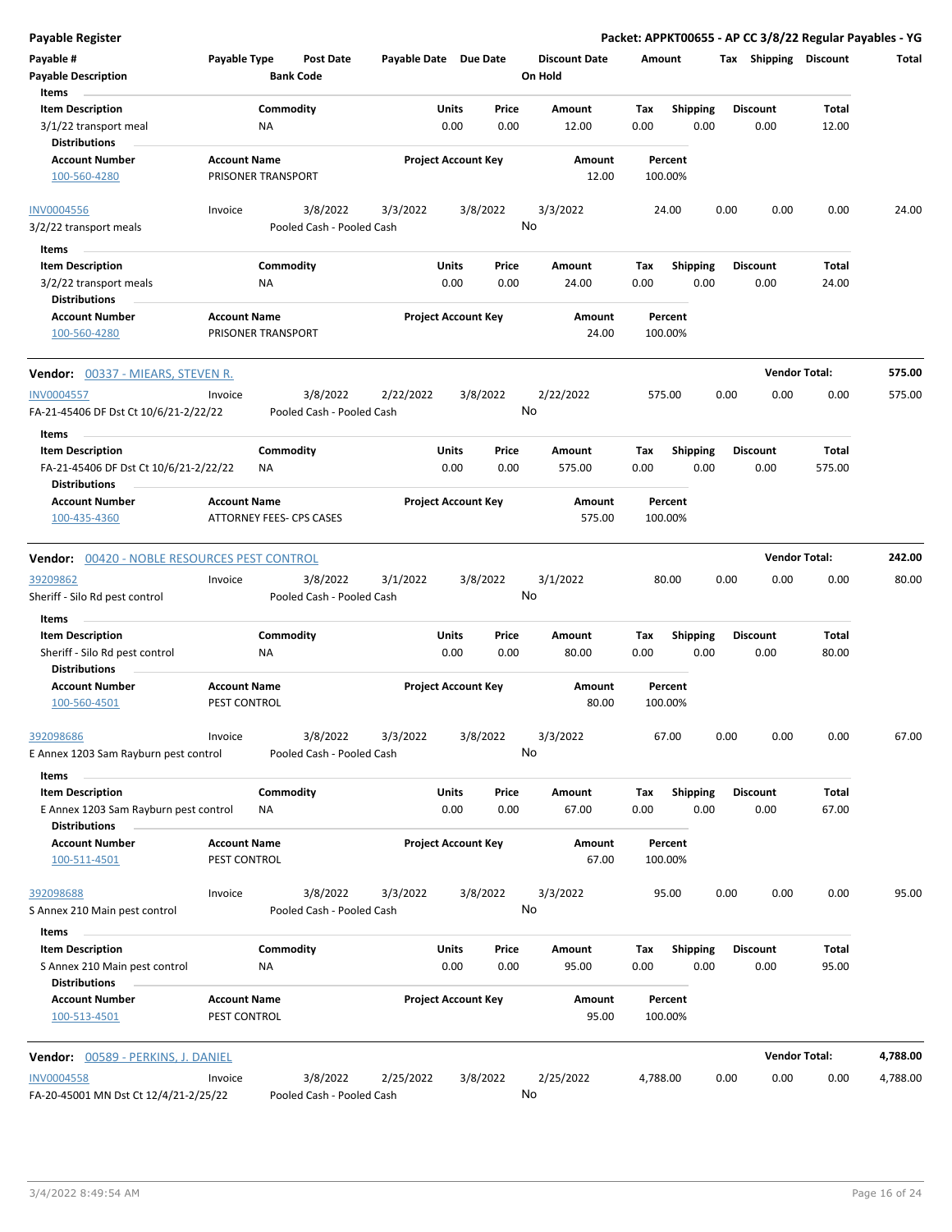**Payable Register** — **Packet: APPKT00655 - AP CC 3/8/22 Regular Payables - YG**

| Payable # / Payable Description | Payable Type | Post Date / Bank Code | Payable Date | Due Date | Discount Date / On Hold | Amount | Tax | Shipping | Discount | Total |
|---|---|---|---|---|---|---|---|---|---|---|

**Items**

| Item Description | Commodity | Units | Price | Amount | Tax | Shipping | Discount | Total |
|---|---|---|---|---|---|---|---|---|
| 3/1/22 transport meal | NA | 0.00 | 0.00 | 12.00 | 0.00 | 0.00 | 0.00 | 12.00 |

**Distributions**

| Account Number | Account Name | Project Account Key | Amount | Percent |
|---|---|---|---|---|
| 100-560-4280 | PRISONER TRANSPORT | | 12.00 | 100.00% |

| Payable # | Payable Type | Post Date | Payable Date | Due Date | Discount Date | Amount | Tax | Shipping | Discount | Total |
|---|---|---|---|---|---|---|---|---|---|---|
| INV0004556 | Invoice | 3/8/2022 | 3/3/2022 | 3/8/2022 | 3/3/2022 | 24.00 | 0.00 | 0.00 | 0.00 | 24.00 |

3/2/22 transport meals — Pooled Cash - Pooled Cash — On Hold: No

**Items**

| Item Description | Commodity | Units | Price | Amount | Tax | Shipping | Discount | Total |
|---|---|---|---|---|---|---|---|---|
| 3/2/22 transport meals | NA | 0.00 | 0.00 | 24.00 | 0.00 | 0.00 | 0.00 | 24.00 |

**Distributions**

| Account Number | Account Name | Project Account Key | Amount | Percent |
|---|---|---|---|---|
| 100-560-4280 | PRISONER TRANSPORT | | 24.00 | 100.00% |

**Vendor: 00337 - MIEARS, STEVEN R.** — Vendor Total: **575.00**

| Payable # | Payable Type | Post Date | Payable Date | Due Date | Discount Date | Amount | Tax | Shipping | Discount | Total |
|---|---|---|---|---|---|---|---|---|---|---|
| INV0004557 | Invoice | 3/8/2022 | 2/22/2022 | 3/8/2022 | 2/22/2022 | 575.00 | 0.00 | 0.00 | 0.00 | 575.00 |

FA-21-45406 DF Dst Ct 10/6/21-2/22/22 — Pooled Cash - Pooled Cash — On Hold: No

**Items**

| Item Description | Commodity | Units | Price | Amount | Tax | Shipping | Discount | Total |
|---|---|---|---|---|---|---|---|---|
| FA-21-45406 DF Dst Ct 10/6/21-2/22/22 | NA | 0.00 | 0.00 | 575.00 | 0.00 | 0.00 | 0.00 | 575.00 |

**Distributions**

| Account Number | Account Name | Project Account Key | Amount | Percent |
|---|---|---|---|---|
| 100-435-4360 | ATTORNEY FEES- CPS CASES | | 575.00 | 100.00% |

**Vendor: 00420 - NOBLE RESOURCES PEST CONTROL** — Vendor Total: **242.00**

| Payable # | Payable Type | Post Date | Payable Date | Due Date | Discount Date | Amount | Tax | Shipping | Discount | Total |
|---|---|---|---|---|---|---|---|---|---|---|
| 39209862 | Invoice | 3/8/2022 | 3/1/2022 | 3/8/2022 | 3/1/2022 | 80.00 | 0.00 | 0.00 | 0.00 | 80.00 |

Sheriff - Silo Rd pest control — Pooled Cash - Pooled Cash — On Hold: No

**Items**

| Item Description | Commodity | Units | Price | Amount | Tax | Shipping | Discount | Total |
|---|---|---|---|---|---|---|---|---|
| Sheriff - Silo Rd pest control | NA | 0.00 | 0.00 | 80.00 | 0.00 | 0.00 | 0.00 | 80.00 |

**Distributions**

| Account Number | Account Name | Project Account Key | Amount | Percent |
|---|---|---|---|---|
| 100-560-4501 | PEST CONTROL | | 80.00 | 100.00% |

| Payable # | Payable Type | Post Date | Payable Date | Due Date | Discount Date | Amount | Tax | Shipping | Discount | Total |
|---|---|---|---|---|---|---|---|---|---|---|
| 392098686 | Invoice | 3/8/2022 | 3/3/2022 | 3/8/2022 | 3/3/2022 | 67.00 | 0.00 | 0.00 | 0.00 | 67.00 |

E Annex 1203 Sam Rayburn pest control — Pooled Cash - Pooled Cash — On Hold: No

**Items**

| Item Description | Commodity | Units | Price | Amount | Tax | Shipping | Discount | Total |
|---|---|---|---|---|---|---|---|---|
| E Annex 1203 Sam Rayburn pest control | NA | 0.00 | 0.00 | 67.00 | 0.00 | 0.00 | 0.00 | 67.00 |

**Distributions**

| Account Number | Account Name | Project Account Key | Amount | Percent |
|---|---|---|---|---|
| 100-511-4501 | PEST CONTROL | | 67.00 | 100.00% |

| Payable # | Payable Type | Post Date | Payable Date | Due Date | Discount Date | Amount | Tax | Shipping | Discount | Total |
|---|---|---|---|---|---|---|---|---|---|---|
| 392098688 | Invoice | 3/8/2022 | 3/3/2022 | 3/8/2022 | 3/3/2022 | 95.00 | 0.00 | 0.00 | 0.00 | 95.00 |

S Annex 210 Main pest control — Pooled Cash - Pooled Cash — On Hold: No

**Items**

| Item Description | Commodity | Units | Price | Amount | Tax | Shipping | Discount | Total |
|---|---|---|---|---|---|---|---|---|
| S Annex 210 Main pest control | NA | 0.00 | 0.00 | 95.00 | 0.00 | 0.00 | 0.00 | 95.00 |

**Distributions**

| Account Number | Account Name | Project Account Key | Amount | Percent |
|---|---|---|---|---|
| 100-513-4501 | PEST CONTROL | | 95.00 | 100.00% |

**Vendor: 00589 - PERKINS, J. DANIEL** — Vendor Total: **4,788.00**

| Payable # | Payable Type | Post Date | Payable Date | Due Date | Discount Date | Amount | Tax | Shipping | Discount | Total |
|---|---|---|---|---|---|---|---|---|---|---|
| INV0004558 | Invoice | 3/8/2022 | 2/25/2022 | 3/8/2022 | 2/25/2022 | 4,788.00 | 0.00 | 0.00 | 0.00 | 4,788.00 |

FA-20-45001 MN Dst Ct 12/4/21-2/25/22 — Pooled Cash - Pooled Cash — On Hold: No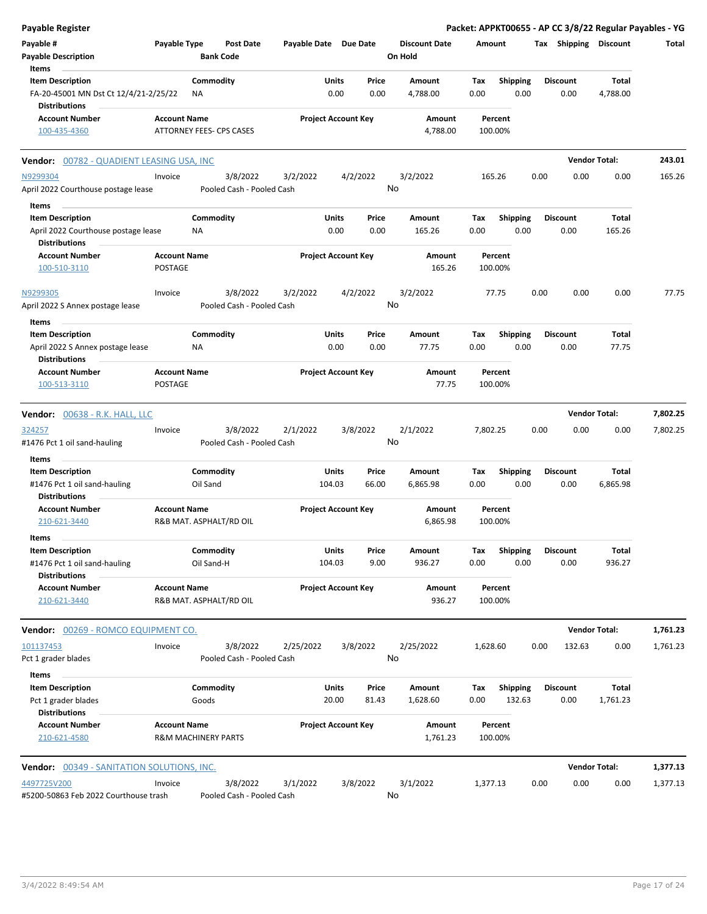**Payable Register** — Packet: APPKT00655 - AP CC 3/8/22 Regular Payables - YG

| Payable # | Payable Type | Post Date | Payable Date | Due Date | Discount Date | Amount | Tax | Shipping | Discount | Total |
|---|---|---|---|---|---|---|---|---|---|---|
| Payable Description | | Bank Code | | | On Hold | | | | | |

Items

| Item Description | Commodity | Units | Price | Amount | Tax | Shipping | Discount | Total |
|---|---|---|---|---|---|---|---|---|
| FA-20-45001 MN Dst Ct 12/4/21-2/25/22 | NA | 0.00 | 0.00 | 4,788.00 | 0.00 | 0.00 | 0.00 | 4,788.00 |

Distributions

| Account Number | Account Name | Project Account Key | Amount | Percent |
|---|---|---|---|---|
| 100-435-4360 | ATTORNEY FEES- CPS CASES | | 4,788.00 | 100.00% |

**Vendor: 00782 - QUADIENT LEASING USA, INC** — Vendor Total: **243.01**

| Payable # | Payable Type | Post Date | Payable Date | Due Date | Discount Date | Amount | Tax | Shipping | Discount | Total |
|---|---|---|---|---|---|---|---|---|---|---|
| N9299304 | Invoice | 3/8/2022 | 3/2/2022 | 4/2/2022 | 3/2/2022 | 165.26 | 0.00 | 0.00 | 0.00 | 165.26 |
| April 2022 Courthouse postage lease | | Pooled Cash - Pooled Cash | | | No | | | | | |

Items

| Item Description | Commodity | Units | Price | Amount | Tax | Shipping | Discount | Total |
|---|---|---|---|---|---|---|---|---|
| April 2022 Courthouse postage lease | NA | 0.00 | 0.00 | 165.26 | 0.00 | 0.00 | 0.00 | 165.26 |

Distributions

| Account Number | Account Name | Project Account Key | Amount | Percent |
|---|---|---|---|---|
| 100-510-3110 | POSTAGE | | 165.26 | 100.00% |

| Payable # | Payable Type | Post Date | Payable Date | Due Date | Discount Date | Amount | Tax | Shipping | Discount | Total |
|---|---|---|---|---|---|---|---|---|---|---|
| N9299305 | Invoice | 3/8/2022 | 3/2/2022 | 4/2/2022 | 3/2/2022 | 77.75 | 0.00 | 0.00 | 0.00 | 77.75 |
| April 2022 S Annex postage lease | | Pooled Cash - Pooled Cash | | | No | | | | | |

Items

| Item Description | Commodity | Units | Price | Amount | Tax | Shipping | Discount | Total |
|---|---|---|---|---|---|---|---|---|
| April 2022 S Annex postage lease | NA | 0.00 | 0.00 | 77.75 | 0.00 | 0.00 | 0.00 | 77.75 |

Distributions

| Account Number | Account Name | Project Account Key | Amount | Percent |
|---|---|---|---|---|
| 100-513-3110 | POSTAGE | | 77.75 | 100.00% |

**Vendor: 00638 - R.K. HALL, LLC** — Vendor Total: **7,802.25**

| Payable # | Payable Type | Post Date | Payable Date | Due Date | Discount Date | Amount | Tax | Shipping | Discount | Total |
|---|---|---|---|---|---|---|---|---|---|---|
| 324257 | Invoice | 3/8/2022 | 2/1/2022 | 3/8/2022 | 2/1/2022 | 7,802.25 | 0.00 | 0.00 | 0.00 | 7,802.25 |
| #1476 Pct 1 oil sand-hauling | | Pooled Cash - Pooled Cash | | | No | | | | | |

Items

| Item Description | Commodity | Units | Price | Amount | Tax | Shipping | Discount | Total |
|---|---|---|---|---|---|---|---|---|
| #1476 Pct 1 oil sand-hauling | Oil Sand | 104.03 | 66.00 | 6,865.98 | 0.00 | 0.00 | 0.00 | 6,865.98 |

Distributions

| Account Number | Account Name | Project Account Key | Amount | Percent |
|---|---|---|---|---|
| 210-621-3440 | R&B MAT. ASPHALT/RD OIL | | 6,865.98 | 100.00% |

Items

| Item Description | Commodity | Units | Price | Amount | Tax | Shipping | Discount | Total |
|---|---|---|---|---|---|---|---|---|
| #1476 Pct 1 oil sand-hauling | Oil Sand-H | 104.03 | 9.00 | 936.27 | 0.00 | 0.00 | 0.00 | 936.27 |

Distributions

| Account Number | Account Name | Project Account Key | Amount | Percent |
|---|---|---|---|---|
| 210-621-3440 | R&B MAT. ASPHALT/RD OIL | | 936.27 | 100.00% |

**Vendor: 00269 - ROMCO EQUIPMENT CO.** — Vendor Total: **1,761.23**

| Payable # | Payable Type | Post Date | Payable Date | Due Date | Discount Date | Amount | Tax | Shipping | Discount | Total |
|---|---|---|---|---|---|---|---|---|---|---|
| 101137453 | Invoice | 3/8/2022 | 2/25/2022 | 3/8/2022 | 2/25/2022 | 1,628.60 | 0.00 | 132.63 | 0.00 | 1,761.23 |
| Pct 1 grader blades | | Pooled Cash - Pooled Cash | | | No | | | | | |

Items

| Item Description | Commodity | Units | Price | Amount | Tax | Shipping | Discount | Total |
|---|---|---|---|---|---|---|---|---|
| Pct 1 grader blades | Goods | 20.00 | 81.43 | 1,628.60 | 0.00 | 132.63 | 0.00 | 1,761.23 |

Distributions

| Account Number | Account Name | Project Account Key | Amount | Percent |
|---|---|---|---|---|
| 210-621-4580 | R&M MACHINERY PARTS | | 1,761.23 | 100.00% |

**Vendor: 00349 - SANITATION SOLUTIONS, INC.** — Vendor Total: **1,377.13**

| Payable # | Payable Type | Post Date | Payable Date | Due Date | Discount Date | Amount | Tax | Shipping | Discount | Total |
|---|---|---|---|---|---|---|---|---|---|---|
| 4497725V200 | Invoice | 3/8/2022 | 3/1/2022 | 3/8/2022 | 3/1/2022 | 1,377.13 | 0.00 | 0.00 | 0.00 | 1,377.13 |
| #5200-50863 Feb 2022 Courthouse trash | | Pooled Cash - Pooled Cash | | | No | | | | | |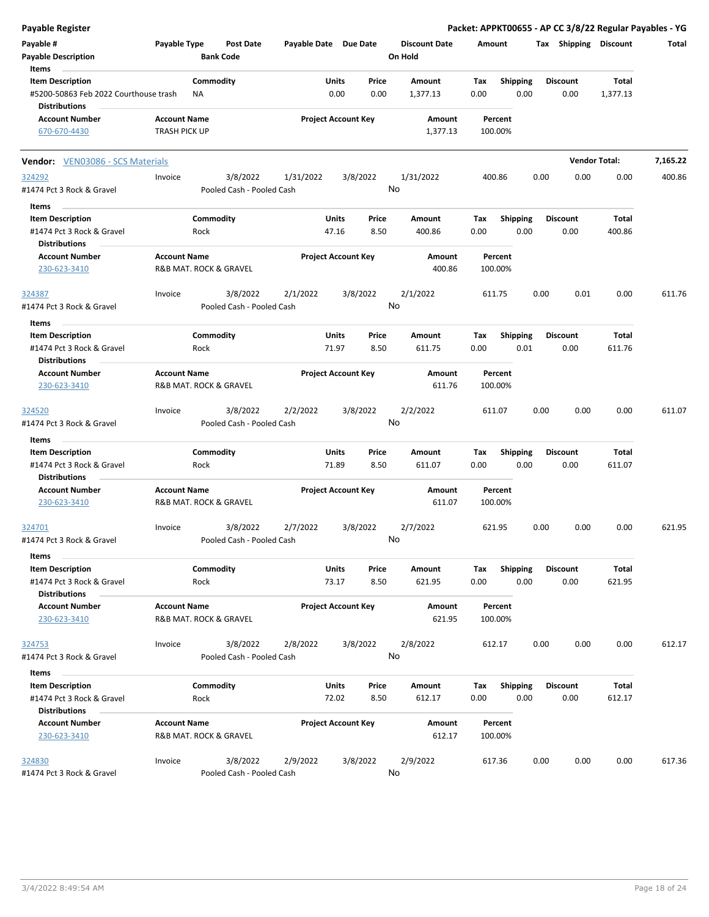**Payable Register** — **Packet: APPKT00655 - AP CC 3/8/22 Regular Payables - YG**

| Payable # | Payable Type | Post Date | Payable Date | Due Date | Discount Date | Amount | Tax | Shipping | Discount | Total |
|---|---|---|---|---|---|---|---|---|---|---|
| Payable Description | | Bank Code | | | On Hold | | | | | |

**Items**

| Item Description | Commodity | Units | Price | Amount | Tax | Shipping | Discount | Total |
|---|---|---|---|---|---|---|---|---|
| #5200-50863 Feb 2022 Courthouse trash | NA | 0.00 | 0.00 | 1,377.13 | 0.00 | 0.00 | 0.00 | 1,377.13 |

**Distributions**

| Account Number | Account Name | Project Account Key | Amount | Percent |
|---|---|---|---|---|
| 670-670-4430 | TRASH PICK UP | | 1,377.13 | 100.00% |

---

**Vendor: VEN03086 - SCS Materials** — **Vendor Total: 7,165.22**

| Payable # | Payable Type | Post Date | Payable Date | Due Date | Discount Date | Amount | Tax | Shipping | Discount | Total |
|---|---|---|---|---|---|---|---|---|---|---|
| 324292 | Invoice | 3/8/2022 | 1/31/2022 | 3/8/2022 | 1/31/2022 | 400.86 | 0.00 | 0.00 | 0.00 | 400.86 |
| #1474 Pct 3 Rock & Gravel | | Pooled Cash - Pooled Cash | | | No | | | | | |

**Items**

| Item Description | Commodity | Units | Price | Amount | Tax | Shipping | Discount | Total |
|---|---|---|---|---|---|---|---|---|
| #1474 Pct 3 Rock & Gravel | Rock | 47.16 | 8.50 | 400.86 | 0.00 | 0.00 | 0.00 | 400.86 |

**Distributions**

| Account Number | Account Name | Project Account Key | Amount | Percent |
|---|---|---|---|---|
| 230-623-3410 | R&B MAT. ROCK & GRAVEL | | 400.86 | 100.00% |

| Payable # | Payable Type | Post Date | Payable Date | Due Date | Discount Date | Amount | Tax | Shipping | Discount | Total |
|---|---|---|---|---|---|---|---|---|---|---|
| 324387 | Invoice | 3/8/2022 | 2/1/2022 | 3/8/2022 | 2/1/2022 | 611.75 | 0.00 | 0.01 | 0.00 | 611.76 |
| #1474 Pct 3 Rock & Gravel | | Pooled Cash - Pooled Cash | | | No | | | | | |

**Items**

| Item Description | Commodity | Units | Price | Amount | Tax | Shipping | Discount | Total |
|---|---|---|---|---|---|---|---|---|
| #1474 Pct 3 Rock & Gravel | Rock | 71.97 | 8.50 | 611.75 | 0.00 | 0.01 | 0.00 | 611.76 |

**Distributions**

| Account Number | Account Name | Project Account Key | Amount | Percent |
|---|---|---|---|---|
| 230-623-3410 | R&B MAT. ROCK & GRAVEL | | 611.76 | 100.00% |

| Payable # | Payable Type | Post Date | Payable Date | Due Date | Discount Date | Amount | Tax | Shipping | Discount | Total |
|---|---|---|---|---|---|---|---|---|---|---|
| 324520 | Invoice | 3/8/2022 | 2/2/2022 | 3/8/2022 | 2/2/2022 | 611.07 | 0.00 | 0.00 | 0.00 | 611.07 |
| #1474 Pct 3 Rock & Gravel | | Pooled Cash - Pooled Cash | | | No | | | | | |

**Items**

| Item Description | Commodity | Units | Price | Amount | Tax | Shipping | Discount | Total |
|---|---|---|---|---|---|---|---|---|
| #1474 Pct 3 Rock & Gravel | Rock | 71.89 | 8.50 | 611.07 | 0.00 | 0.00 | 0.00 | 611.07 |

**Distributions**

| Account Number | Account Name | Project Account Key | Amount | Percent |
|---|---|---|---|---|
| 230-623-3410 | R&B MAT. ROCK & GRAVEL | | 611.07 | 100.00% |

| Payable # | Payable Type | Post Date | Payable Date | Due Date | Discount Date | Amount | Tax | Shipping | Discount | Total |
|---|---|---|---|---|---|---|---|---|---|---|
| 324701 | Invoice | 3/8/2022 | 2/7/2022 | 3/8/2022 | 2/7/2022 | 621.95 | 0.00 | 0.00 | 0.00 | 621.95 |
| #1474 Pct 3 Rock & Gravel | | Pooled Cash - Pooled Cash | | | No | | | | | |

**Items**

| Item Description | Commodity | Units | Price | Amount | Tax | Shipping | Discount | Total |
|---|---|---|---|---|---|---|---|---|
| #1474 Pct 3 Rock & Gravel | Rock | 73.17 | 8.50 | 621.95 | 0.00 | 0.00 | 0.00 | 621.95 |

**Distributions**

| Account Number | Account Name | Project Account Key | Amount | Percent |
|---|---|---|---|---|
| 230-623-3410 | R&B MAT. ROCK & GRAVEL | | 621.95 | 100.00% |

| Payable # | Payable Type | Post Date | Payable Date | Due Date | Discount Date | Amount | Tax | Shipping | Discount | Total |
|---|---|---|---|---|---|---|---|---|---|---|
| 324753 | Invoice | 3/8/2022 | 2/8/2022 | 3/8/2022 | 2/8/2022 | 612.17 | 0.00 | 0.00 | 0.00 | 612.17 |
| #1474 Pct 3 Rock & Gravel | | Pooled Cash - Pooled Cash | | | No | | | | | |

**Items**

| Item Description | Commodity | Units | Price | Amount | Tax | Shipping | Discount | Total |
|---|---|---|---|---|---|---|---|---|
| #1474 Pct 3 Rock & Gravel | Rock | 72.02 | 8.50 | 612.17 | 0.00 | 0.00 | 0.00 | 612.17 |

**Distributions**

| Account Number | Account Name | Project Account Key | Amount | Percent |
|---|---|---|---|---|
| 230-623-3410 | R&B MAT. ROCK & GRAVEL | | 612.17 | 100.00% |

| Payable # | Payable Type | Post Date | Payable Date | Due Date | Discount Date | Amount | Tax | Shipping | Discount | Total |
|---|---|---|---|---|---|---|---|---|---|---|
| 324830 | Invoice | 3/8/2022 | 2/9/2022 | 3/8/2022 | 2/9/2022 | 617.36 | 0.00 | 0.00 | 0.00 | 617.36 |
| #1474 Pct 3 Rock & Gravel | | Pooled Cash - Pooled Cash | | | No | | | | | |

3/4/2022 8:49:54 AM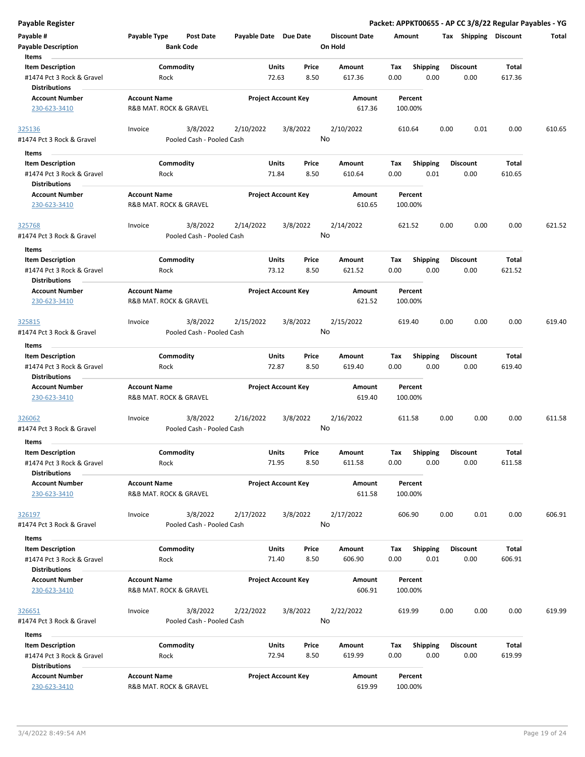# Payable Register

**Packet: APPKT00655 - AP CC 3/8/22 Regular Payables - YG**

| Payable # | Payable Type | Post Date | Payable Date | Due Date | Discount Date | Amount | Tax | Shipping | Discount | Total |
|---|---|---|---|---|---|---|---|---|---|---|
| **Payable Description** | | **Bank Code** | | | **On Hold** | | | | | |

**Items**

| Item Description | Commodity | Units | Price | Amount | Tax | Shipping | Discount | Total |
|---|---|---|---|---|---|---|---|---|
| #1474 Pct 3 Rock & Gravel | Rock | 72.63 | 8.50 | 617.36 | 0.00 | 0.00 | 0.00 | 617.36 |

**Distributions**

| Account Number | Account Name | Project Account Key | Amount | Percent |
|---|---|---|---|---|
| 230-623-3410 | R&B MAT. ROCK & GRAVEL | | 617.36 | 100.00% |

---

| Payable # | Payable Type | Post Date | Payable Date | Due Date | Discount Date | Amount | Tax | Shipping | Discount | Total |
|---|---|---|---|---|---|---|---|---|---|---|
| 325136 | Invoice | 3/8/2022 | 2/10/2022 | 3/8/2022 | 2/10/2022 | 610.64 | 0.00 | 0.01 | 0.00 | 610.65 |
| #1474 Pct 3 Rock & Gravel | | Pooled Cash - Pooled Cash | | | No | | | | | |

**Items**

| Item Description | Commodity | Units | Price | Amount | Tax | Shipping | Discount | Total |
|---|---|---|---|---|---|---|---|---|
| #1474 Pct 3 Rock & Gravel | Rock | 71.84 | 8.50 | 610.64 | 0.00 | 0.01 | 0.00 | 610.65 |

**Distributions**

| Account Number | Account Name | Project Account Key | Amount | Percent |
|---|---|---|---|---|
| 230-623-3410 | R&B MAT. ROCK & GRAVEL | | 610.65 | 100.00% |

---

| Payable # | Payable Type | Post Date | Payable Date | Due Date | Discount Date | Amount | Tax | Shipping | Discount | Total |
|---|---|---|---|---|---|---|---|---|---|---|
| 325768 | Invoice | 3/8/2022 | 2/14/2022 | 3/8/2022 | 2/14/2022 | 621.52 | 0.00 | 0.00 | 0.00 | 621.52 |
| #1474 Pct 3 Rock & Gravel | | Pooled Cash - Pooled Cash | | | No | | | | | |

**Items**

| Item Description | Commodity | Units | Price | Amount | Tax | Shipping | Discount | Total |
|---|---|---|---|---|---|---|---|---|
| #1474 Pct 3 Rock & Gravel | Rock | 73.12 | 8.50 | 621.52 | 0.00 | 0.00 | 0.00 | 621.52 |

**Distributions**

| Account Number | Account Name | Project Account Key | Amount | Percent |
|---|---|---|---|---|
| 230-623-3410 | R&B MAT. ROCK & GRAVEL | | 621.52 | 100.00% |

---

| Payable # | Payable Type | Post Date | Payable Date | Due Date | Discount Date | Amount | Tax | Shipping | Discount | Total |
|---|---|---|---|---|---|---|---|---|---|---|
| 325815 | Invoice | 3/8/2022 | 2/15/2022 | 3/8/2022 | 2/15/2022 | 619.40 | 0.00 | 0.00 | 0.00 | 619.40 |
| #1474 Pct 3 Rock & Gravel | | Pooled Cash - Pooled Cash | | | No | | | | | |

**Items**

| Item Description | Commodity | Units | Price | Amount | Tax | Shipping | Discount | Total |
|---|---|---|---|---|---|---|---|---|
| #1474 Pct 3 Rock & Gravel | Rock | 72.87 | 8.50 | 619.40 | 0.00 | 0.00 | 0.00 | 619.40 |

**Distributions**

| Account Number | Account Name | Project Account Key | Amount | Percent |
|---|---|---|---|---|
| 230-623-3410 | R&B MAT. ROCK & GRAVEL | | 619.40 | 100.00% |

---

| Payable # | Payable Type | Post Date | Payable Date | Due Date | Discount Date | Amount | Tax | Shipping | Discount | Total |
|---|---|---|---|---|---|---|---|---|---|---|
| 326062 | Invoice | 3/8/2022 | 2/16/2022 | 3/8/2022 | 2/16/2022 | 611.58 | 0.00 | 0.00 | 0.00 | 611.58 |
| #1474 Pct 3 Rock & Gravel | | Pooled Cash - Pooled Cash | | | No | | | | | |

**Items**

| Item Description | Commodity | Units | Price | Amount | Tax | Shipping | Discount | Total |
|---|---|---|---|---|---|---|---|---|
| #1474 Pct 3 Rock & Gravel | Rock | 71.95 | 8.50 | 611.58 | 0.00 | 0.00 | 0.00 | 611.58 |

**Distributions**

| Account Number | Account Name | Project Account Key | Amount | Percent |
|---|---|---|---|---|
| 230-623-3410 | R&B MAT. ROCK & GRAVEL | | 611.58 | 100.00% |

---

| Payable # | Payable Type | Post Date | Payable Date | Due Date | Discount Date | Amount | Tax | Shipping | Discount | Total |
|---|---|---|---|---|---|---|---|---|---|---|
| 326197 | Invoice | 3/8/2022 | 2/17/2022 | 3/8/2022 | 2/17/2022 | 606.90 | 0.00 | 0.01 | 0.00 | 606.91 |
| #1474 Pct 3 Rock & Gravel | | Pooled Cash - Pooled Cash | | | No | | | | | |

**Items**

| Item Description | Commodity | Units | Price | Amount | Tax | Shipping | Discount | Total |
|---|---|---|---|---|---|---|---|---|
| #1474 Pct 3 Rock & Gravel | Rock | 71.40 | 8.50 | 606.90 | 0.00 | 0.01 | 0.00 | 606.91 |

**Distributions**

| Account Number | Account Name | Project Account Key | Amount | Percent |
|---|---|---|---|---|
| 230-623-3410 | R&B MAT. ROCK & GRAVEL | | 606.91 | 100.00% |

---

| Payable # | Payable Type | Post Date | Payable Date | Due Date | Discount Date | Amount | Tax | Shipping | Discount | Total |
|---|---|---|---|---|---|---|---|---|---|---|
| 326651 | Invoice | 3/8/2022 | 2/22/2022 | 3/8/2022 | 2/22/2022 | 619.99 | 0.00 | 0.00 | 0.00 | 619.99 |
| #1474 Pct 3 Rock & Gravel | | Pooled Cash - Pooled Cash | | | No | | | | | |

**Items**

| Item Description | Commodity | Units | Price | Amount | Tax | Shipping | Discount | Total |
|---|---|---|---|---|---|---|---|---|
| #1474 Pct 3 Rock & Gravel | Rock | 72.94 | 8.50 | 619.99 | 0.00 | 0.00 | 0.00 | 619.99 |

**Distributions**

| Account Number | Account Name | Project Account Key | Amount | Percent |
|---|---|---|---|---|
| 230-623-3410 | R&B MAT. ROCK & GRAVEL | | 619.99 | 100.00% |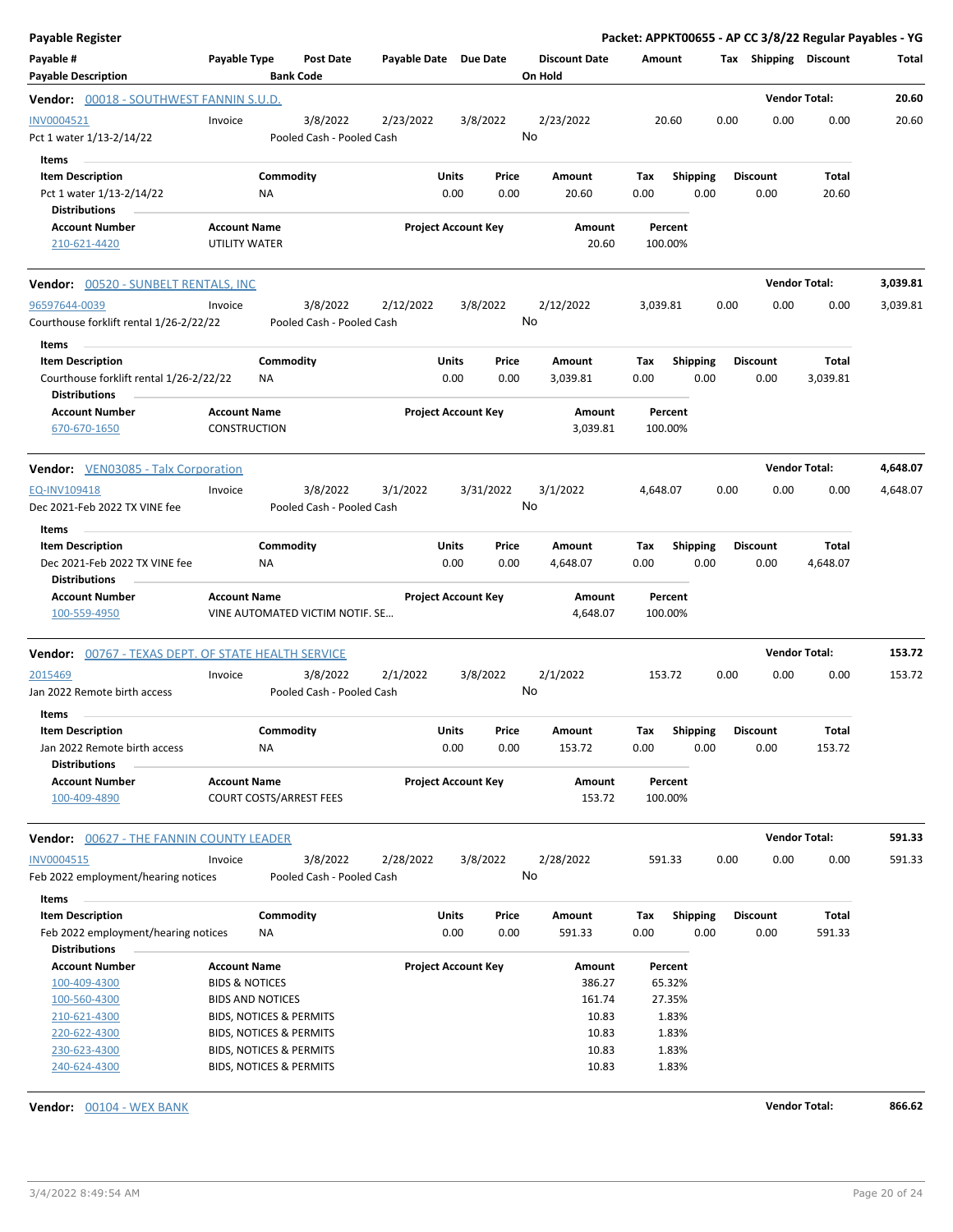**Payable Register** — **Packet: APPKT00655 - AP CC 3/8/22 Regular Payables - YG**

| Payable # / Payable Description | Payable Type | Post Date / Bank Code | Payable Date | Due Date | Discount Date / On Hold | Amount | Tax | Shipping | Discount | Total |
|---|---|---|---|---|---|---|---|---|---|---|

**Vendor: 00018 - SOUTHWEST FANNIN S.U.D.** — Vendor Total: **20.60**

| Payable # | Payable Type | Post Date | Payable Date | Due Date | Discount Date | Amount | Tax | Shipping | Discount | Total |
|---|---|---|---|---|---|---|---|---|---|---|
| INV0004521 | Invoice | 3/8/2022 | 2/23/2022 | 3/8/2022 | 2/23/2022 | 20.60 | 0.00 | 0.00 | 0.00 | 20.60 |
| Pct 1 water 1/13-2/14/22 | | Pooled Cash - Pooled Cash | | | No | | | | | |

Items

| Item Description | Commodity | Units | Price | Amount | Tax | Shipping | Discount | Total |
|---|---|---|---|---|---|---|---|---|
| Pct 1 water 1/13-2/14/22 | NA | 0.00 | 0.00 | 20.60 | 0.00 | 0.00 | 0.00 | 20.60 |

Distributions

| Account Number | Account Name | Project Account Key | Amount | Percent |
|---|---|---|---|---|
| 210-621-4420 | UTILITY WATER | | 20.60 | 100.00% |

**Vendor: 00520 - SUNBELT RENTALS, INC** — Vendor Total: **3,039.81**

| Payable # | Payable Type | Post Date | Payable Date | Due Date | Discount Date | Amount | Tax | Shipping | Discount | Total |
|---|---|---|---|---|---|---|---|---|---|---|
| 96597644-0039 | Invoice | 3/8/2022 | 2/12/2022 | 3/8/2022 | 2/12/2022 | 3,039.81 | 0.00 | 0.00 | 0.00 | 3,039.81 |
| Courthouse forklift rental 1/26-2/22/22 | | Pooled Cash - Pooled Cash | | | No | | | | | |

Items

| Item Description | Commodity | Units | Price | Amount | Tax | Shipping | Discount | Total |
|---|---|---|---|---|---|---|---|---|
| Courthouse forklift rental 1/26-2/22/22 | NA | 0.00 | 0.00 | 3,039.81 | 0.00 | 0.00 | 0.00 | 3,039.81 |

Distributions

| Account Number | Account Name | Project Account Key | Amount | Percent |
|---|---|---|---|---|
| 670-670-1650 | CONSTRUCTION | | 3,039.81 | 100.00% |

**Vendor: VEN03085 - Talx Corporation** — Vendor Total: **4,648.07**

| Payable # | Payable Type | Post Date | Payable Date | Due Date | Discount Date | Amount | Tax | Shipping | Discount | Total |
|---|---|---|---|---|---|---|---|---|---|---|
| EQ-INV109418 | Invoice | 3/8/2022 | 3/1/2022 | 3/31/2022 | 3/1/2022 | 4,648.07 | 0.00 | 0.00 | 0.00 | 4,648.07 |
| Dec 2021-Feb 2022 TX VINE fee | | Pooled Cash - Pooled Cash | | | No | | | | | |

Items

| Item Description | Commodity | Units | Price | Amount | Tax | Shipping | Discount | Total |
|---|---|---|---|---|---|---|---|---|
| Dec 2021-Feb 2022 TX VINE fee | NA | 0.00 | 0.00 | 4,648.07 | 0.00 | 0.00 | 0.00 | 4,648.07 |

Distributions

| Account Number | Account Name | Project Account Key | Amount | Percent |
|---|---|---|---|---|
| 100-559-4950 | VINE AUTOMATED VICTIM NOTIF. SE... | | 4,648.07 | 100.00% |

**Vendor: 00767 - TEXAS DEPT. OF STATE HEALTH SERVICE** — Vendor Total: **153.72**

| Payable # | Payable Type | Post Date | Payable Date | Due Date | Discount Date | Amount | Tax | Shipping | Discount | Total |
|---|---|---|---|---|---|---|---|---|---|---|
| 2015469 | Invoice | 3/8/2022 | 2/1/2022 | 3/8/2022 | 2/1/2022 | 153.72 | 0.00 | 0.00 | 0.00 | 153.72 |
| Jan 2022 Remote birth access | | Pooled Cash - Pooled Cash | | | No | | | | | |

Items

| Item Description | Commodity | Units | Price | Amount | Tax | Shipping | Discount | Total |
|---|---|---|---|---|---|---|---|---|
| Jan 2022 Remote birth access | NA | 0.00 | 0.00 | 153.72 | 0.00 | 0.00 | 0.00 | 153.72 |

Distributions

| Account Number | Account Name | Project Account Key | Amount | Percent |
|---|---|---|---|---|
| 100-409-4890 | COURT COSTS/ARREST FEES | | 153.72 | 100.00% |

**Vendor: 00627 - THE FANNIN COUNTY LEADER** — Vendor Total: **591.33**

| Payable # | Payable Type | Post Date | Payable Date | Due Date | Discount Date | Amount | Tax | Shipping | Discount | Total |
|---|---|---|---|---|---|---|---|---|---|---|
| INV0004515 | Invoice | 3/8/2022 | 2/28/2022 | 3/8/2022 | 2/28/2022 | 591.33 | 0.00 | 0.00 | 0.00 | 591.33 |
| Feb 2022 employment/hearing notices | | Pooled Cash - Pooled Cash | | | No | | | | | |

Items

| Item Description | Commodity | Units | Price | Amount | Tax | Shipping | Discount | Total |
|---|---|---|---|---|---|---|---|---|
| Feb 2022 employment/hearing notices | NA | 0.00 | 0.00 | 591.33 | 0.00 | 0.00 | 0.00 | 591.33 |

Distributions

| Account Number | Account Name | Project Account Key | Amount | Percent |
|---|---|---|---|---|
| 100-409-4300 | BIDS & NOTICES | | 386.27 | 65.32% |
| 100-560-4300 | BIDS AND NOTICES | | 161.74 | 27.35% |
| 210-621-4300 | BIDS, NOTICES & PERMITS | | 10.83 | 1.83% |
| 220-622-4300 | BIDS, NOTICES & PERMITS | | 10.83 | 1.83% |
| 230-623-4300 | BIDS, NOTICES & PERMITS | | 10.83 | 1.83% |
| 240-624-4300 | BIDS, NOTICES & PERMITS | | 10.83 | 1.83% |

**Vendor: 00104 - WEX BANK** — Vendor Total: **866.62**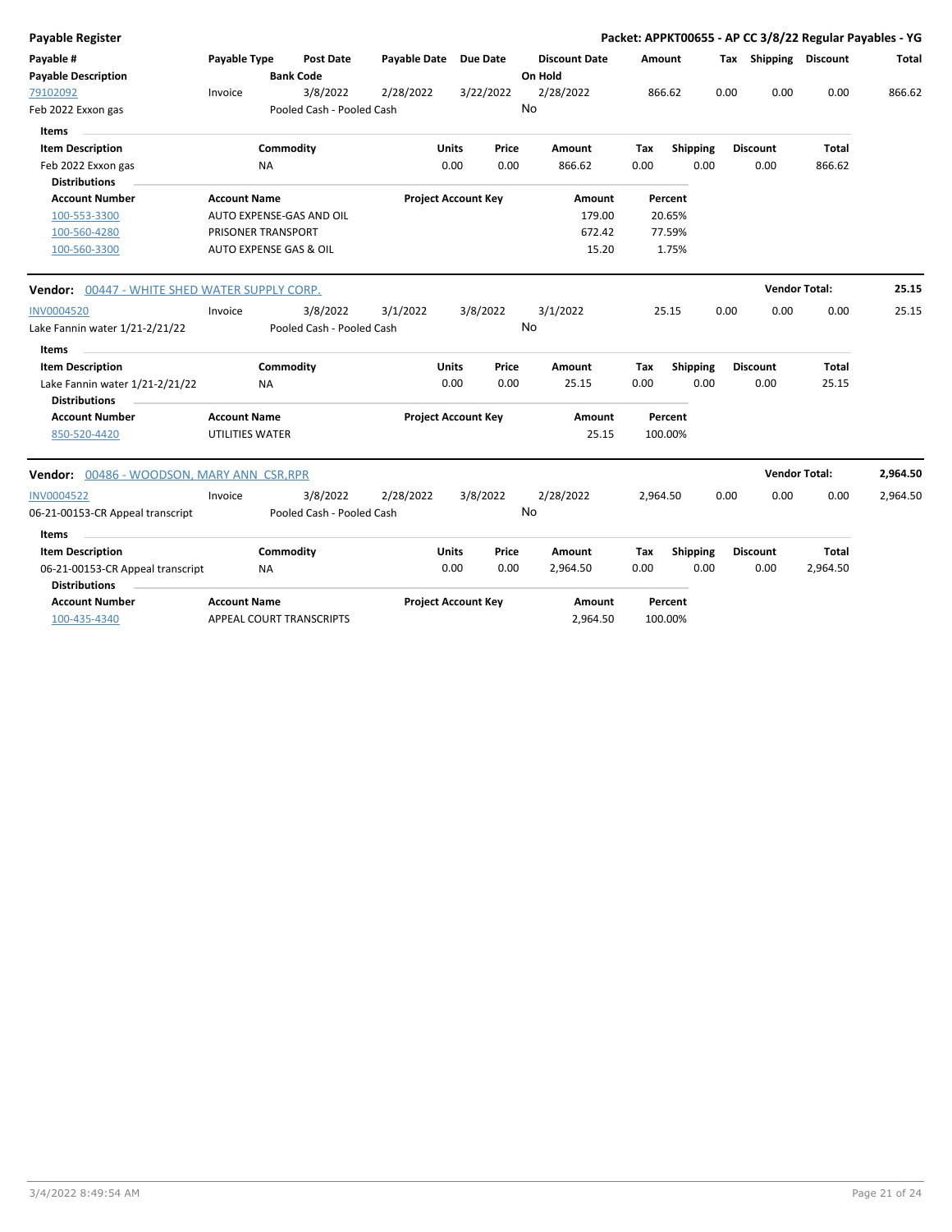**Payable Register** — **Packet: APPKT00655 - AP CC 3/8/22 Regular Payables - YG**

| Payable # / Payable Description | Payable Type | Post Date / Bank Code | Payable Date | Due Date | Discount Date / On Hold | Amount | Tax | Shipping | Discount | Total |
|---|---|---|---|---|---|---|---|---|---|---|
| 79102092 / Feb 2022 Exxon gas | Invoice | 3/8/2022 / Pooled Cash - Pooled Cash | 2/28/2022 | 3/22/2022 | 2/28/2022 / No | 866.62 | 0.00 | 0.00 | 0.00 | 866.62 |

**Items**

| Item Description | Commodity | Units | Price | Amount | Tax | Shipping | Discount | Total |
|---|---|---|---|---|---|---|---|---|
| Feb 2022 Exxon gas | NA | 0.00 | 0.00 | 866.62 | 0.00 | 0.00 | 0.00 | 866.62 |

**Distributions**

| Account Number | Account Name | Project Account Key | Amount | Percent |
|---|---|---|---|---|
| 100-553-3300 | AUTO EXPENSE-GAS AND OIL | | 179.00 | 20.65% |
| 100-560-4280 | PRISONER TRANSPORT | | 672.42 | 77.59% |
| 100-560-3300 | AUTO EXPENSE GAS & OIL | | 15.20 | 1.75% |

**Vendor:** 00447 - WHITE SHED WATER SUPPLY CORP. — **Vendor Total: 25.15**

| Payable # / Payable Description | Payable Type | Post Date / Bank Code | Payable Date | Due Date | Discount Date / On Hold | Amount | Tax | Shipping | Discount | Total |
|---|---|---|---|---|---|---|---|---|---|---|
| INV0004520 / Lake Fannin water 1/21-2/21/22 | Invoice | 3/8/2022 / Pooled Cash - Pooled Cash | 3/1/2022 | 3/8/2022 | 3/1/2022 / No | 25.15 | 0.00 | 0.00 | 0.00 | 25.15 |

**Items**

| Item Description | Commodity | Units | Price | Amount | Tax | Shipping | Discount | Total |
|---|---|---|---|---|---|---|---|---|
| Lake Fannin water 1/21-2/21/22 | NA | 0.00 | 0.00 | 25.15 | 0.00 | 0.00 | 0.00 | 25.15 |

**Distributions**

| Account Number | Account Name | Project Account Key | Amount | Percent |
|---|---|---|---|---|
| 850-520-4420 | UTILITIES WATER | | 25.15 | 100.00% |

**Vendor:** 00486 - WOODSON, MARY ANN CSR,RPR — **Vendor Total: 2,964.50**

| Payable # / Payable Description | Payable Type | Post Date / Bank Code | Payable Date | Due Date | Discount Date / On Hold | Amount | Tax | Shipping | Discount | Total |
|---|---|---|---|---|---|---|---|---|---|---|
| INV0004522 / 06-21-00153-CR Appeal transcript | Invoice | 3/8/2022 / Pooled Cash - Pooled Cash | 2/28/2022 | 3/8/2022 | 2/28/2022 / No | 2,964.50 | 0.00 | 0.00 | 0.00 | 2,964.50 |

**Items**

| Item Description | Commodity | Units | Price | Amount | Tax | Shipping | Discount | Total |
|---|---|---|---|---|---|---|---|---|
| 06-21-00153-CR Appeal transcript | NA | 0.00 | 0.00 | 2,964.50 | 0.00 | 0.00 | 0.00 | 2,964.50 |

**Distributions**

| Account Number | Account Name | Project Account Key | Amount | Percent |
|---|---|---|---|---|
| 100-435-4340 | APPEAL COURT TRANSCRIPTS | | 2,964.50 | 100.00% |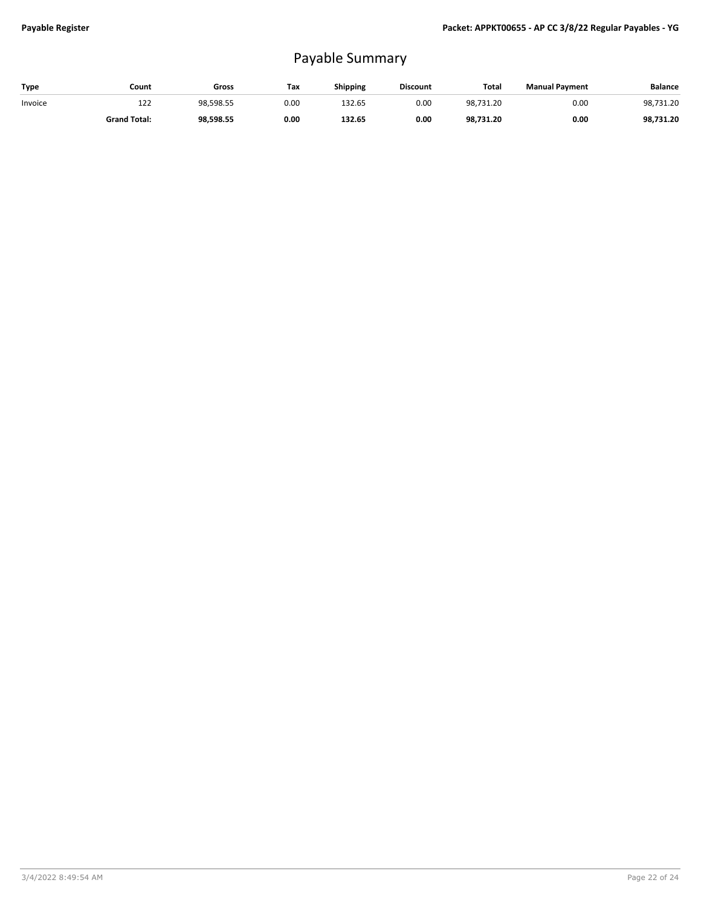# Payable Summary

| Type | Count | Gross | Tax | Shipping | Discount | Total | Manual Payment | Balance |
|---|---|---|---|---|---|---|---|---|
| Invoice | 122 | 98,598.55 | 0.00 | 132.65 | 0.00 | 98,731.20 | 0.00 | 98,731.20 |
| | **Grand Total:** | **98,598.55** | **0.00** | **132.65** | **0.00** | **98,731.20** | **0.00** | **98,731.20** |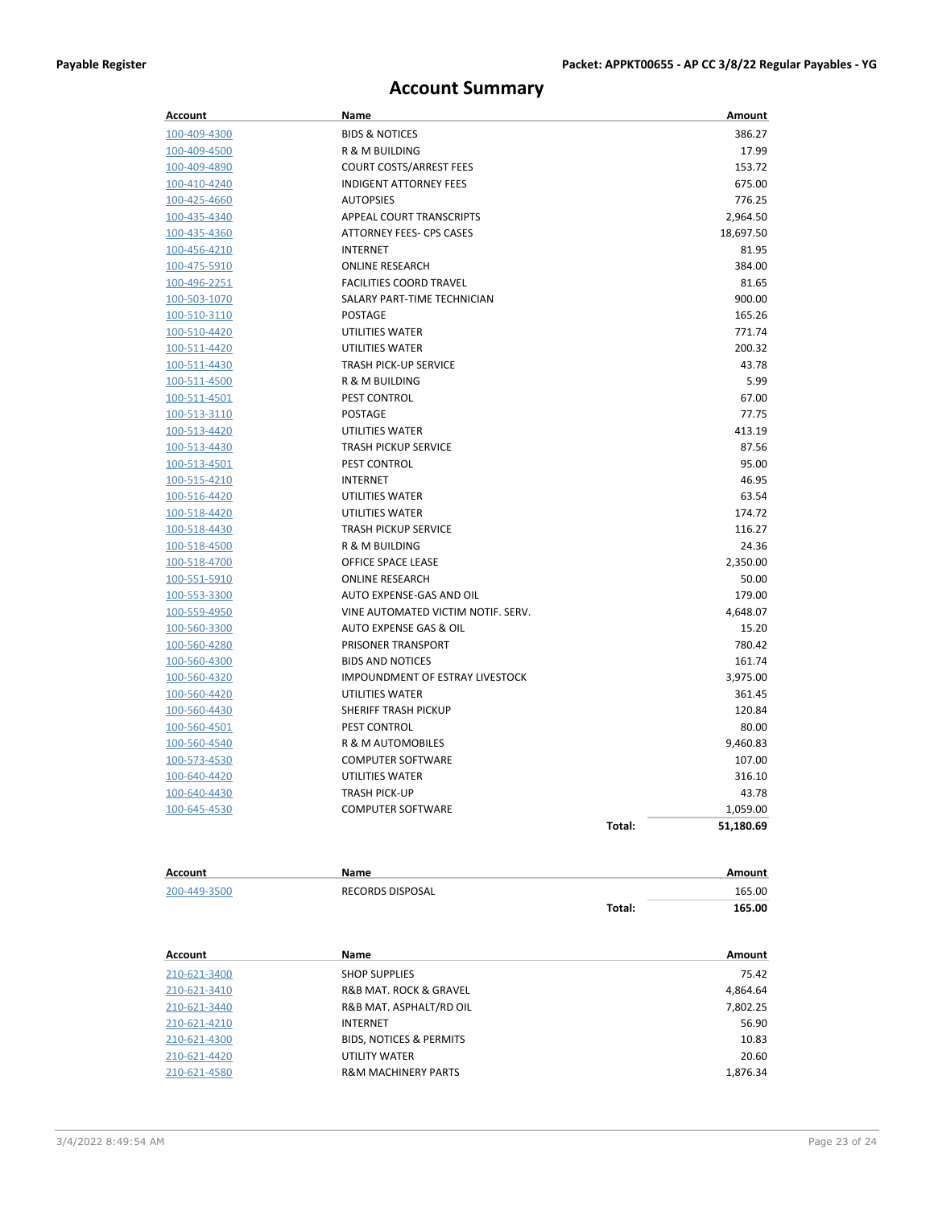# Account Summary

| Account | Name | | Amount |
|---|---|---|---|
| 100-409-4300 | BIDS & NOTICES | | 386.27 |
| 100-409-4500 | R & M BUILDING | | 17.99 |
| 100-409-4890 | COURT COSTS/ARREST FEES | | 153.72 |
| 100-410-4240 | INDIGENT ATTORNEY FEES | | 675.00 |
| 100-425-4660 | AUTOPSIES | | 776.25 |
| 100-435-4340 | APPEAL COURT TRANSCRIPTS | | 2,964.50 |
| 100-435-4360 | ATTORNEY FEES- CPS CASES | | 18,697.50 |
| 100-456-4210 | INTERNET | | 81.95 |
| 100-475-5910 | ONLINE RESEARCH | | 384.00 |
| 100-496-2251 | FACILITIES COORD TRAVEL | | 81.65 |
| 100-503-1070 | SALARY PART-TIME TECHNICIAN | | 900.00 |
| 100-510-3110 | POSTAGE | | 165.26 |
| 100-510-4420 | UTILITIES WATER | | 771.74 |
| 100-511-4420 | UTILITIES WATER | | 200.32 |
| 100-511-4430 | TRASH PICK-UP SERVICE | | 43.78 |
| 100-511-4500 | R & M BUILDING | | 5.99 |
| 100-511-4501 | PEST CONTROL | | 67.00 |
| 100-513-3110 | POSTAGE | | 77.75 |
| 100-513-4420 | UTILITIES WATER | | 413.19 |
| 100-513-4430 | TRASH PICKUP SERVICE | | 87.56 |
| 100-513-4501 | PEST CONTROL | | 95.00 |
| 100-515-4210 | INTERNET | | 46.95 |
| 100-516-4420 | UTILITIES WATER | | 63.54 |
| 100-518-4420 | UTILITIES WATER | | 174.72 |
| 100-518-4430 | TRASH PICKUP SERVICE | | 116.27 |
| 100-518-4500 | R & M BUILDING | | 24.36 |
| 100-518-4700 | OFFICE SPACE LEASE | | 2,350.00 |
| 100-551-5910 | ONLINE RESEARCH | | 50.00 |
| 100-553-3300 | AUTO EXPENSE-GAS AND OIL | | 179.00 |
| 100-559-4950 | VINE AUTOMATED VICTIM NOTIF. SERV. | | 4,648.07 |
| 100-560-3300 | AUTO EXPENSE GAS & OIL | | 15.20 |
| 100-560-4280 | PRISONER TRANSPORT | | 780.42 |
| 100-560-4300 | BIDS AND NOTICES | | 161.74 |
| 100-560-4320 | IMPOUNDMENT OF ESTRAY LIVESTOCK | | 3,975.00 |
| 100-560-4420 | UTILITIES WATER | | 361.45 |
| 100-560-4430 | SHERIFF TRASH PICKUP | | 120.84 |
| 100-560-4501 | PEST CONTROL | | 80.00 |
| 100-560-4540 | R & M AUTOMOBILES | | 9,460.83 |
| 100-573-4530 | COMPUTER SOFTWARE | | 107.00 |
| 100-640-4420 | UTILITIES WATER | | 316.10 |
| 100-640-4430 | TRASH PICK-UP | | 43.78 |
| 100-645-4530 | COMPUTER SOFTWARE | | 1,059.00 |
| | | **Total:** | **51,180.69** |

| Account | Name | | Amount |
|---|---|---|---|
| 200-449-3500 | RECORDS DISPOSAL | | 165.00 |
| | | **Total:** | **165.00** |

| Account | Name | Amount |
|---|---|---|
| 210-621-3400 | SHOP SUPPLIES | 75.42 |
| 210-621-3410 | R&B MAT. ROCK & GRAVEL | 4,864.64 |
| 210-621-3440 | R&B MAT. ASPHALT/RD OIL | 7,802.25 |
| 210-621-4210 | INTERNET | 56.90 |
| 210-621-4300 | BIDS, NOTICES & PERMITS | 10.83 |
| 210-621-4420 | UTILITY WATER | 20.60 |
| 210-621-4580 | R&M MACHINERY PARTS | 1,876.34 |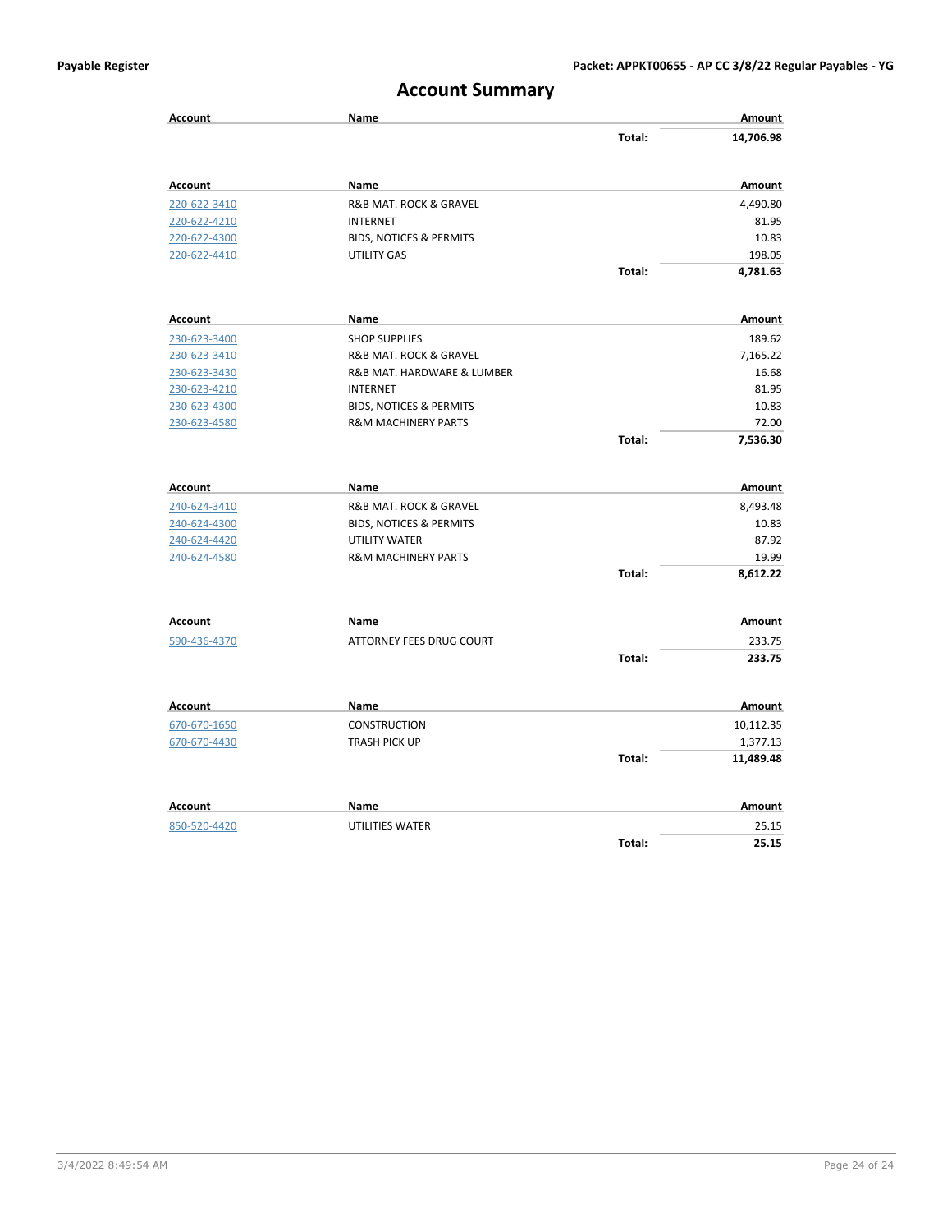# Account Summary

| Account | Name | | Amount |
|---|---|---|---|
| | | Total: | 14,706.98 |

| Account | Name | | Amount |
|---|---|---|---|
| 220-622-3410 | R&B MAT. ROCK & GRAVEL | | 4,490.80 |
| 220-622-4210 | INTERNET | | 81.95 |
| 220-622-4300 | BIDS, NOTICES & PERMITS | | 10.83 |
| 220-622-4410 | UTILITY GAS | | 198.05 |
| | | Total: | 4,781.63 |

| Account | Name | | Amount |
|---|---|---|---|
| 230-623-3400 | SHOP SUPPLIES | | 189.62 |
| 230-623-3410 | R&B MAT. ROCK & GRAVEL | | 7,165.22 |
| 230-623-3430 | R&B MAT. HARDWARE & LUMBER | | 16.68 |
| 230-623-4210 | INTERNET | | 81.95 |
| 230-623-4300 | BIDS, NOTICES & PERMITS | | 10.83 |
| 230-623-4580 | R&M MACHINERY PARTS | | 72.00 |
| | | Total: | 7,536.30 |

| Account | Name | | Amount |
|---|---|---|---|
| 240-624-3410 | R&B MAT. ROCK & GRAVEL | | 8,493.48 |
| 240-624-4300 | BIDS, NOTICES & PERMITS | | 10.83 |
| 240-624-4420 | UTILITY WATER | | 87.92 |
| 240-624-4580 | R&M MACHINERY PARTS | | 19.99 |
| | | Total: | 8,612.22 |

| Account | Name | | Amount |
|---|---|---|---|
| 590-436-4370 | ATTORNEY FEES DRUG COURT | | 233.75 |
| | | Total: | 233.75 |

| Account | Name | | Amount |
|---|---|---|---|
| 670-670-1650 | CONSTRUCTION | | 10,112.35 |
| 670-670-4430 | TRASH PICK UP | | 1,377.13 |
| | | Total: | 11,489.48 |

| Account | Name | | Amount |
|---|---|---|---|
| 850-520-4420 | UTILITIES WATER | | 25.15 |
| | | Total: | 25.15 |